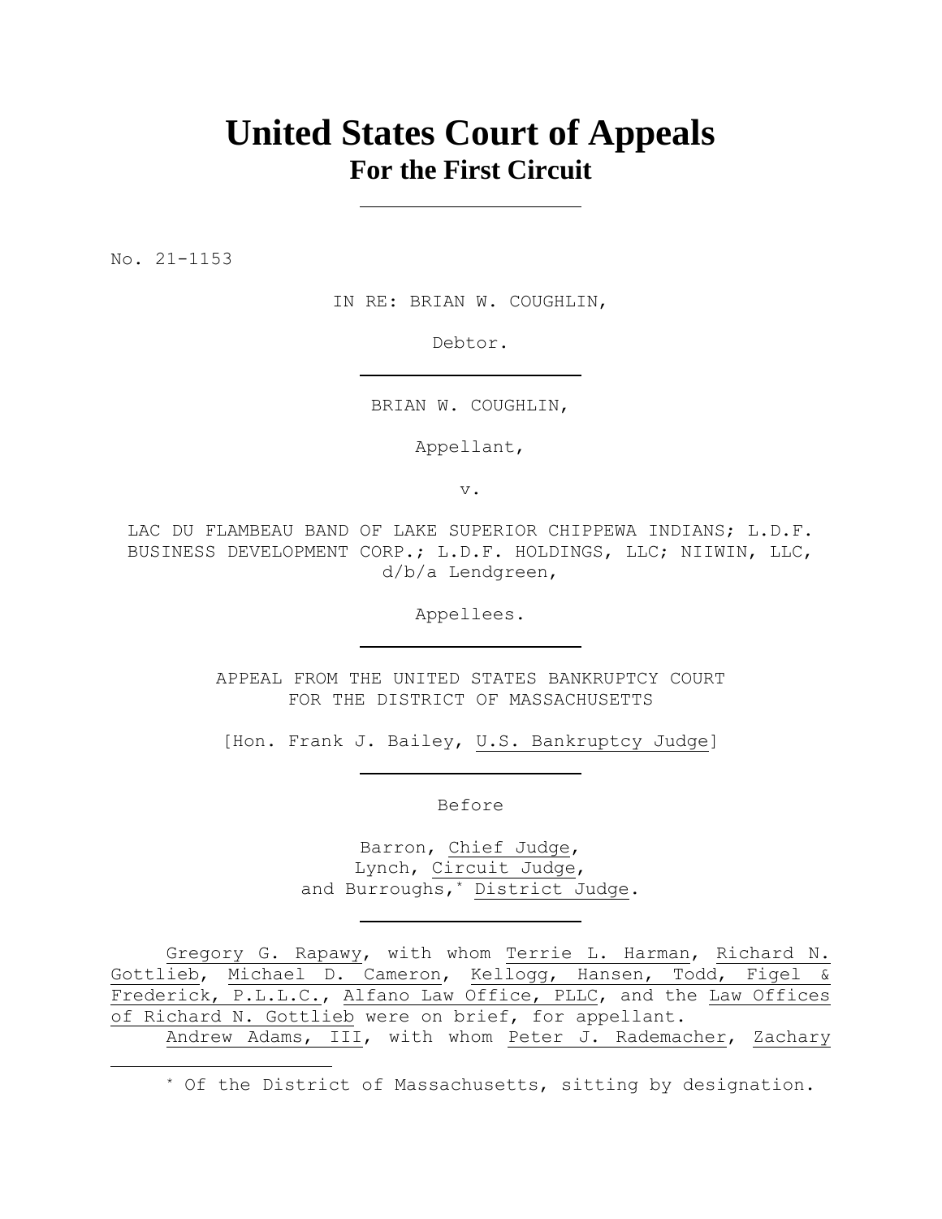# United States Court of Appeals
## For the First Circuit

No. 21-1153

IN RE: BRIAN W. COUGHLIN,

Debtor.

BRIAN W. COUGHLIN,

Appellant,

v.

LAC DU FLAMBEAU BAND OF LAKE SUPERIOR CHIPPEWA INDIANS; L.D.F. BUSINESS DEVELOPMENT CORP.; L.D.F. HOLDINGS, LLC; NIIWIN, LLC, d/b/a Lendgreen,

Appellees.

APPEAL FROM THE UNITED STATES BANKRUPTCY COURT FOR THE DISTRICT OF MASSACHUSETTS

[Hon. Frank J. Bailey, U.S. Bankruptcy Judge]

Before

Barron, Chief Judge,
Lynch, Circuit Judge,
and Burroughs,[*] District Judge.

Gregory G. Rapawy, with whom Terrie L. Harman, Richard N. Gottlieb, Michael D. Cameron, Kellogg, Hansen, Todd, Figel & Frederick, P.L.L.C., Alfano Law Office, PLLC, and the Law Offices of Richard N. Gottlieb were on brief, for appellant.

Andrew Adams, III, with whom Peter J. Rademacher, Zachary

[*] Of the District of Massachusetts, sitting by designation.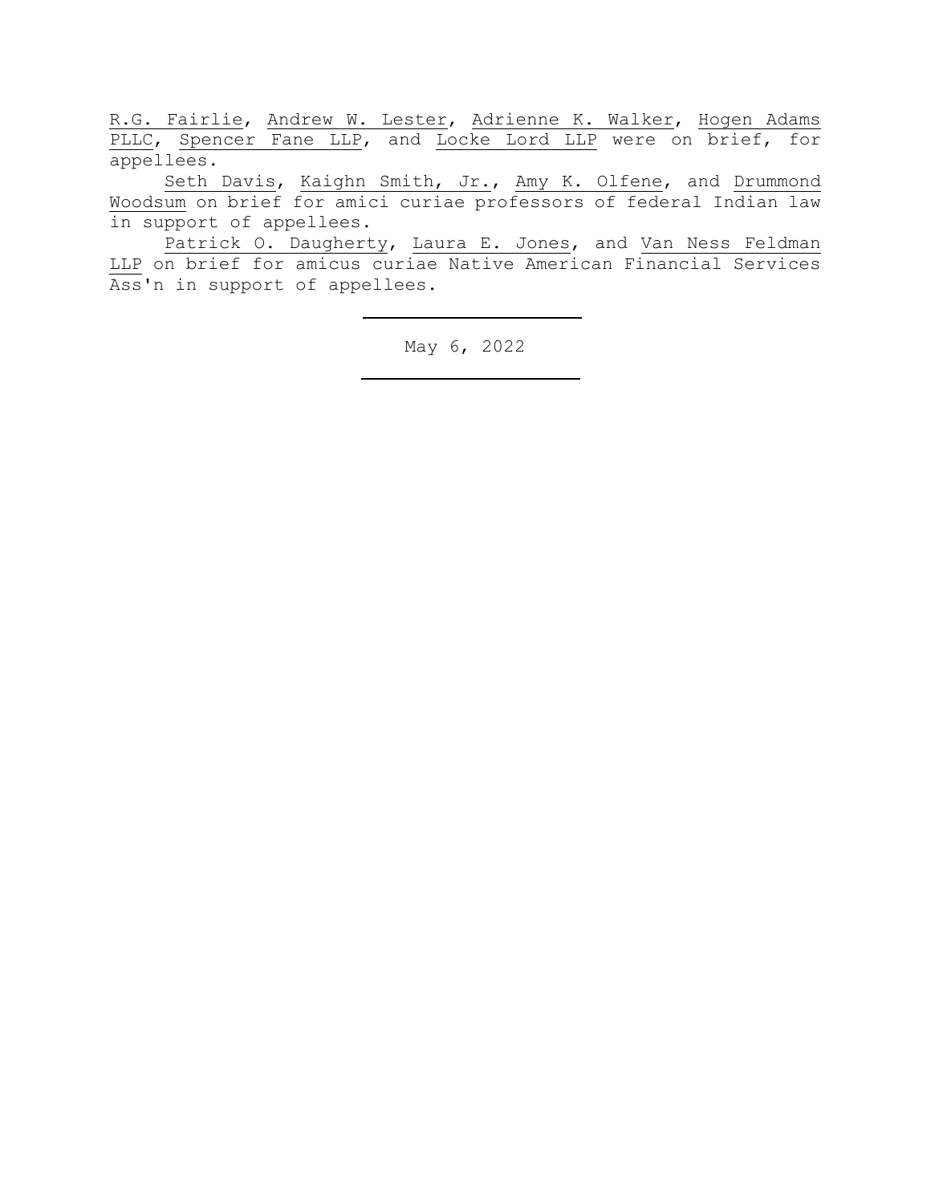R.G. Fairlie, Andrew W. Lester, Adrienne K. Walker, Hogen Adams PLLC, Spencer Fane LLP, and Locke Lord LLP were on brief, for appellees.

Seth Davis, Kaighn Smith, Jr., Amy K. Olfene, and Drummond Woodsum on brief for amici curiae professors of federal Indian law in support of appellees.

Patrick O. Daugherty, Laura E. Jones, and Van Ness Feldman LLP on brief for amicus curiae Native American Financial Services Ass'n in support of appellees.

---

May 6, 2022

---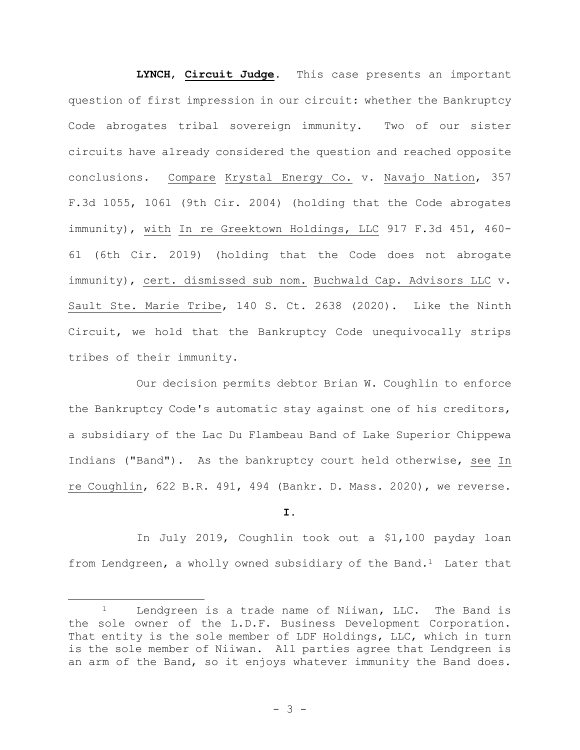**LYNCH**, **Circuit Judge**. This case presents an important question of first impression in our circuit: whether the Bankruptcy Code abrogates tribal sovereign immunity. Two of our sister circuits have already considered the question and reached opposite conclusions. Compare Krystal Energy Co. v. Navajo Nation, 357 F.3d 1055, 1061 (9th Cir. 2004) (holding that the Code abrogates immunity), with In re Greektown Holdings, LLC 917 F.3d 451, 460-61 (6th Cir. 2019) (holding that the Code does not abrogate immunity), cert. dismissed sub nom. Buchwald Cap. Advisors LLC v. Sault Ste. Marie Tribe, 140 S. Ct. 2638 (2020). Like the Ninth Circuit, we hold that the Bankruptcy Code unequivocally strips tribes of their immunity.

Our decision permits debtor Brian W. Coughlin to enforce the Bankruptcy Code's automatic stay against one of his creditors, a subsidiary of the Lac Du Flambeau Band of Lake Superior Chippewa Indians ("Band"). As the bankruptcy court held otherwise, see In re Coughlin, 622 B.R. 491, 494 (Bankr. D. Mass. 2020), we reverse.

**I.**

In July 2019, Coughlin took out a $1,100 payday loan from Lendgreen, a wholly owned subsidiary of the Band.[1] Later that

[1] Lendgreen is a trade name of Niiwan, LLC. The Band is the sole owner of the L.D.F. Business Development Corporation. That entity is the sole member of LDF Holdings, LLC, which in turn is the sole member of Niiwan. All parties agree that Lendgreen is an arm of the Band, so it enjoys whatever immunity the Band does.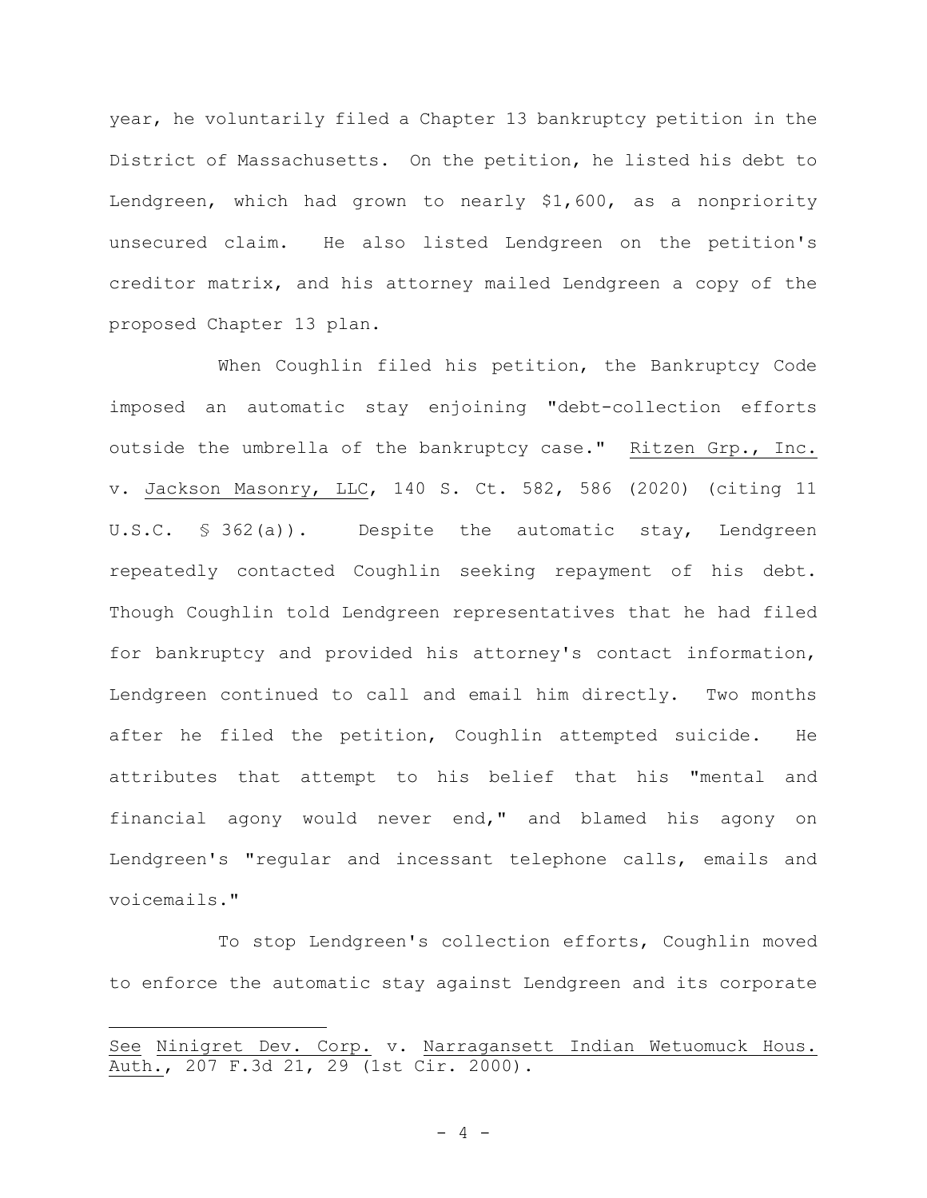year, he voluntarily filed a Chapter 13 bankruptcy petition in the District of Massachusetts. On the petition, he listed his debt to Lendgreen, which had grown to nearly $1,600, as a nonpriority unsecured claim. He also listed Lendgreen on the petition's creditor matrix, and his attorney mailed Lendgreen a copy of the proposed Chapter 13 plan.

When Coughlin filed his petition, the Bankruptcy Code imposed an automatic stay enjoining "debt-collection efforts outside the umbrella of the bankruptcy case." Ritzen Grp., Inc. v. Jackson Masonry, LLC, 140 S. Ct. 582, 586 (2020) (citing 11 U.S.C. § 362(a)). Despite the automatic stay, Lendgreen repeatedly contacted Coughlin seeking repayment of his debt. Though Coughlin told Lendgreen representatives that he had filed for bankruptcy and provided his attorney's contact information, Lendgreen continued to call and email him directly. Two months after he filed the petition, Coughlin attempted suicide. He attributes that attempt to his belief that his "mental and financial agony would never end," and blamed his agony on Lendgreen's "regular and incessant telephone calls, emails and voicemails."

To stop Lendgreen's collection efforts, Coughlin moved to enforce the automatic stay against Lendgreen and its corporate

---

See Ninigret Dev. Corp. v. Narragansett Indian Wetuomuck Hous. Auth., 207 F.3d 21, 29 (1st Cir. 2000).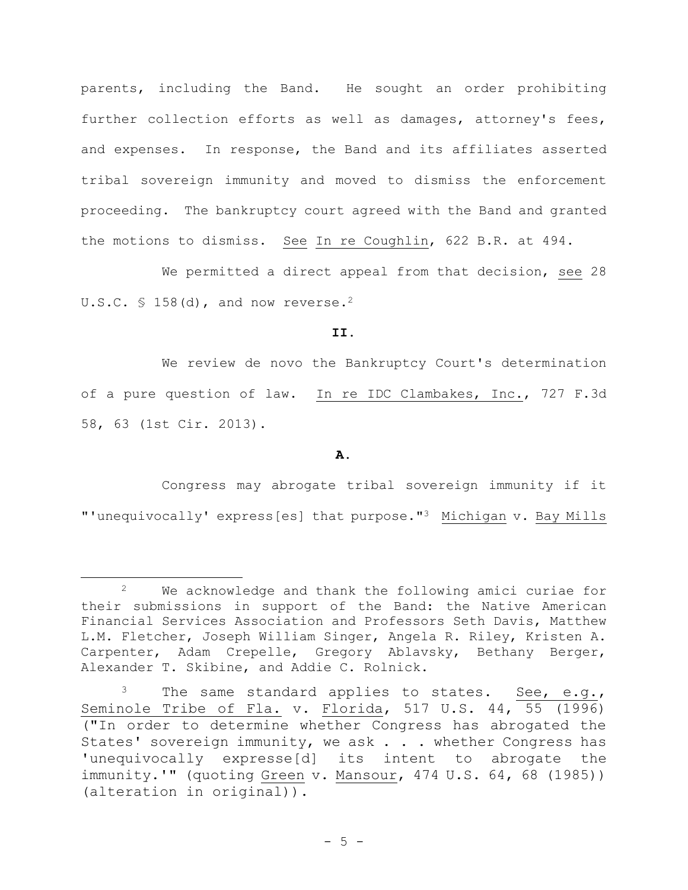parents, including the Band. He sought an order prohibiting further collection efforts as well as damages, attorney's fees, and expenses. In response, the Band and its affiliates asserted tribal sovereign immunity and moved to dismiss the enforcement proceeding. The bankruptcy court agreed with the Band and granted the motions to dismiss. See In re Coughlin, 622 B.R. at 494.

We permitted a direct appeal from that decision, see 28 U.S.C. § 158(d), and now reverse.[2]

**II.**

We review de novo the Bankruptcy Court's determination of a pure question of law. In re IDC Clambakes, Inc., 727 F.3d 58, 63 (1st Cir. 2013).

**A.**

Congress may abrogate tribal sovereign immunity if it "'unequivocally' express[es] that purpose."[3] Michigan v. Bay Mills

---

[2] We acknowledge and thank the following amici curiae for their submissions in support of the Band: the Native American Financial Services Association and Professors Seth Davis, Matthew L.M. Fletcher, Joseph William Singer, Angela R. Riley, Kristen A. Carpenter, Adam Crepelle, Gregory Ablavsky, Bethany Berger, Alexander T. Skibine, and Addie C. Rolnick.

[3] The same standard applies to states. See, e.g., Seminole Tribe of Fla. v. Florida, 517 U.S. 44, 55 (1996) ("In order to determine whether Congress has abrogated the States' sovereign immunity, we ask . . . whether Congress has 'unequivocally expresse[d] its intent to abrogate the immunity.'" (quoting Green v. Mansour, 474 U.S. 64, 68 (1985)) (alteration in original)).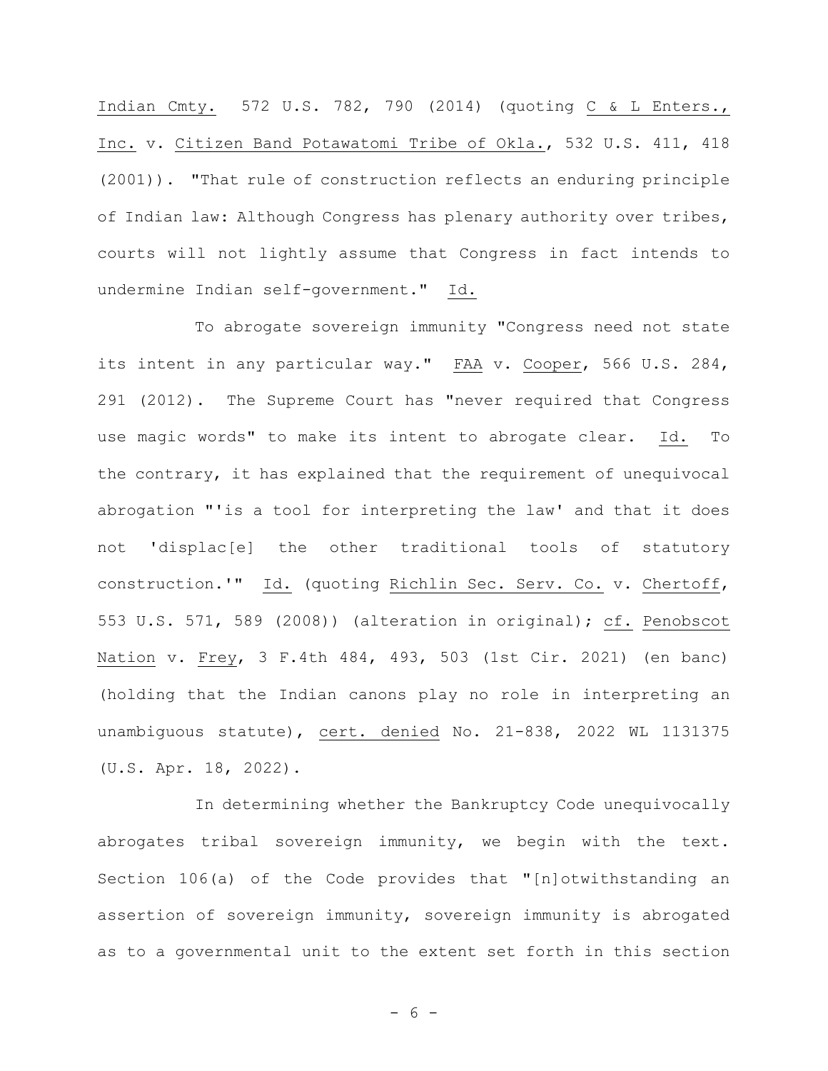Indian Cmty. 572 U.S. 782, 790 (2014) (quoting C & L Enters., Inc. v. Citizen Band Potawatomi Tribe of Okla., 532 U.S. 411, 418 (2001)). "That rule of construction reflects an enduring principle of Indian law: Although Congress has plenary authority over tribes, courts will not lightly assume that Congress in fact intends to undermine Indian self-government." Id.

To abrogate sovereign immunity "Congress need not state its intent in any particular way." FAA v. Cooper, 566 U.S. 284, 291 (2012). The Supreme Court has "never required that Congress use magic words" to make its intent to abrogate clear. Id. To the contrary, it has explained that the requirement of unequivocal abrogation "'is a tool for interpreting the law' and that it does not 'displac[e] the other traditional tools of statutory construction.'" Id. (quoting Richlin Sec. Serv. Co. v. Chertoff, 553 U.S. 571, 589 (2008)) (alteration in original); cf. Penobscot Nation v. Frey, 3 F.4th 484, 493, 503 (1st Cir. 2021) (en banc) (holding that the Indian canons play no role in interpreting an unambiguous statute), cert. denied No. 21-838, 2022 WL 1131375 (U.S. Apr. 18, 2022).

In determining whether the Bankruptcy Code unequivocally abrogates tribal sovereign immunity, we begin with the text. Section 106(a) of the Code provides that "[n]otwithstanding an assertion of sovereign immunity, sovereign immunity is abrogated as to a governmental unit to the extent set forth in this section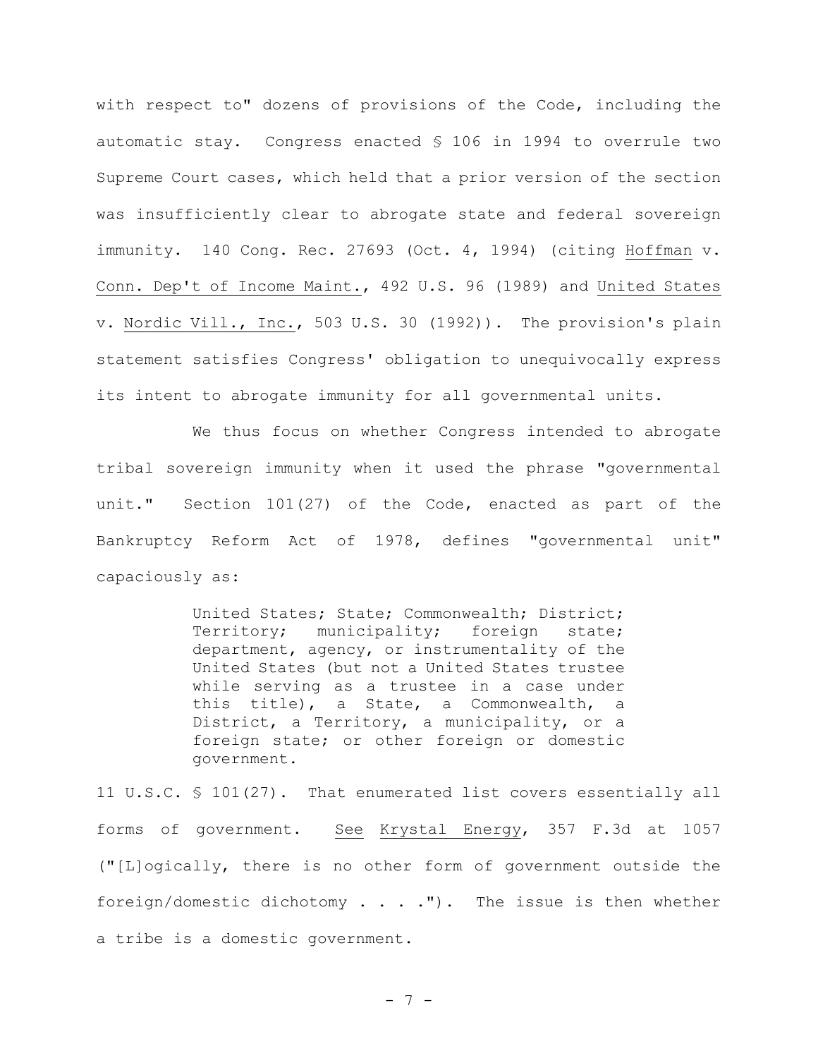with respect to" dozens of provisions of the Code, including the automatic stay. Congress enacted § 106 in 1994 to overrule two Supreme Court cases, which held that a prior version of the section was insufficiently clear to abrogate state and federal sovereign immunity. 140 Cong. Rec. 27693 (Oct. 4, 1994) (citing Hoffman v. Conn. Dep't of Income Maint., 492 U.S. 96 (1989) and United States v. Nordic Vill., Inc., 503 U.S. 30 (1992)). The provision's plain statement satisfies Congress' obligation to unequivocally express its intent to abrogate immunity for all governmental units.

We thus focus on whether Congress intended to abrogate tribal sovereign immunity when it used the phrase "governmental unit." Section 101(27) of the Code, enacted as part of the Bankruptcy Reform Act of 1978, defines "governmental unit" capaciously as:

> United States; State; Commonwealth; District; Territory; municipality; foreign state; department, agency, or instrumentality of the United States (but not a United States trustee while serving as a trustee in a case under this title), a State, a Commonwealth, a District, a Territory, a municipality, or a foreign state; or other foreign or domestic government.

11 U.S.C. § 101(27). That enumerated list covers essentially all forms of government. See Krystal Energy, 357 F.3d at 1057 ("[L]ogically, there is no other form of government outside the foreign/domestic dichotomy . . . ."). The issue is then whether a tribe is a domestic government.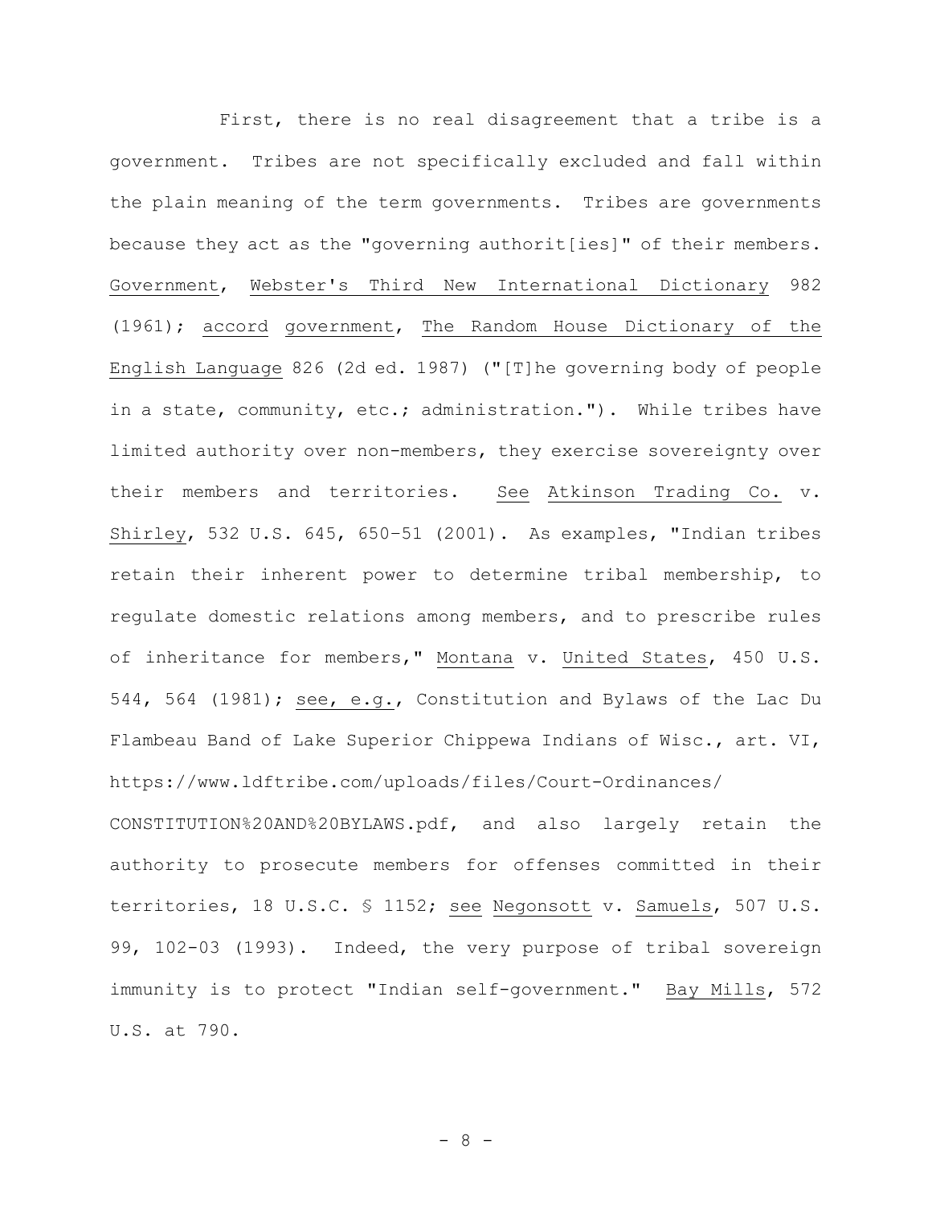First, there is no real disagreement that a tribe is a government. Tribes are not specifically excluded and fall within the plain meaning of the term governments. Tribes are governments because they act as the "governing authorit[ies]" of their members. Government, Webster's Third New International Dictionary 982 (1961); accord government, The Random House Dictionary of the English Language 826 (2d ed. 1987) ("[T]he governing body of people in a state, community, etc.; administration."). While tribes have limited authority over non-members, they exercise sovereignty over their members and territories. See Atkinson Trading Co. v. Shirley, 532 U.S. 645, 650–51 (2001). As examples, "Indian tribes retain their inherent power to determine tribal membership, to regulate domestic relations among members, and to prescribe rules of inheritance for members," Montana v. United States, 450 U.S. 544, 564 (1981); see, e.g., Constitution and Bylaws of the Lac Du Flambeau Band of Lake Superior Chippewa Indians of Wisc., art. VI, https://www.ldftribe.com/uploads/files/Court-Ordinances/CONSTITUTION%20AND%20BYLAWS.pdf, and also largely retain the authority to prosecute members for offenses committed in their territories, 18 U.S.C. § 1152; see Negonsott v. Samuels, 507 U.S. 99, 102-03 (1993). Indeed, the very purpose of tribal sovereign immunity is to protect "Indian self-government." Bay Mills, 572 U.S. at 790.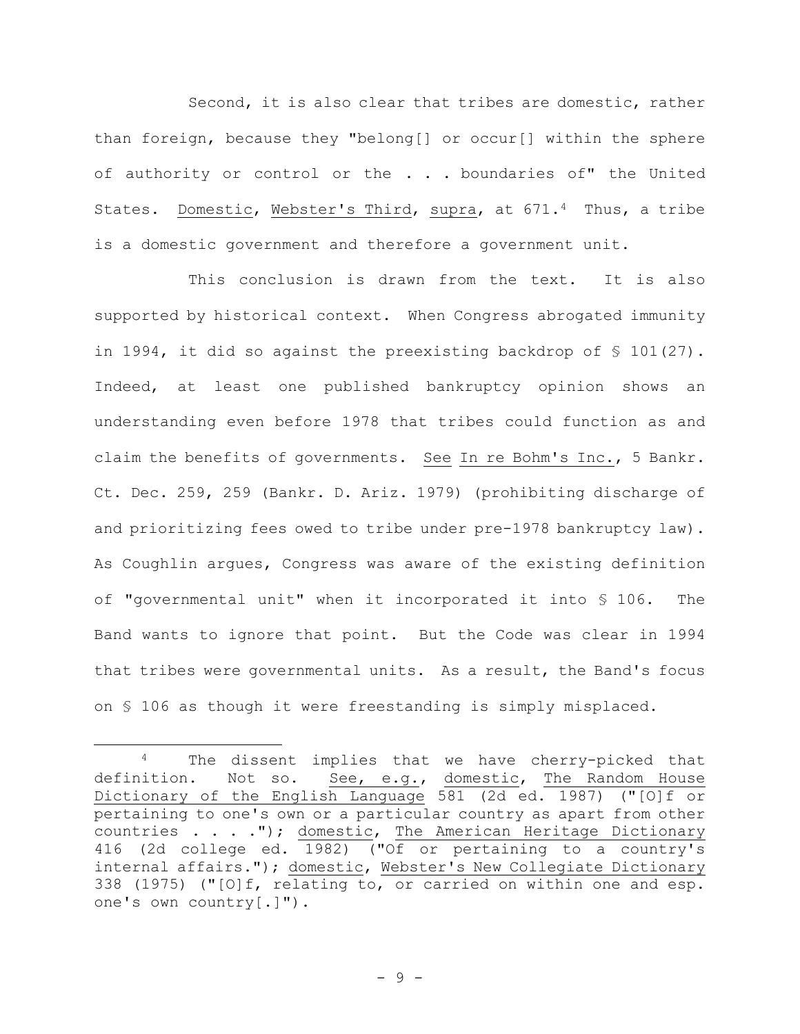Second, it is also clear that tribes are domestic, rather than foreign, because they "belong[] or occur[] within the sphere of authority or control or the . . . boundaries of" the United States. Domestic, Webster's Third, supra, at 671.[4] Thus, a tribe is a domestic government and therefore a government unit.

This conclusion is drawn from the text. It is also supported by historical context. When Congress abrogated immunity in 1994, it did so against the preexisting backdrop of § 101(27). Indeed, at least one published bankruptcy opinion shows an understanding even before 1978 that tribes could function as and claim the benefits of governments. See In re Bohm's Inc., 5 Bankr. Ct. Dec. 259, 259 (Bankr. D. Ariz. 1979) (prohibiting discharge of and prioritizing fees owed to tribe under pre-1978 bankruptcy law). As Coughlin argues, Congress was aware of the existing definition of "governmental unit" when it incorporated it into § 106. The Band wants to ignore that point. But the Code was clear in 1994 that tribes were governmental units. As a result, the Band's focus on § 106 as though it were freestanding is simply misplaced.

---

[4] The dissent implies that we have cherry-picked that definition. Not so. See, e.g., domestic, The Random House Dictionary of the English Language 581 (2d ed. 1987) ("[O]f or pertaining to one's own or a particular country as apart from other countries . . . ."); domestic, The American Heritage Dictionary 416 (2d college ed. 1982) ("Of or pertaining to a country's internal affairs."); domestic, Webster's New Collegiate Dictionary 338 (1975) ("[O]f, relating to, or carried on within one and esp. one's own country[.]").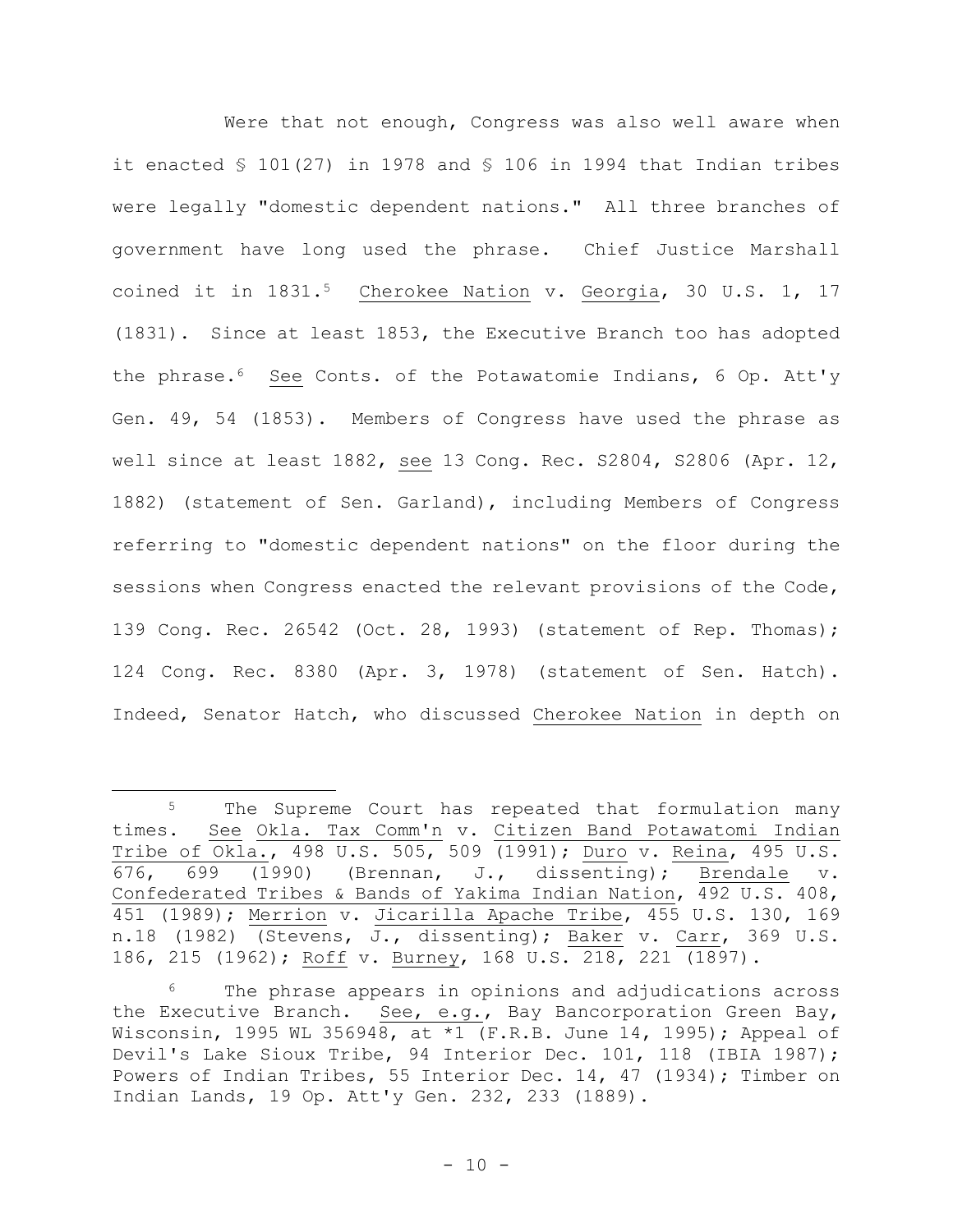Were that not enough, Congress was also well aware when it enacted § 101(27) in 1978 and § 106 in 1994 that Indian tribes were legally "domestic dependent nations." All three branches of government have long used the phrase. Chief Justice Marshall coined it in 1831.[5] Cherokee Nation v. Georgia, 30 U.S. 1, 17 (1831). Since at least 1853, the Executive Branch too has adopted the phrase.[6] See Conts. of the Potawatomie Indians, 6 Op. Att'y Gen. 49, 54 (1853). Members of Congress have used the phrase as well since at least 1882, see 13 Cong. Rec. S2804, S2806 (Apr. 12, 1882) (statement of Sen. Garland), including Members of Congress referring to "domestic dependent nations" on the floor during the sessions when Congress enacted the relevant provisions of the Code, 139 Cong. Rec. 26542 (Oct. 28, 1993) (statement of Rep. Thomas); 124 Cong. Rec. 8380 (Apr. 3, 1978) (statement of Sen. Hatch). Indeed, Senator Hatch, who discussed Cherokee Nation in depth on

---

[5] The Supreme Court has repeated that formulation many times. See Okla. Tax Comm'n v. Citizen Band Potawatomi Indian Tribe of Okla., 498 U.S. 505, 509 (1991); Duro v. Reina, 495 U.S. 676, 699 (1990) (Brennan, J., dissenting); Brendale v. Confederated Tribes & Bands of Yakima Indian Nation, 492 U.S. 408, 451 (1989); Merrion v. Jicarilla Apache Tribe, 455 U.S. 130, 169 n.18 (1982) (Stevens, J., dissenting); Baker v. Carr, 369 U.S. 186, 215 (1962); Roff v. Burney, 168 U.S. 218, 221 (1897).

[6] The phrase appears in opinions and adjudications across the Executive Branch. See, e.g., Bay Bancorporation Green Bay, Wisconsin, 1995 WL 356948, at *1 (F.R.B. June 14, 1995); Appeal of Devil's Lake Sioux Tribe, 94 Interior Dec. 101, 118 (IBIA 1987); Powers of Indian Tribes, 55 Interior Dec. 14, 47 (1934); Timber on Indian Lands, 19 Op. Att'y Gen. 232, 233 (1889).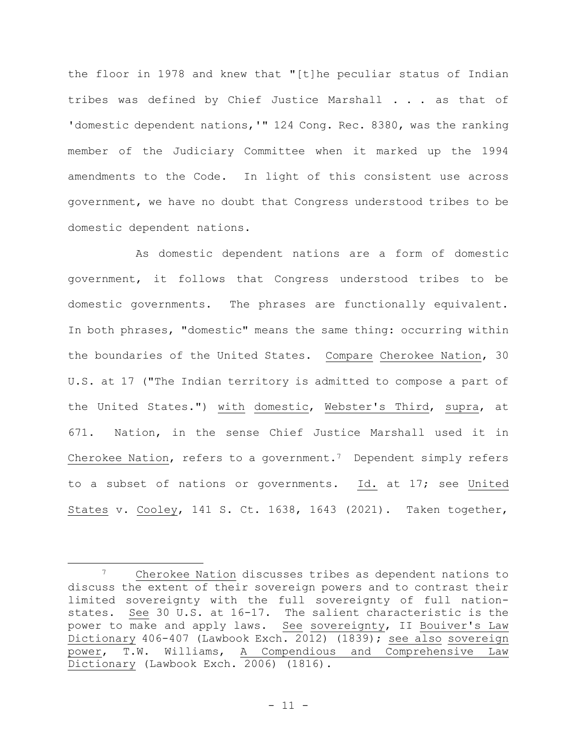the floor in 1978 and knew that "[t]he peculiar status of Indian tribes was defined by Chief Justice Marshall . . . as that of 'domestic dependent nations,'" 124 Cong. Rec. 8380, was the ranking member of the Judiciary Committee when it marked up the 1994 amendments to the Code. In light of this consistent use across government, we have no doubt that Congress understood tribes to be domestic dependent nations.

As domestic dependent nations are a form of domestic government, it follows that Congress understood tribes to be domestic governments. The phrases are functionally equivalent. In both phrases, "domestic" means the same thing: occurring within the boundaries of the United States. Compare Cherokee Nation, 30 U.S. at 17 ("The Indian territory is admitted to compose a part of the United States.") with domestic, Webster's Third, supra, at 671. Nation, in the sense Chief Justice Marshall used it in Cherokee Nation, refers to a government.[7] Dependent simply refers to a subset of nations or governments. Id. at 17; see United States v. Cooley, 141 S. Ct. 1638, 1643 (2021). Taken together,

---

[7] Cherokee Nation discusses tribes as dependent nations to discuss the extent of their sovereign powers and to contrast their limited sovereignty with the full sovereignty of full nation-states. See 30 U.S. at 16-17. The salient characteristic is the power to make and apply laws. See sovereignty, II Bouiver's Law Dictionary 406-407 (Lawbook Exch. 2012) (1839); see also sovereign power, T.W. Williams, A Compendious and Comprehensive Law Dictionary (Lawbook Exch. 2006) (1816).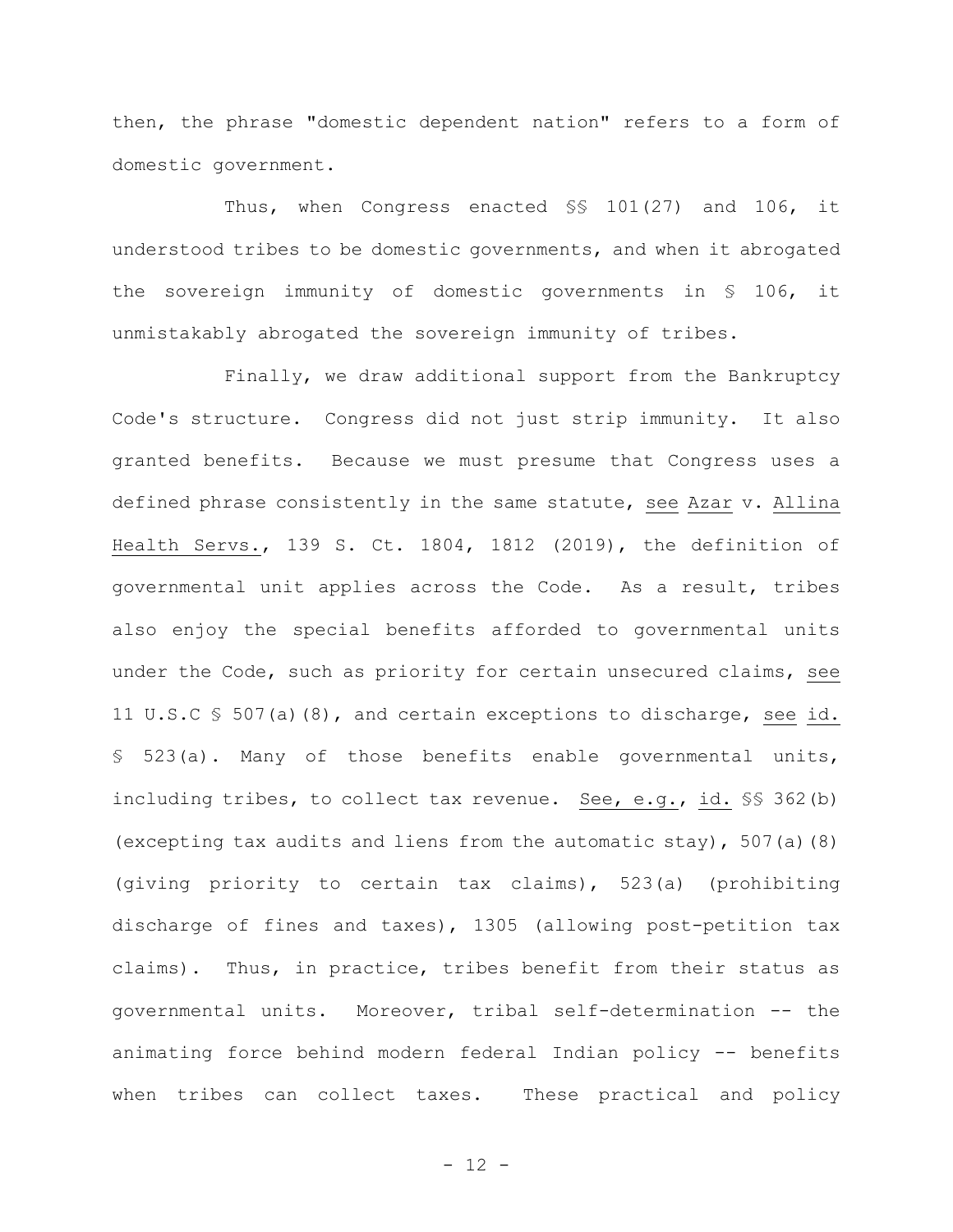then, the phrase "domestic dependent nation" refers to a form of domestic government.

Thus, when Congress enacted §§ 101(27) and 106, it understood tribes to be domestic governments, and when it abrogated the sovereign immunity of domestic governments in § 106, it unmistakably abrogated the sovereign immunity of tribes.

Finally, we draw additional support from the Bankruptcy Code's structure. Congress did not just strip immunity. It also granted benefits. Because we must presume that Congress uses a defined phrase consistently in the same statute, see Azar v. Allina Health Servs., 139 S. Ct. 1804, 1812 (2019), the definition of governmental unit applies across the Code. As a result, tribes also enjoy the special benefits afforded to governmental units under the Code, such as priority for certain unsecured claims, see 11 U.S.C § 507(a)(8), and certain exceptions to discharge, see id. § 523(a). Many of those benefits enable governmental units, including tribes, to collect tax revenue. See, e.g., id. §§ 362(b) (excepting tax audits and liens from the automatic stay), 507(a)(8) (giving priority to certain tax claims), 523(a) (prohibiting discharge of fines and taxes), 1305 (allowing post-petition tax claims). Thus, in practice, tribes benefit from their status as governmental units. Moreover, tribal self-determination -- the animating force behind modern federal Indian policy -- benefits when tribes can collect taxes. These practical and policy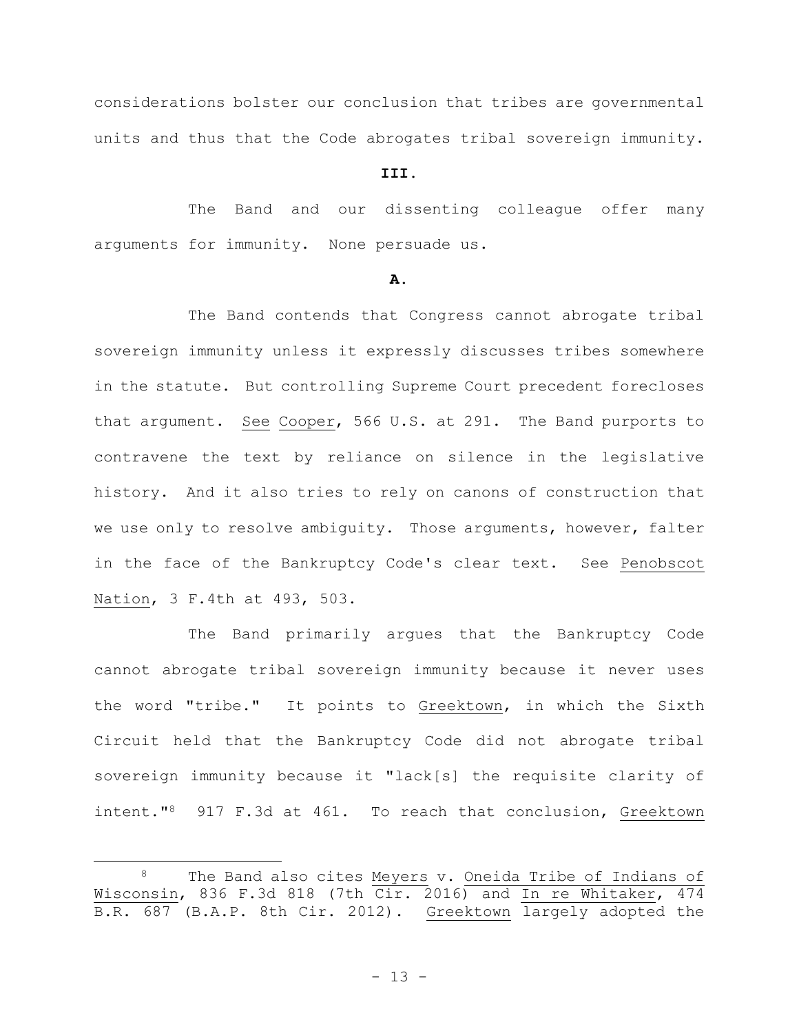considerations bolster our conclusion that tribes are governmental units and thus that the Code abrogates tribal sovereign immunity.

### III.

The Band and our dissenting colleague offer many arguments for immunity. None persuade us.

### A.

The Band contends that Congress cannot abrogate tribal sovereign immunity unless it expressly discusses tribes somewhere in the statute. But controlling Supreme Court precedent forecloses that argument. See Cooper, 566 U.S. at 291. The Band purports to contravene the text by reliance on silence in the legislative history. And it also tries to rely on canons of construction that we use only to resolve ambiguity. Those arguments, however, falter in the face of the Bankruptcy Code's clear text. See Penobscot Nation, 3 F.4th at 493, 503.

The Band primarily argues that the Bankruptcy Code cannot abrogate tribal sovereign immunity because it never uses the word "tribe." It points to Greektown, in which the Sixth Circuit held that the Bankruptcy Code did not abrogate tribal sovereign immunity because it "lack[s] the requisite clarity of intent."[8] 917 F.3d at 461. To reach that conclusion, Greektown

---

[8] The Band also cites Meyers v. Oneida Tribe of Indians of Wisconsin, 836 F.3d 818 (7th Cir. 2016) and In re Whitaker, 474 B.R. 687 (B.A.P. 8th Cir. 2012). Greektown largely adopted the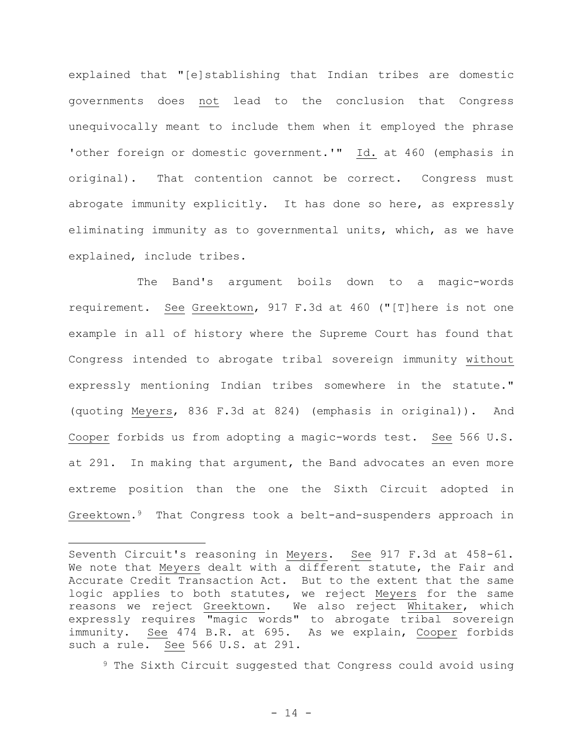explained that "[e]stablishing that Indian tribes are domestic governments does not lead to the conclusion that Congress unequivocally meant to include them when it employed the phrase 'other foreign or domestic government.'" Id. at 460 (emphasis in original). That contention cannot be correct. Congress must abrogate immunity explicitly. It has done so here, as expressly eliminating immunity as to governmental units, which, as we have explained, include tribes.

The Band's argument boils down to a magic-words requirement. See Greektown, 917 F.3d at 460 ("[T]here is not one example in all of history where the Supreme Court has found that Congress intended to abrogate tribal sovereign immunity without expressly mentioning Indian tribes somewhere in the statute." (quoting Meyers, 836 F.3d at 824) (emphasis in original)). And Cooper forbids us from adopting a magic-words test. See 566 U.S. at 291. In making that argument, the Band advocates an even more extreme position than the one the Sixth Circuit adopted in Greektown.[9] That Congress took a belt-and-suspenders approach in

---

Seventh Circuit's reasoning in Meyers. See 917 F.3d at 458-61. We note that Meyers dealt with a different statute, the Fair and Accurate Credit Transaction Act. But to the extent that the same logic applies to both statutes, we reject Meyers for the same reasons we reject Greektown. We also reject Whitaker, which expressly requires "magic words" to abrogate tribal sovereign immunity. See 474 B.R. at 695. As we explain, Cooper forbids such a rule. See 566 U.S. at 291.

[9] The Sixth Circuit suggested that Congress could avoid using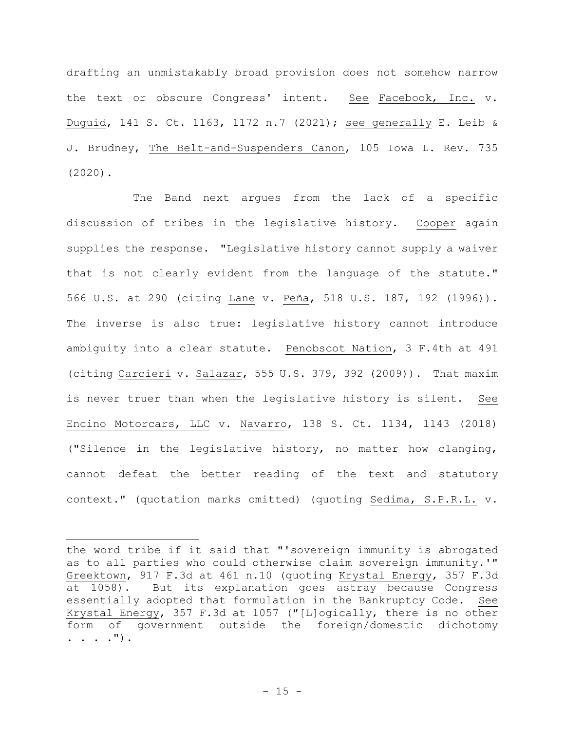drafting an unmistakably broad provision does not somehow narrow the text or obscure Congress' intent. See Facebook, Inc. v. Duguid, 141 S. Ct. 1163, 1172 n.7 (2021); see generally E. Leib & J. Brudney, The Belt-and-Suspenders Canon, 105 Iowa L. Rev. 735 (2020).

The Band next argues from the lack of a specific discussion of tribes in the legislative history. Cooper again supplies the response. "Legislative history cannot supply a waiver that is not clearly evident from the language of the statute." 566 U.S. at 290 (citing Lane v. Peña, 518 U.S. 187, 192 (1996)). The inverse is also true: legislative history cannot introduce ambiguity into a clear statute. Penobscot Nation, 3 F.4th at 491 (citing Carcieri v. Salazar, 555 U.S. 379, 392 (2009)). That maxim is never truer than when the legislative history is silent. See Encino Motorcars, LLC v. Navarro, 138 S. Ct. 1134, 1143 (2018) ("Silence in the legislative history, no matter how clanging, cannot defeat the better reading of the text and statutory context." (quotation marks omitted) (quoting Sedima, S.P.R.L. v.

---

the word tribe if it said that "'sovereign immunity is abrogated as to all parties who could otherwise claim sovereign immunity.'" Greektown, 917 F.3d at 461 n.10 (quoting Krystal Energy, 357 F.3d at 1058). But its explanation goes astray because Congress essentially adopted that formulation in the Bankruptcy Code. See Krystal Energy, 357 F.3d at 1057 ("[L]ogically, there is no other form of government outside the foreign/domestic dichotomy . . . .").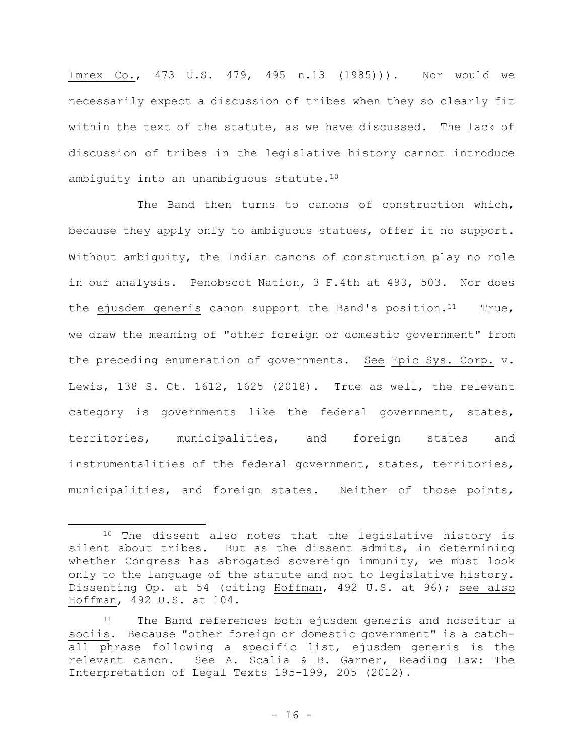Imrex Co., 473 U.S. 479, 495 n.13 (1985))). Nor would we necessarily expect a discussion of tribes when they so clearly fit within the text of the statute, as we have discussed. The lack of discussion of tribes in the legislative history cannot introduce ambiguity into an unambiguous statute.[10]

The Band then turns to canons of construction which, because they apply only to ambiguous statues, offer it no support. Without ambiguity, the Indian canons of construction play no role in our analysis. Penobscot Nation, 3 F.4th at 493, 503. Nor does the *ejusdem generis* canon support the Band's position.[11] True, we draw the meaning of "other foreign or domestic government" from the preceding enumeration of governments. See Epic Sys. Corp. v. Lewis, 138 S. Ct. 1612, 1625 (2018). True as well, the relevant category is governments like the federal government, states, territories, municipalities, and foreign states and instrumentalities of the federal government, states, territories, municipalities, and foreign states. Neither of those points,

---

[10] The dissent also notes that the legislative history is silent about tribes. But as the dissent admits, in determining whether Congress has abrogated sovereign immunity, we must look only to the language of the statute and not to legislative history. Dissenting Op. at 54 (citing Hoffman, 492 U.S. at 96); see also Hoffman, 492 U.S. at 104.

[11] The Band references both *ejusdem generis* and *noscitur a sociis*. Because "other foreign or domestic government" is a catch-all phrase following a specific list, *ejusdem generis* is the relevant canon. See A. Scalia & B. Garner, Reading Law: The Interpretation of Legal Texts 195-199, 205 (2012).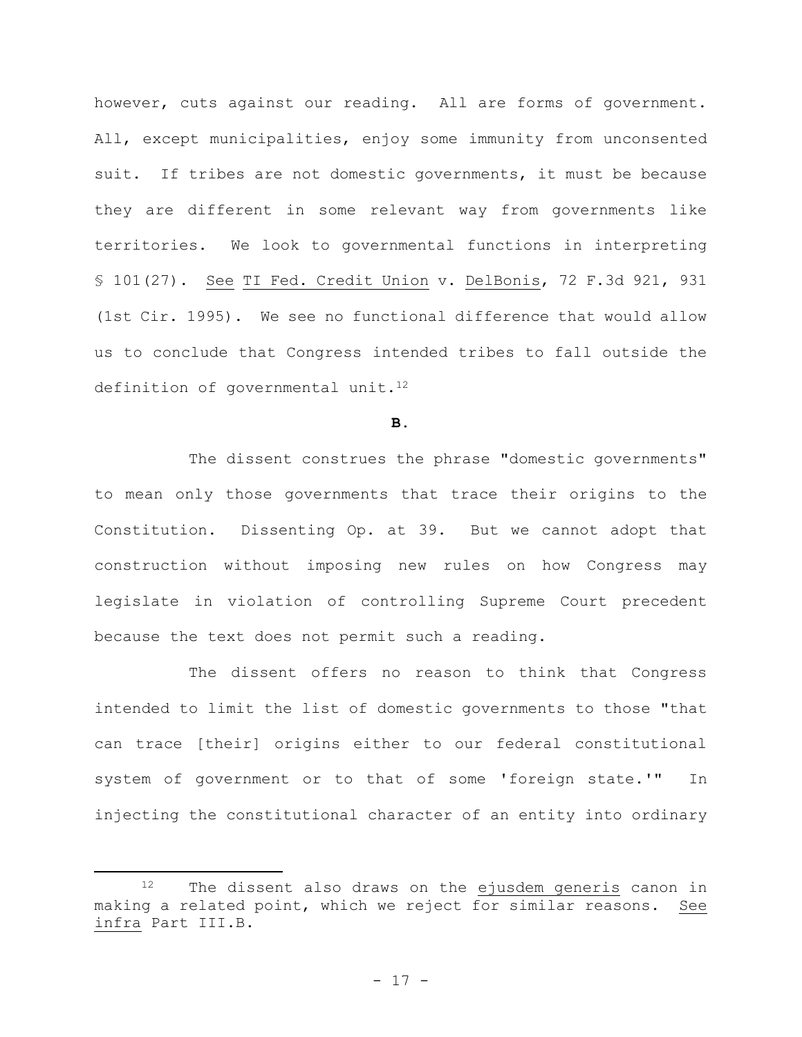however, cuts against our reading. All are forms of government. All, except municipalities, enjoy some immunity from unconsented suit. If tribes are not domestic governments, it must be because they are different in some relevant way from governments like territories. We look to governmental functions in interpreting § 101(27). See TI Fed. Credit Union v. DelBonis, 72 F.3d 921, 931 (1st Cir. 1995). We see no functional difference that would allow us to conclude that Congress intended tribes to fall outside the definition of governmental unit.[12]

**B.**

The dissent construes the phrase "domestic governments" to mean only those governments that trace their origins to the Constitution. Dissenting Op. at 39. But we cannot adopt that construction without imposing new rules on how Congress may legislate in violation of controlling Supreme Court precedent because the text does not permit such a reading.

The dissent offers no reason to think that Congress intended to limit the list of domestic governments to those "that can trace [their] origins either to our federal constitutional system of government or to that of some 'foreign state.'" In injecting the constitutional character of an entity into ordinary

[12] The dissent also draws on the *ejusdem generis* canon in making a related point, which we reject for similar reasons. See infra Part III.B.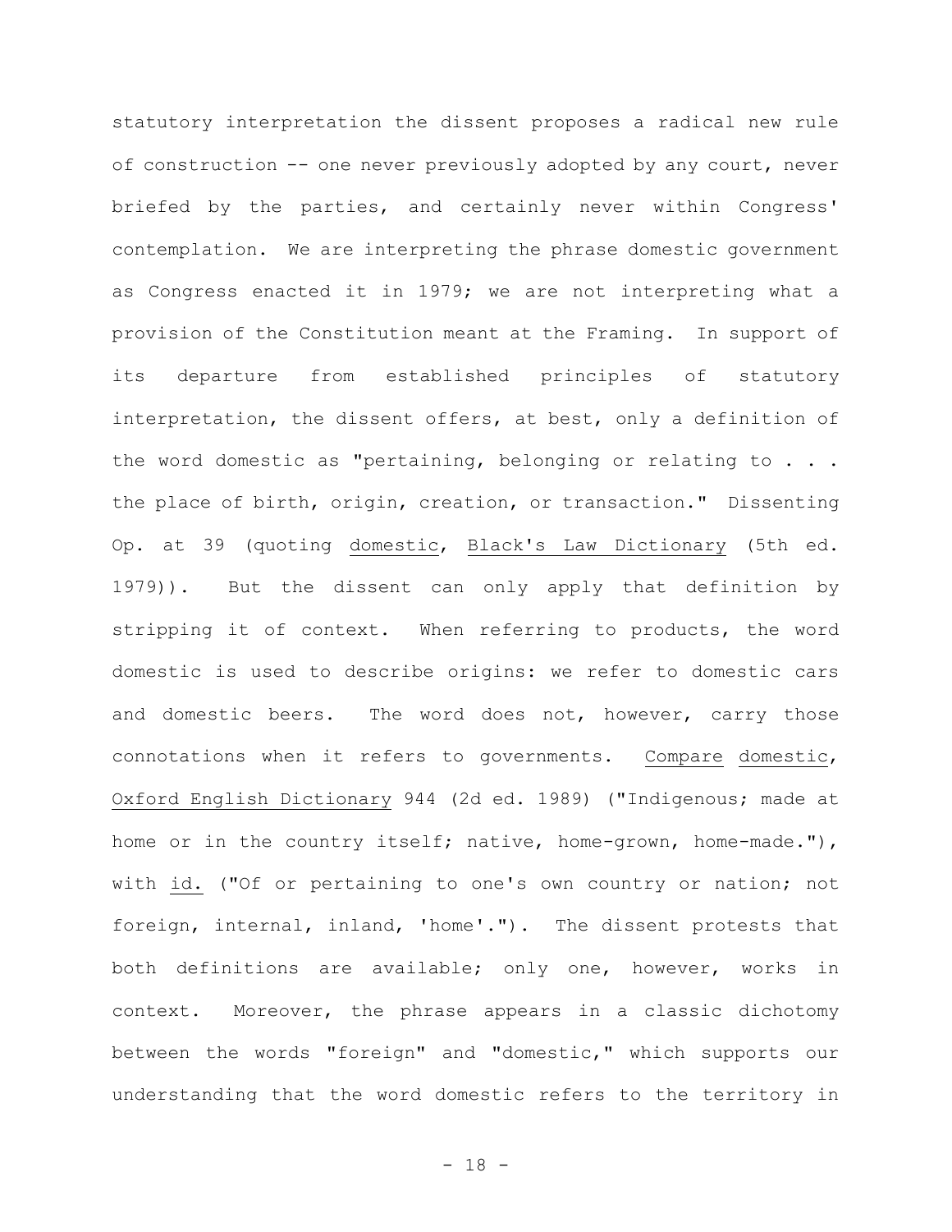statutory interpretation the dissent proposes a radical new rule of construction -- one never previously adopted by any court, never briefed by the parties, and certainly never within Congress' contemplation. We are interpreting the phrase domestic government as Congress enacted it in 1979; we are not interpreting what a provision of the Constitution meant at the Framing. In support of its departure from established principles of statutory interpretation, the dissent offers, at best, only a definition of the word domestic as "pertaining, belonging or relating to . . . the place of birth, origin, creation, or transaction." Dissenting Op. at 39 (quoting domestic, Black's Law Dictionary (5th ed. 1979)). But the dissent can only apply that definition by stripping it of context. When referring to products, the word domestic is used to describe origins: we refer to domestic cars and domestic beers. The word does not, however, carry those connotations when it refers to governments. Compare domestic, Oxford English Dictionary 944 (2d ed. 1989) ("Indigenous; made at home or in the country itself; native, home-grown, home-made."), with id. ("Of or pertaining to one's own country or nation; not foreign, internal, inland, 'home'."). The dissent protests that both definitions are available; only one, however, works in context. Moreover, the phrase appears in a classic dichotomy between the words "foreign" and "domestic," which supports our understanding that the word domestic refers to the territory in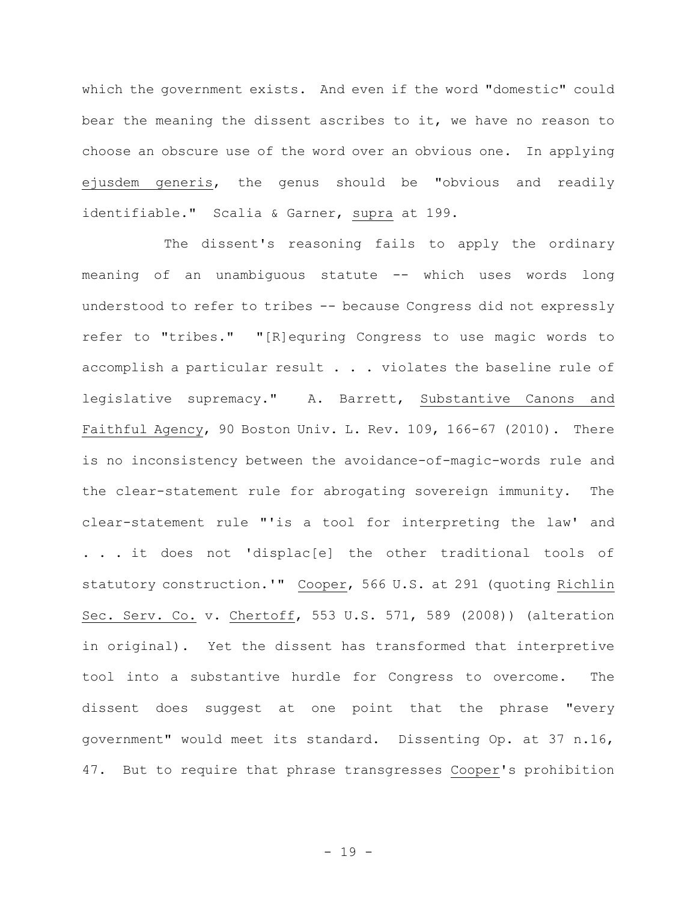which the government exists. And even if the word "domestic" could bear the meaning the dissent ascribes to it, we have no reason to choose an obscure use of the word over an obvious one. In applying ejusdem generis, the genus should be "obvious and readily identifiable." Scalia & Garner, supra at 199.

The dissent's reasoning fails to apply the ordinary meaning of an unambiguous statute -- which uses words long understood to refer to tribes -- because Congress did not expressly refer to "tribes." "[R]equring Congress to use magic words to accomplish a particular result . . . violates the baseline rule of legislative supremacy." A. Barrett, Substantive Canons and Faithful Agency, 90 Boston Univ. L. Rev. 109, 166-67 (2010). There is no inconsistency between the avoidance-of-magic-words rule and the clear-statement rule for abrogating sovereign immunity. The clear-statement rule "'is a tool for interpreting the law' and . . . it does not 'displac[e] the other traditional tools of statutory construction.'" Cooper, 566 U.S. at 291 (quoting Richlin Sec. Serv. Co. v. Chertoff, 553 U.S. 571, 589 (2008)) (alteration in original). Yet the dissent has transformed that interpretive tool into a substantive hurdle for Congress to overcome. The dissent does suggest at one point that the phrase "every government" would meet its standard. Dissenting Op. at 37 n.16, 47. But to require that phrase transgresses Cooper's prohibition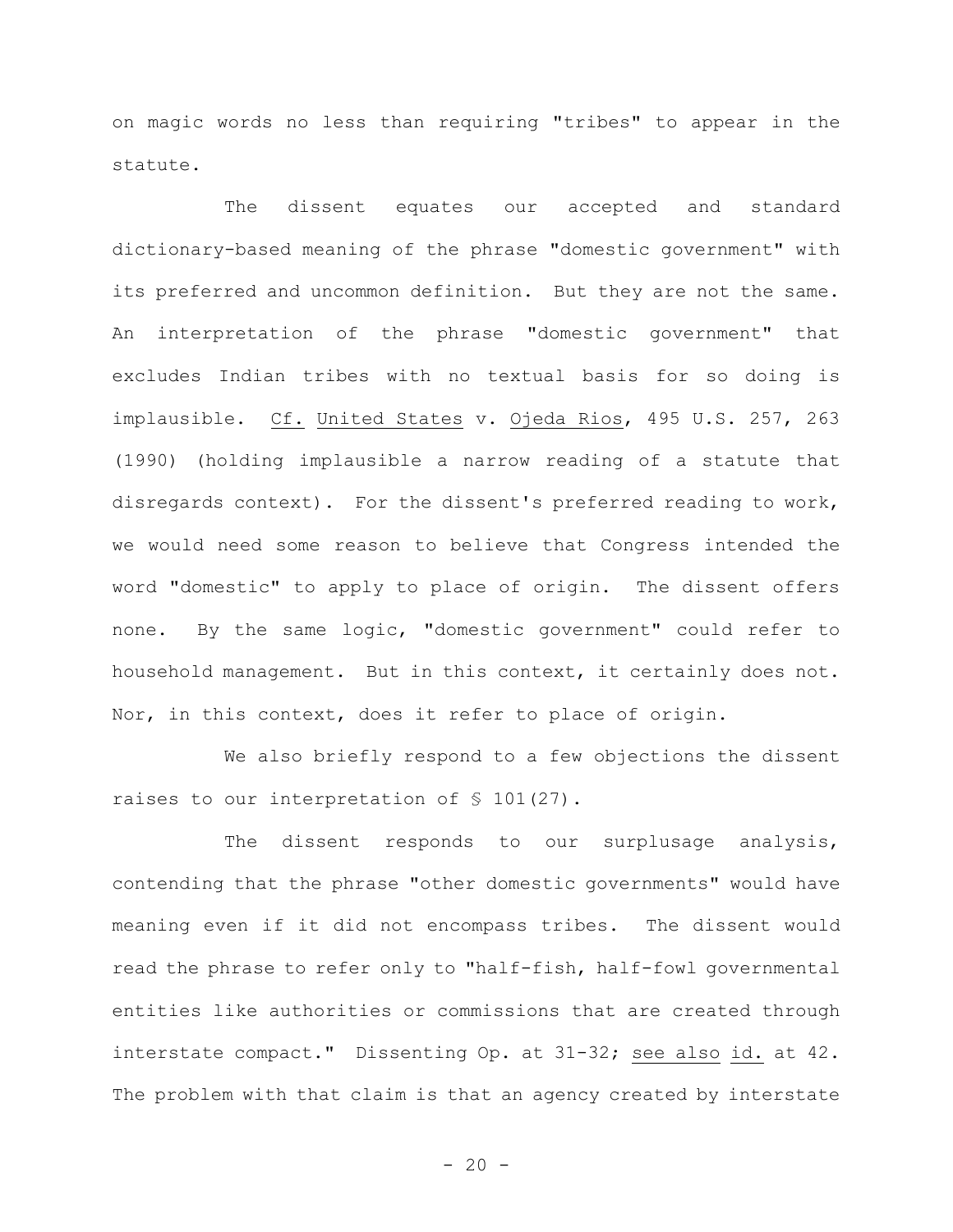on magic words no less than requiring "tribes" to appear in the statute.

The dissent equates our accepted and standard dictionary-based meaning of the phrase "domestic government" with its preferred and uncommon definition. But they are not the same. An interpretation of the phrase "domestic government" that excludes Indian tribes with no textual basis for so doing is implausible. Cf. United States v. Ojeda Rios, 495 U.S. 257, 263 (1990) (holding implausible a narrow reading of a statute that disregards context). For the dissent's preferred reading to work, we would need some reason to believe that Congress intended the word "domestic" to apply to place of origin. The dissent offers none. By the same logic, "domestic government" could refer to household management. But in this context, it certainly does not. Nor, in this context, does it refer to place of origin.

We also briefly respond to a few objections the dissent raises to our interpretation of § 101(27).

The dissent responds to our surplusage analysis, contending that the phrase "other domestic governments" would have meaning even if it did not encompass tribes. The dissent would read the phrase to refer only to "half-fish, half-fowl governmental entities like authorities or commissions that are created through interstate compact." Dissenting Op. at 31-32; see also id. at 42. The problem with that claim is that an agency created by interstate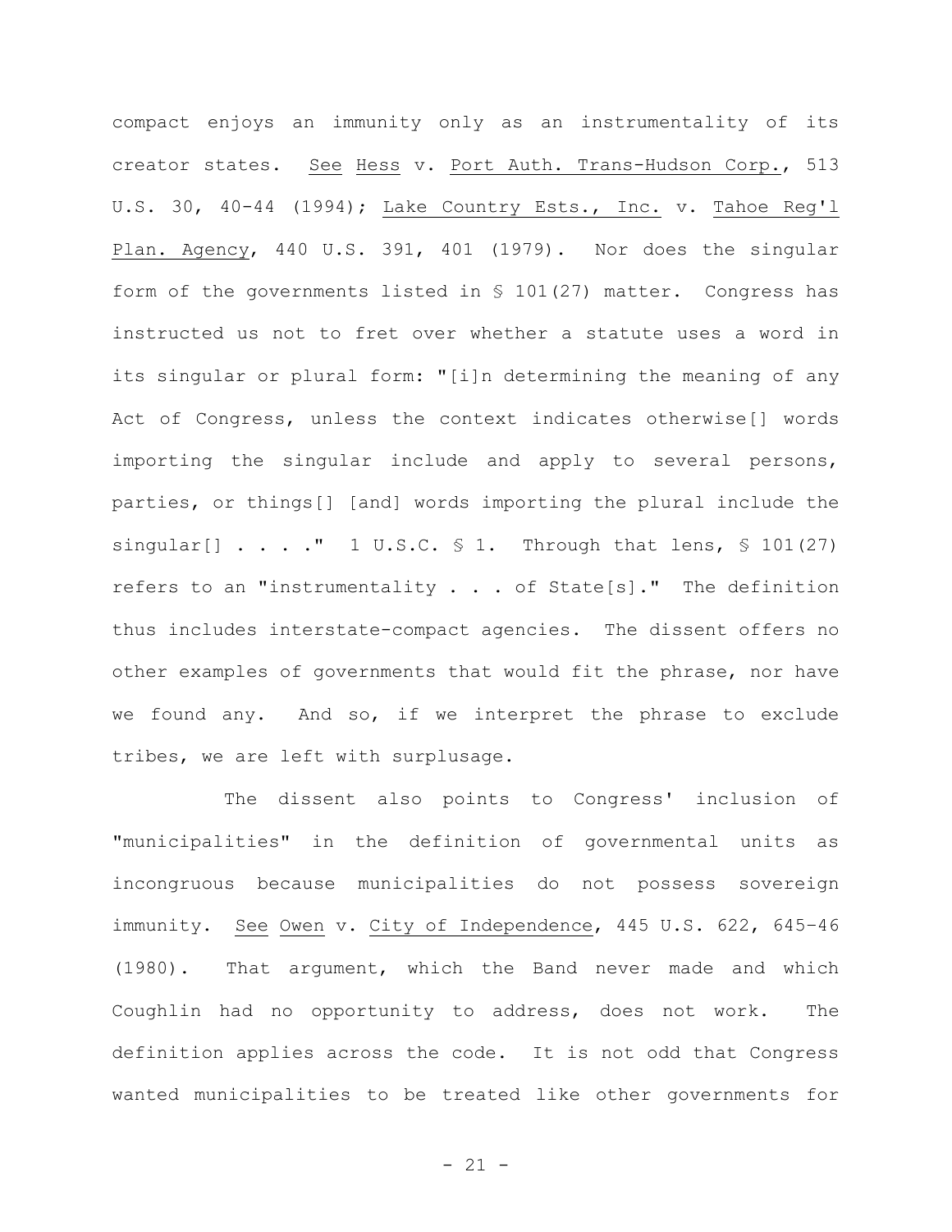compact enjoys an immunity only as an instrumentality of its creator states. See Hess v. Port Auth. Trans-Hudson Corp., 513 U.S. 30, 40-44 (1994); Lake Country Ests., Inc. v. Tahoe Reg'l Plan. Agency, 440 U.S. 391, 401 (1979). Nor does the singular form of the governments listed in § 101(27) matter. Congress has instructed us not to fret over whether a statute uses a word in its singular or plural form: "[i]n determining the meaning of any Act of Congress, unless the context indicates otherwise[] words importing the singular include and apply to several persons, parties, or things[] [and] words importing the plural include the singular[] . . . ." 1 U.S.C. § 1. Through that lens, § 101(27) refers to an "instrumentality . . . of State[s]." The definition thus includes interstate-compact agencies. The dissent offers no other examples of governments that would fit the phrase, nor have we found any. And so, if we interpret the phrase to exclude tribes, we are left with surplusage.

The dissent also points to Congress' inclusion of "municipalities" in the definition of governmental units as incongruous because municipalities do not possess sovereign immunity. See Owen v. City of Independence, 445 U.S. 622, 645–46 (1980). That argument, which the Band never made and which Coughlin had no opportunity to address, does not work. The definition applies across the code. It is not odd that Congress wanted municipalities to be treated like other governments for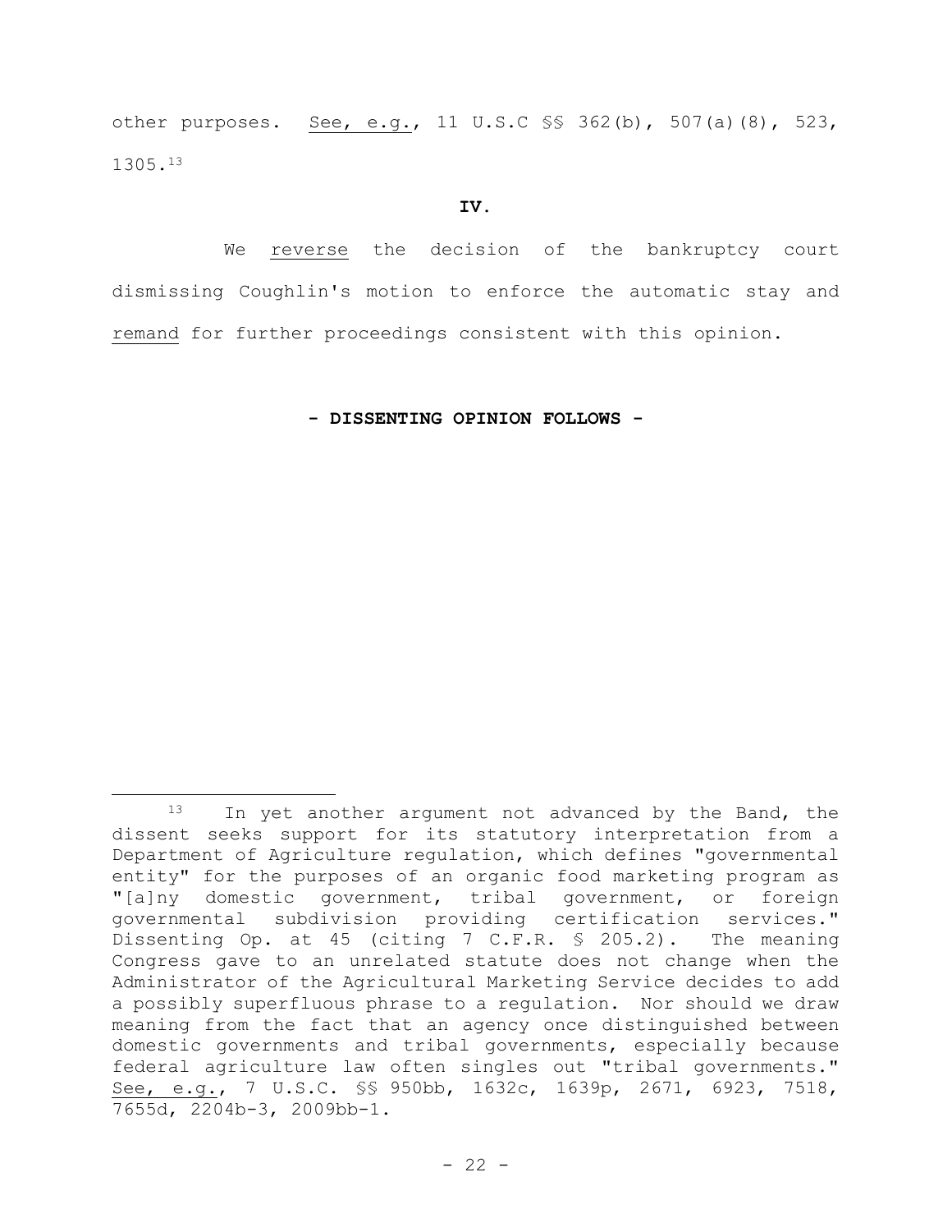other purposes. See, e.g., 11 U.S.C §§ 362(b), 507(a)(8), 523, 1305.[13]

## IV.

We reverse the decision of the bankruptcy court dismissing Coughlin's motion to enforce the automatic stay and remand for further proceedings consistent with this opinion.

**- DISSENTING OPINION FOLLOWS -**

---

[13] In yet another argument not advanced by the Band, the dissent seeks support for its statutory interpretation from a Department of Agriculture regulation, which defines "governmental entity" for the purposes of an organic food marketing program as "[a]ny domestic government, tribal government, or foreign governmental subdivision providing certification services." Dissenting Op. at 45 (citing 7 C.F.R. § 205.2). The meaning Congress gave to an unrelated statute does not change when the Administrator of the Agricultural Marketing Service decides to add a possibly superfluous phrase to a regulation. Nor should we draw meaning from the fact that an agency once distinguished between domestic governments and tribal governments, especially because federal agriculture law often singles out "tribal governments." See, e.g., 7 U.S.C. §§ 950bb, 1632c, 1639p, 2671, 6923, 7518, 7655d, 2204b-3, 2009bb-1.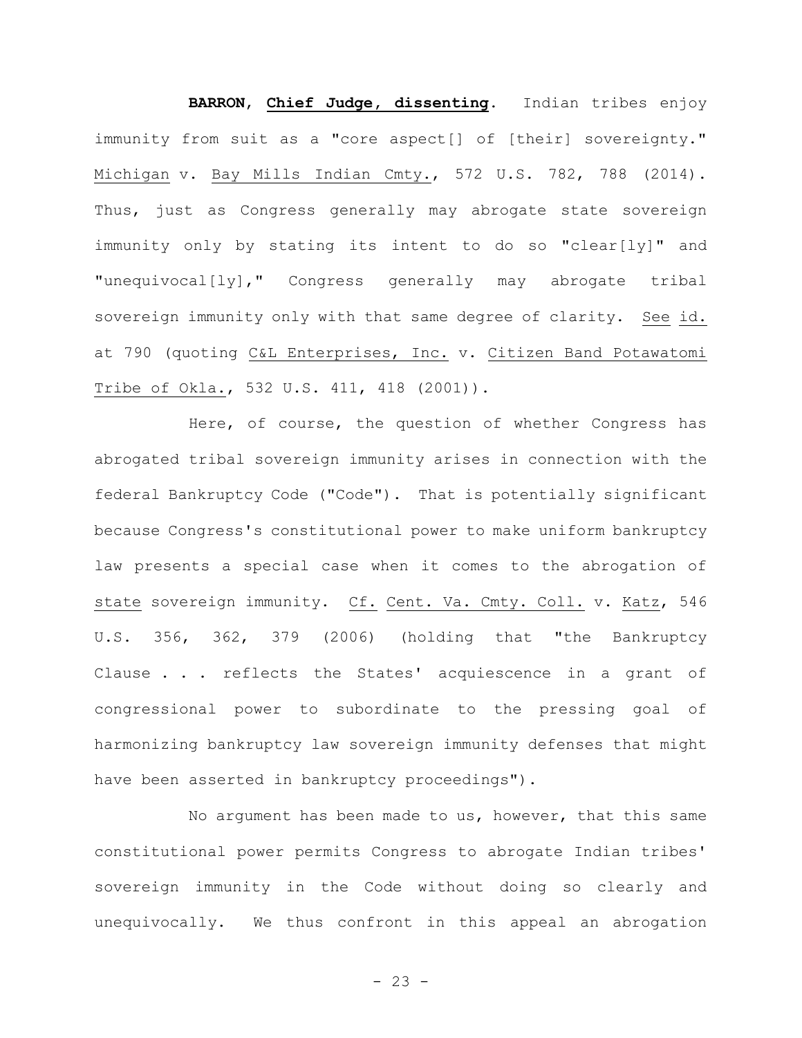**BARRON, Chief Judge, dissenting.** Indian tribes enjoy immunity from suit as a "core aspect[] of [their] sovereignty." Michigan v. Bay Mills Indian Cmty., 572 U.S. 782, 788 (2014). Thus, just as Congress generally may abrogate state sovereign immunity only by stating its intent to do so "clear[ly]" and "unequivocal[ly]," Congress generally may abrogate tribal sovereign immunity only with that same degree of clarity. See id. at 790 (quoting C&L Enterprises, Inc. v. Citizen Band Potawatomi Tribe of Okla., 532 U.S. 411, 418 (2001)).

Here, of course, the question of whether Congress has abrogated tribal sovereign immunity arises in connection with the federal Bankruptcy Code ("Code"). That is potentially significant because Congress's constitutional power to make uniform bankruptcy law presents a special case when it comes to the abrogation of state sovereign immunity. Cf. Cent. Va. Cmty. Coll. v. Katz, 546 U.S. 356, 362, 379 (2006) (holding that "the Bankruptcy Clause . . . reflects the States' acquiescence in a grant of congressional power to subordinate to the pressing goal of harmonizing bankruptcy law sovereign immunity defenses that might have been asserted in bankruptcy proceedings").

No argument has been made to us, however, that this same constitutional power permits Congress to abrogate Indian tribes' sovereign immunity in the Code without doing so clearly and unequivocally. We thus confront in this appeal an abrogation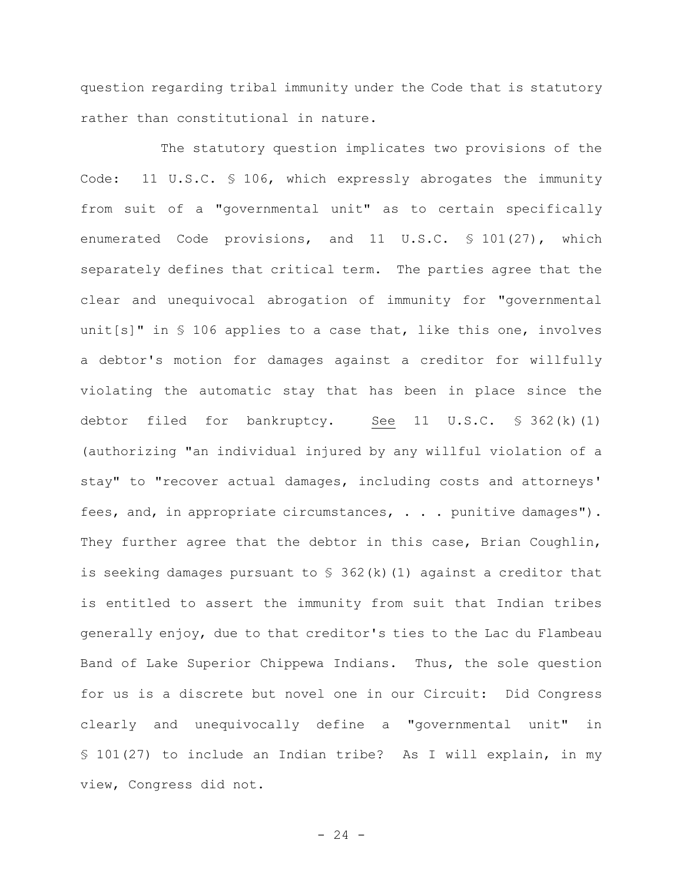question regarding tribal immunity under the Code that is statutory rather than constitutional in nature.

The statutory question implicates two provisions of the Code: 11 U.S.C. § 106, which expressly abrogates the immunity from suit of a "governmental unit" as to certain specifically enumerated Code provisions, and 11 U.S.C. § 101(27), which separately defines that critical term. The parties agree that the clear and unequivocal abrogation of immunity for "governmental unit[s]" in § 106 applies to a case that, like this one, involves a debtor's motion for damages against a creditor for willfully violating the automatic stay that has been in place since the debtor filed for bankruptcy. See 11 U.S.C. § 362(k)(1) (authorizing "an individual injured by any willful violation of a stay" to "recover actual damages, including costs and attorneys' fees, and, in appropriate circumstances, . . . punitive damages"). They further agree that the debtor in this case, Brian Coughlin, is seeking damages pursuant to § 362(k)(1) against a creditor that is entitled to assert the immunity from suit that Indian tribes generally enjoy, due to that creditor's ties to the Lac du Flambeau Band of Lake Superior Chippewa Indians. Thus, the sole question for us is a discrete but novel one in our Circuit: Did Congress clearly and unequivocally define a "governmental unit" in § 101(27) to include an Indian tribe? As I will explain, in my view, Congress did not.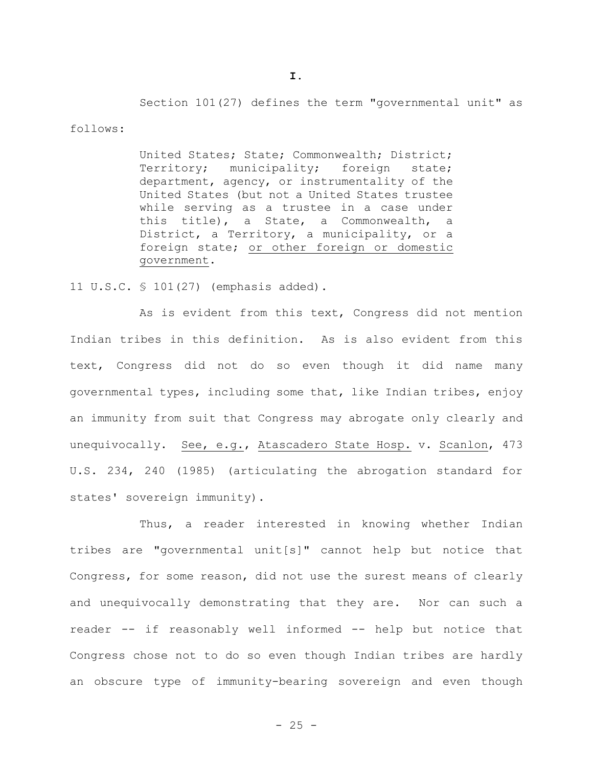## I.

Section 101(27) defines the term "governmental unit" as follows:

> United States; State; Commonwealth; District; Territory; municipality; foreign state; department, agency, or instrumentality of the United States (but not a United States trustee while serving as a trustee in a case under this title), a State, a Commonwealth, a District, a Territory, a municipality, or a foreign state; <u>or other foreign or domestic government</u>.

11 U.S.C. § 101(27) (emphasis added).

As is evident from this text, Congress did not mention Indian tribes in this definition. As is also evident from this text, Congress did not do so even though it did name many governmental types, including some that, like Indian tribes, enjoy an immunity from suit that Congress may abrogate only clearly and unequivocally. <u>See, e.g.</u>, <u>Atascadero State Hosp.</u> v. <u>Scanlon</u>, 473 U.S. 234, 240 (1985) (articulating the abrogation standard for states' sovereign immunity).

Thus, a reader interested in knowing whether Indian tribes are "governmental unit[s]" cannot help but notice that Congress, for some reason, did not use the surest means of clearly and unequivocally demonstrating that they are. Nor can such a reader -- if reasonably well informed -- help but notice that Congress chose not to do so even though Indian tribes are hardly an obscure type of immunity-bearing sovereign and even though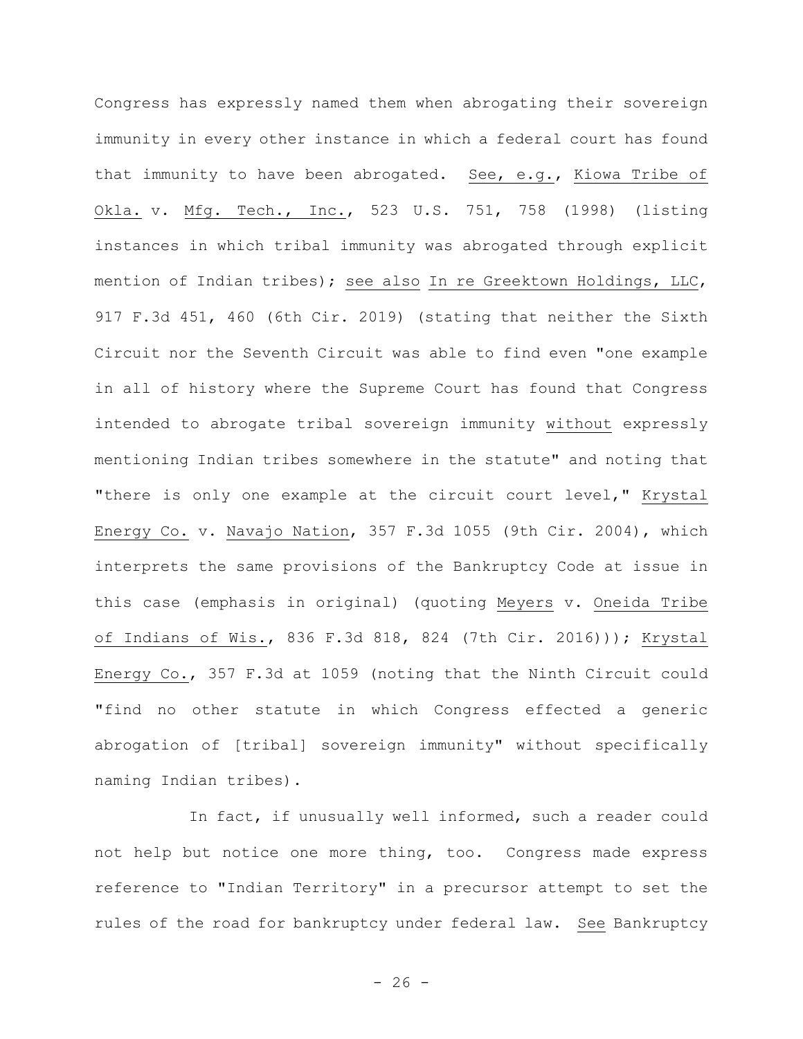Congress has expressly named them when abrogating their sovereign immunity in every other instance in which a federal court has found that immunity to have been abrogated. See, e.g., Kiowa Tribe of Okla. v. Mfg. Tech., Inc., 523 U.S. 751, 758 (1998) (listing instances in which tribal immunity was abrogated through explicit mention of Indian tribes); see also In re Greektown Holdings, LLC, 917 F.3d 451, 460 (6th Cir. 2019) (stating that neither the Sixth Circuit nor the Seventh Circuit was able to find even "one example in all of history where the Supreme Court has found that Congress intended to abrogate tribal sovereign immunity without expressly mentioning Indian tribes somewhere in the statute" and noting that "there is only one example at the circuit court level," Krystal Energy Co. v. Navajo Nation, 357 F.3d 1055 (9th Cir. 2004), which interprets the same provisions of the Bankruptcy Code at issue in this case (emphasis in original) (quoting Meyers v. Oneida Tribe of Indians of Wis., 836 F.3d 818, 824 (7th Cir. 2016))); Krystal Energy Co., 357 F.3d at 1059 (noting that the Ninth Circuit could "find no other statute in which Congress effected a generic abrogation of [tribal] sovereign immunity" without specifically naming Indian tribes).

In fact, if unusually well informed, such a reader could not help but notice one more thing, too. Congress made express reference to "Indian Territory" in a precursor attempt to set the rules of the road for bankruptcy under federal law. See Bankruptcy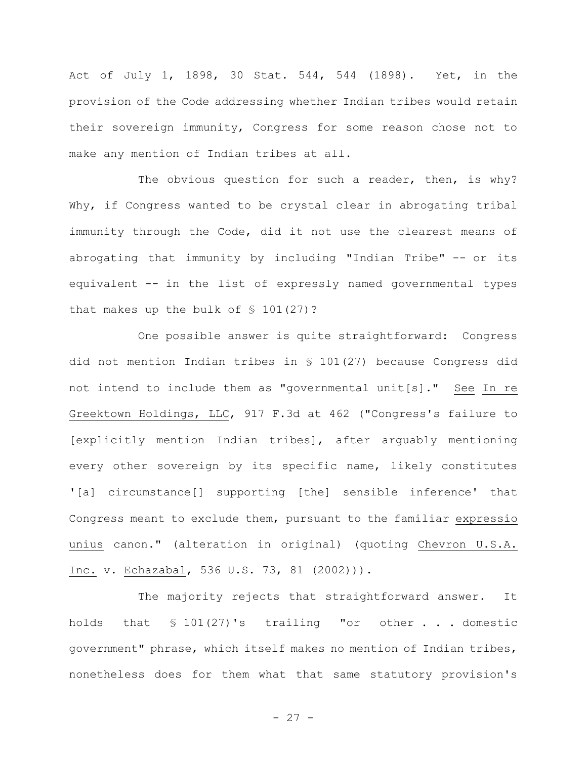Act of July 1, 1898, 30 Stat. 544, 544 (1898). Yet, in the provision of the Code addressing whether Indian tribes would retain their sovereign immunity, Congress for some reason chose not to make any mention of Indian tribes at all.

The obvious question for such a reader, then, is why? Why, if Congress wanted to be crystal clear in abrogating tribal immunity through the Code, did it not use the clearest means of abrogating that immunity by including "Indian Tribe" -- or its equivalent -- in the list of expressly named governmental types that makes up the bulk of § 101(27)?

One possible answer is quite straightforward: Congress did not mention Indian tribes in § 101(27) because Congress did not intend to include them as "governmental unit[s]." See In re Greektown Holdings, LLC, 917 F.3d at 462 ("Congress's failure to [explicitly mention Indian tribes], after arguably mentioning every other sovereign by its specific name, likely constitutes '[a] circumstance[] supporting [the] sensible inference' that Congress meant to exclude them, pursuant to the familiar expressio unius canon." (alteration in original) (quoting Chevron U.S.A. Inc. v. Echazabal, 536 U.S. 73, 81 (2002))).

The majority rejects that straightforward answer. It holds that § 101(27)'s trailing "or other . . . domestic government" phrase, which itself makes no mention of Indian tribes, nonetheless does for them what that same statutory provision's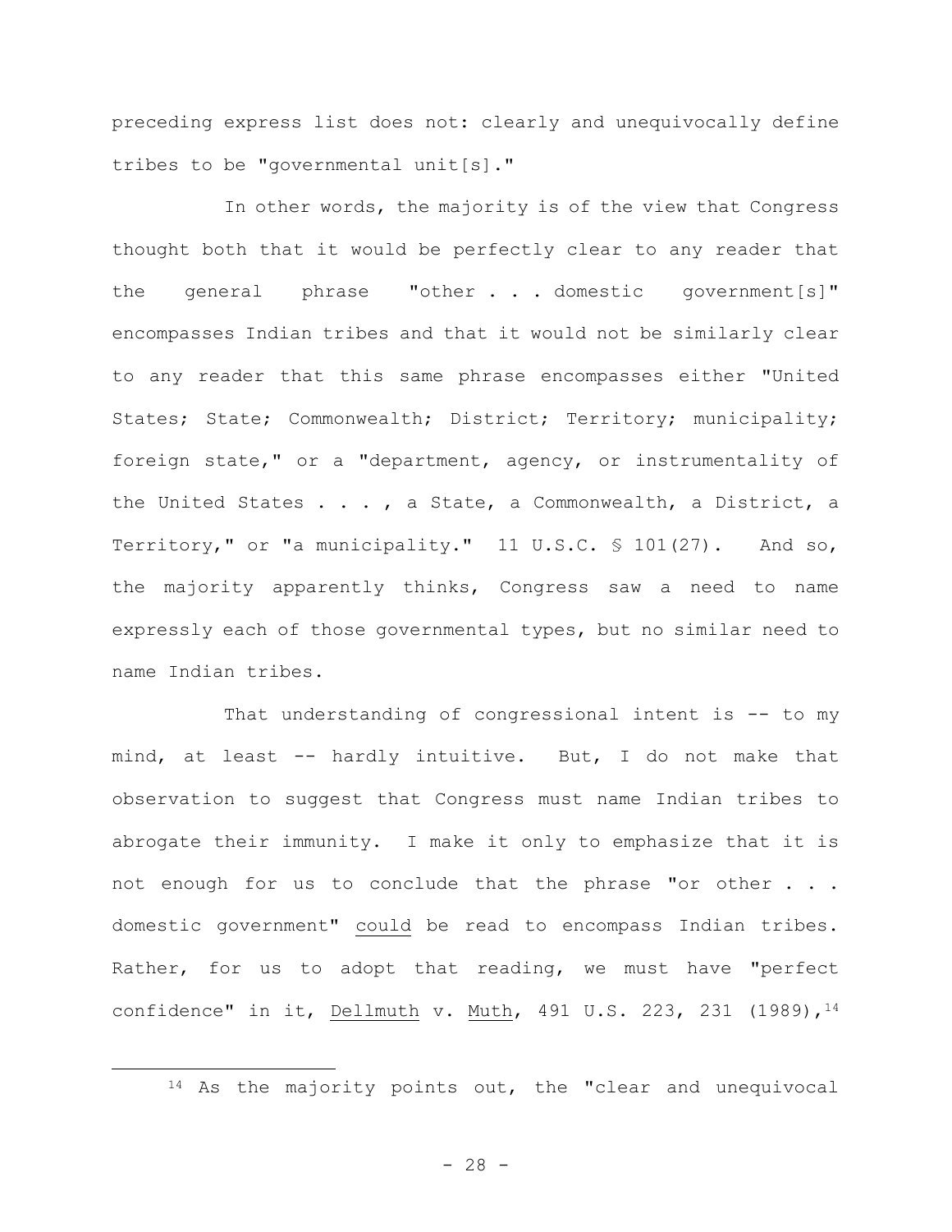preceding express list does not: clearly and unequivocally define tribes to be "governmental unit[s]."

In other words, the majority is of the view that Congress thought both that it would be perfectly clear to any reader that the general phrase "other . . . domestic government[s]" encompasses Indian tribes and that it would not be similarly clear to any reader that this same phrase encompasses either "United States; State; Commonwealth; District; Territory; municipality; foreign state," or a "department, agency, or instrumentality of the United States . . . , a State, a Commonwealth, a District, a Territory," or "a municipality." 11 U.S.C. § 101(27). And so, the majority apparently thinks, Congress saw a need to name expressly each of those governmental types, but no similar need to name Indian tribes.

That understanding of congressional intent is -- to my mind, at least -- hardly intuitive. But, I do not make that observation to suggest that Congress must name Indian tribes to abrogate their immunity. I make it only to emphasize that it is not enough for us to conclude that the phrase "or other . . . domestic government" <u>could</u> be read to encompass Indian tribes. Rather, for us to adopt that reading, we must have "perfect confidence" in it, <u>Dellmuth</u> v. <u>Muth</u>, 491 U.S. 223, 231 (1989),[14]

---

[14] As the majority points out, the "clear and unequivocal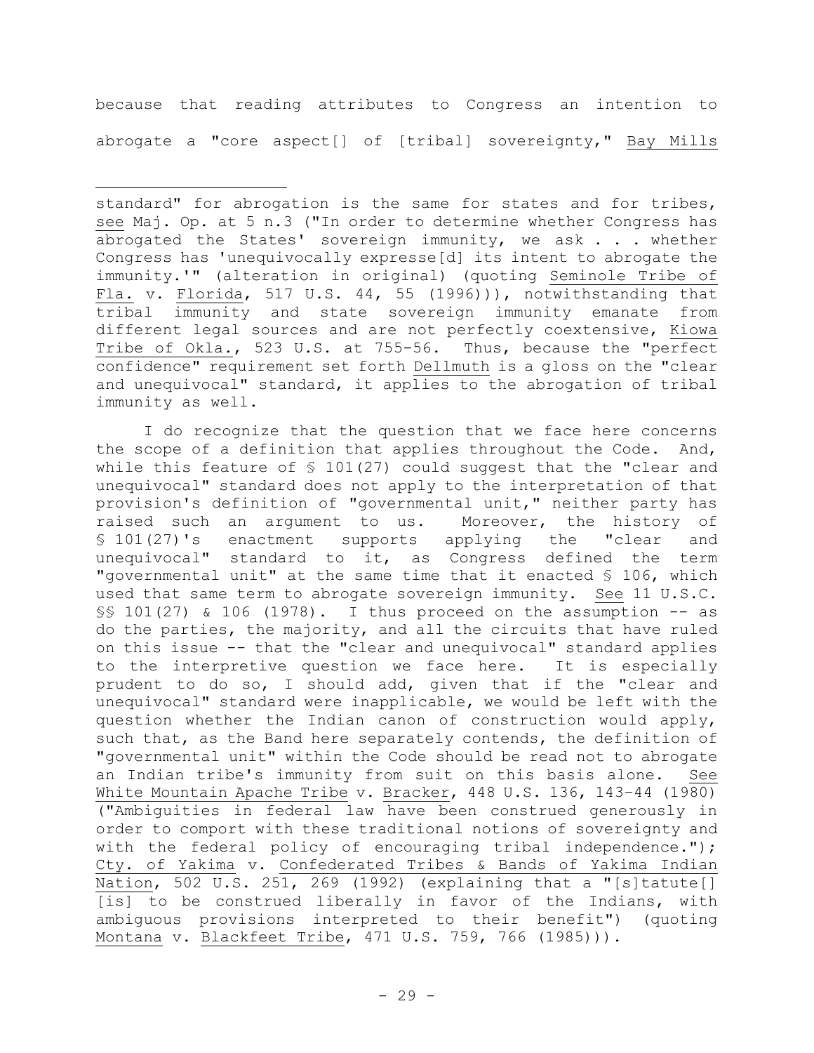because that reading attributes to Congress an intention to abrogate a "core aspect[] of [tribal] sovereignty," Bay Mills

---

standard" for abrogation is the same for states and for tribes, see Maj. Op. at 5 n.3 ("In order to determine whether Congress has abrogated the States' sovereign immunity, we ask . . . whether Congress has 'unequivocally expresse[d] its intent to abrogate the immunity.'" (alteration in original) (quoting Seminole Tribe of Fla. v. Florida, 517 U.S. 44, 55 (1996))), notwithstanding that tribal immunity and state sovereign immunity emanate from different legal sources and are not perfectly coextensive, Kiowa Tribe of Okla., 523 U.S. at 755-56. Thus, because the "perfect confidence" requirement set forth Dellmuth is a gloss on the "clear and unequivocal" standard, it applies to the abrogation of tribal immunity as well.

I do recognize that the question that we face here concerns the scope of a definition that applies throughout the Code. And, while this feature of § 101(27) could suggest that the "clear and unequivocal" standard does not apply to the interpretation of that provision's definition of "governmental unit," neither party has raised such an argument to us. Moreover, the history of § 101(27)'s enactment supports applying the "clear and unequivocal" standard to it, as Congress defined the term "governmental unit" at the same time that it enacted § 106, which used that same term to abrogate sovereign immunity. See 11 U.S.C. §§ 101(27) & 106 (1978). I thus proceed on the assumption -- as do the parties, the majority, and all the circuits that have ruled on this issue -- that the "clear and unequivocal" standard applies to the interpretive question we face here. It is especially prudent to do so, I should add, given that if the "clear and unequivocal" standard were inapplicable, we would be left with the question whether the Indian canon of construction would apply, such that, as the Band here separately contends, the definition of "governmental unit" within the Code should be read not to abrogate an Indian tribe's immunity from suit on this basis alone. See White Mountain Apache Tribe v. Bracker, 448 U.S. 136, 143–44 (1980) ("Ambiguities in federal law have been construed generously in order to comport with these traditional notions of sovereignty and with the federal policy of encouraging tribal independence."); Cty. of Yakima v. Confederated Tribes & Bands of Yakima Indian Nation, 502 U.S. 251, 269 (1992) (explaining that a "[s]tatute[] [is] to be construed liberally in favor of the Indians, with ambiguous provisions interpreted to their benefit") (quoting Montana v. Blackfeet Tribe, 471 U.S. 759, 766 (1985))).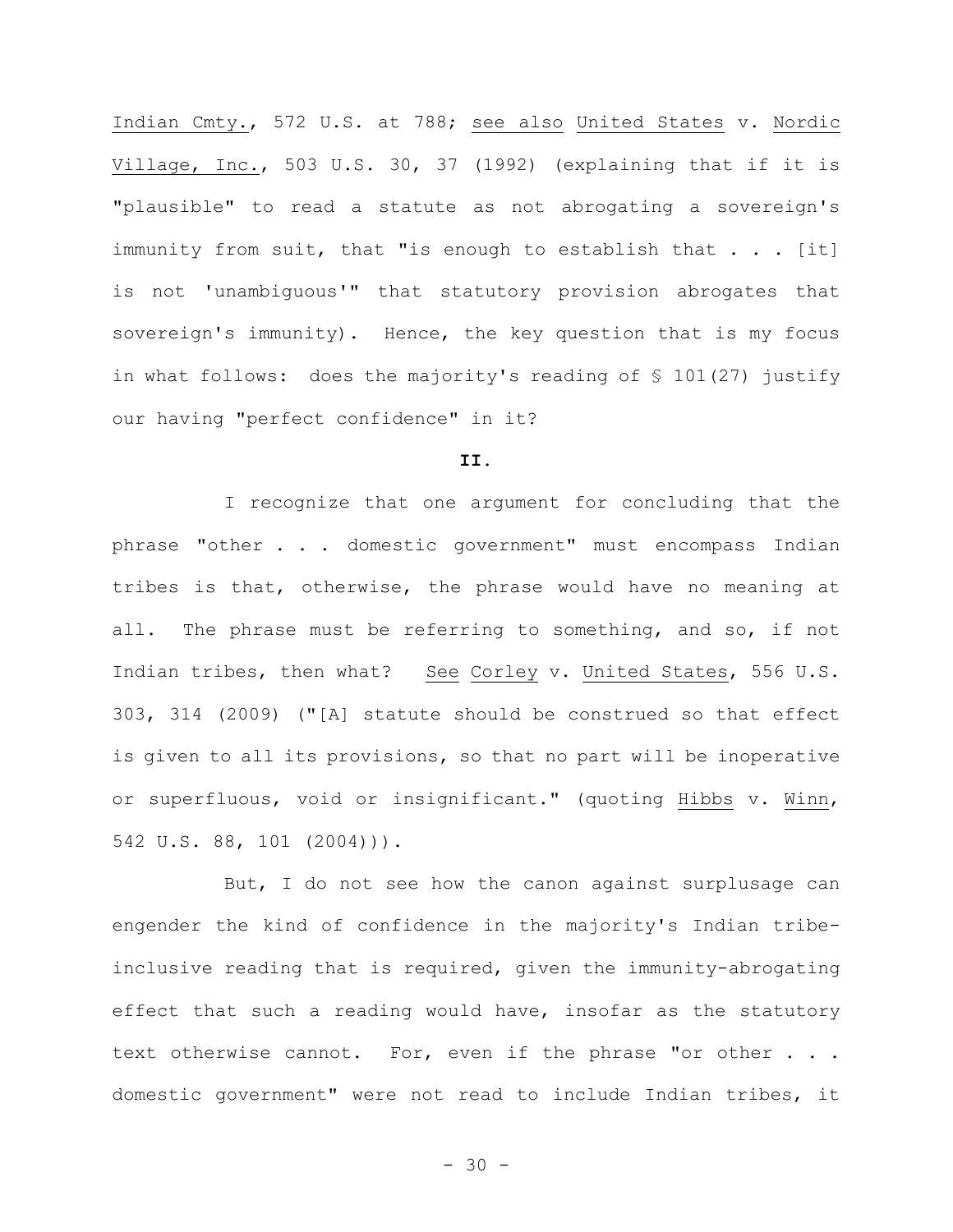Indian Cmty., 572 U.S. at 788; see also United States v. Nordic Village, Inc., 503 U.S. 30, 37 (1992) (explaining that if it is "plausible" to read a statute as not abrogating a sovereign's immunity from suit, that "is enough to establish that . . . [it] is not 'unambiguous'" that statutory provision abrogates that sovereign's immunity). Hence, the key question that is my focus in what follows: does the majority's reading of § 101(27) justify our having "perfect confidence" in it?

## II.

I recognize that one argument for concluding that the phrase "other . . . domestic government" must encompass Indian tribes is that, otherwise, the phrase would have no meaning at all. The phrase must be referring to something, and so, if not Indian tribes, then what? See Corley v. United States, 556 U.S. 303, 314 (2009) ("[A] statute should be construed so that effect is given to all its provisions, so that no part will be inoperative or superfluous, void or insignificant." (quoting Hibbs v. Winn, 542 U.S. 88, 101 (2004))).

But, I do not see how the canon against surplusage can engender the kind of confidence in the majority's Indian tribe-inclusive reading that is required, given the immunity-abrogating effect that such a reading would have, insofar as the statutory text otherwise cannot. For, even if the phrase "or other . . . domestic government" were not read to include Indian tribes, it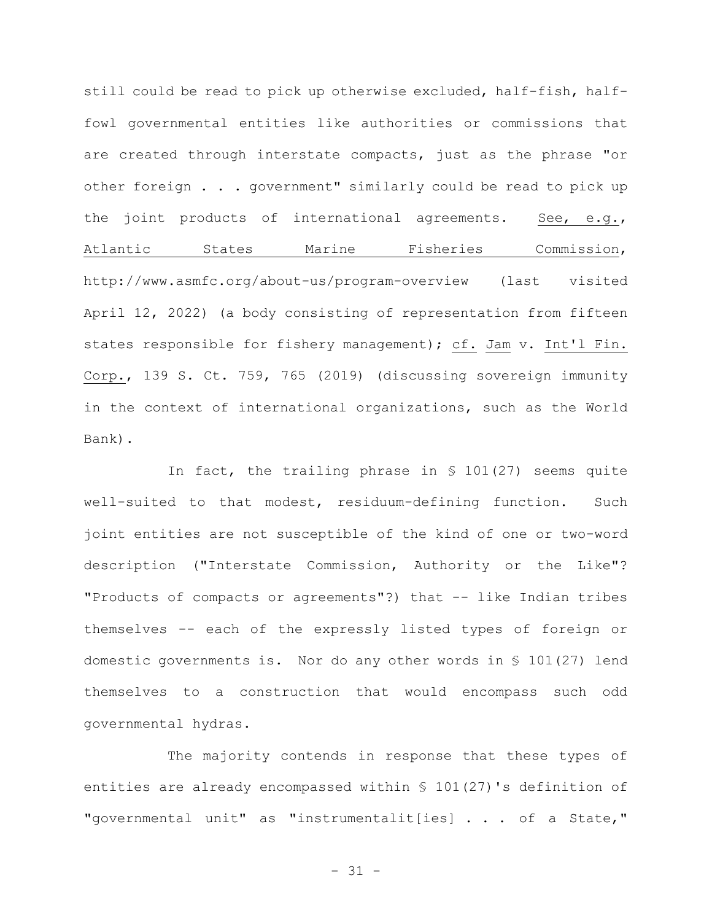still could be read to pick up otherwise excluded, half-fish, half-fowl governmental entities like authorities or commissions that are created through interstate compacts, just as the phrase "or other foreign . . . government" similarly could be read to pick up the joint products of international agreements. See, e.g., Atlantic States Marine Fisheries Commission, http://www.asmfc.org/about-us/program-overview (last visited April 12, 2022) (a body consisting of representation from fifteen states responsible for fishery management); cf. Jam v. Int'l Fin. Corp., 139 S. Ct. 759, 765 (2019) (discussing sovereign immunity in the context of international organizations, such as the World Bank).

In fact, the trailing phrase in § 101(27) seems quite well-suited to that modest, residuum-defining function. Such joint entities are not susceptible of the kind of one or two-word description ("Interstate Commission, Authority or the Like"? "Products of compacts or agreements"?) that -- like Indian tribes themselves -- each of the expressly listed types of foreign or domestic governments is. Nor do any other words in § 101(27) lend themselves to a construction that would encompass such odd governmental hydras.

The majority contends in response that these types of entities are already encompassed within § 101(27)'s definition of "governmental unit" as "instrumentalit[ies] . . . of a State,"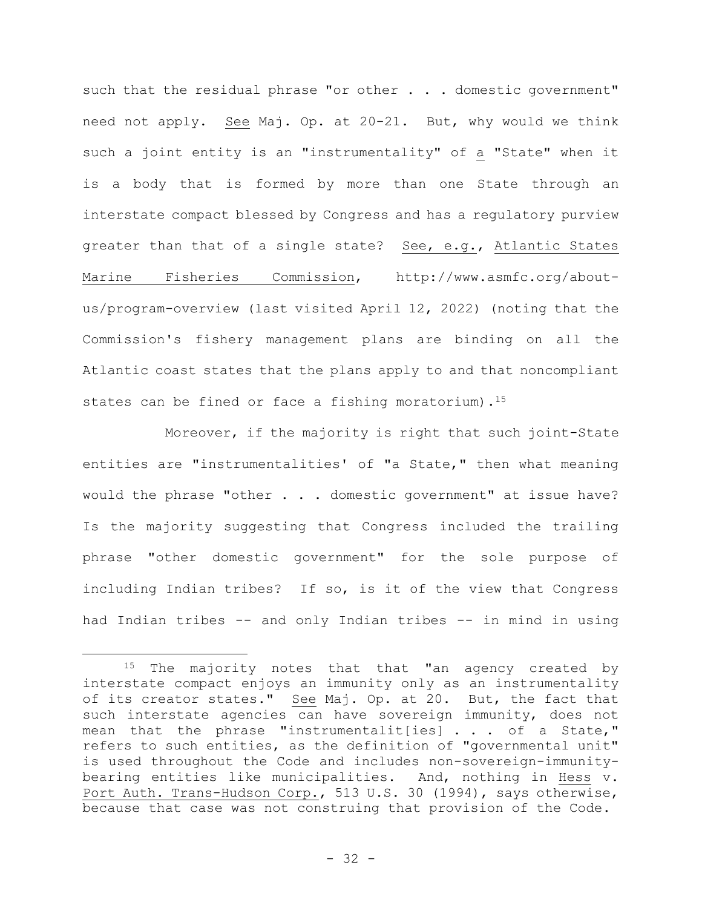such that the residual phrase "or other . . . domestic government" need not apply. See Maj. Op. at 20-21. But, why would we think such a joint entity is an "instrumentality" of a "State" when it is a body that is formed by more than one State through an interstate compact blessed by Congress and has a regulatory purview greater than that of a single state? See, e.g., Atlantic States Marine Fisheries Commission, http://www.asmfc.org/about-us/program-overview (last visited April 12, 2022) (noting that the Commission's fishery management plans are binding on all the Atlantic coast states that the plans apply to and that noncompliant states can be fined or face a fishing moratorium).[15]

Moreover, if the majority is right that such joint-State entities are "instrumentalities' of "a State," then what meaning would the phrase "other . . . domestic government" at issue have? Is the majority suggesting that Congress included the trailing phrase "other domestic government" for the sole purpose of including Indian tribes? If so, is it of the view that Congress had Indian tribes -- and only Indian tribes -- in mind in using

[15] The majority notes that that "an agency created by interstate compact enjoys an immunity only as an instrumentality of its creator states." See Maj. Op. at 20. But, the fact that such interstate agencies can have sovereign immunity, does not mean that the phrase "instrumentalit[ies] . . . of a State," refers to such entities, as the definition of "governmental unit" is used throughout the Code and includes non-sovereign-immunity-bearing entities like municipalities. And, nothing in Hess v. Port Auth. Trans-Hudson Corp., 513 U.S. 30 (1994), says otherwise, because that case was not construing that provision of the Code.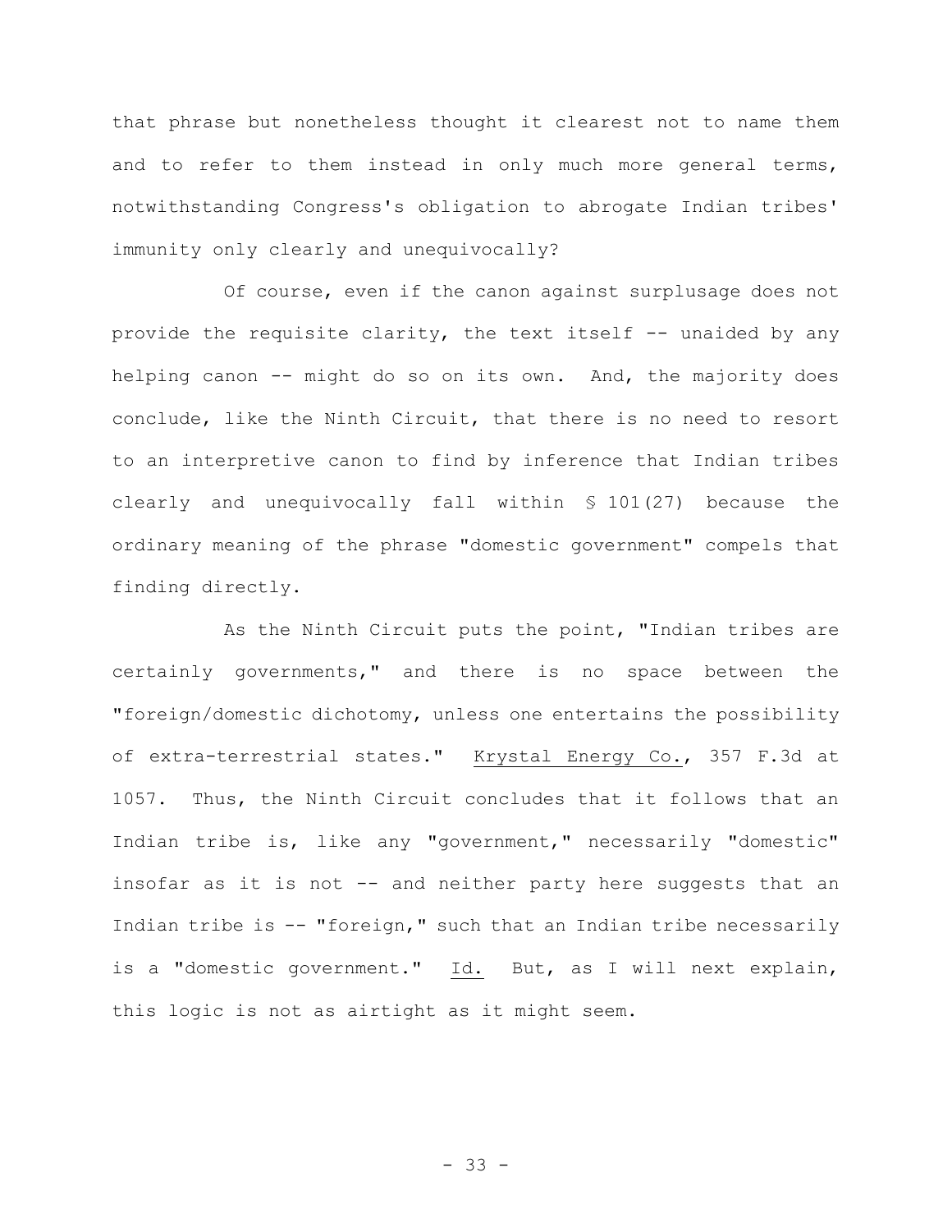that phrase but nonetheless thought it clearest not to name them and to refer to them instead in only much more general terms, notwithstanding Congress's obligation to abrogate Indian tribes' immunity only clearly and unequivocally?

Of course, even if the canon against surplusage does not provide the requisite clarity, the text itself -- unaided by any helping canon -- might do so on its own. And, the majority does conclude, like the Ninth Circuit, that there is no need to resort to an interpretive canon to find by inference that Indian tribes clearly and unequivocally fall within § 101(27) because the ordinary meaning of the phrase "domestic government" compels that finding directly.

As the Ninth Circuit puts the point, "Indian tribes are certainly governments," and there is no space between the "foreign/domestic dichotomy, unless one entertains the possibility of extra-terrestrial states." Krystal Energy Co., 357 F.3d at 1057. Thus, the Ninth Circuit concludes that it follows that an Indian tribe is, like any "government," necessarily "domestic" insofar as it is not -- and neither party here suggests that an Indian tribe is -- "foreign," such that an Indian tribe necessarily is a "domestic government." Id. But, as I will next explain, this logic is not as airtight as it might seem.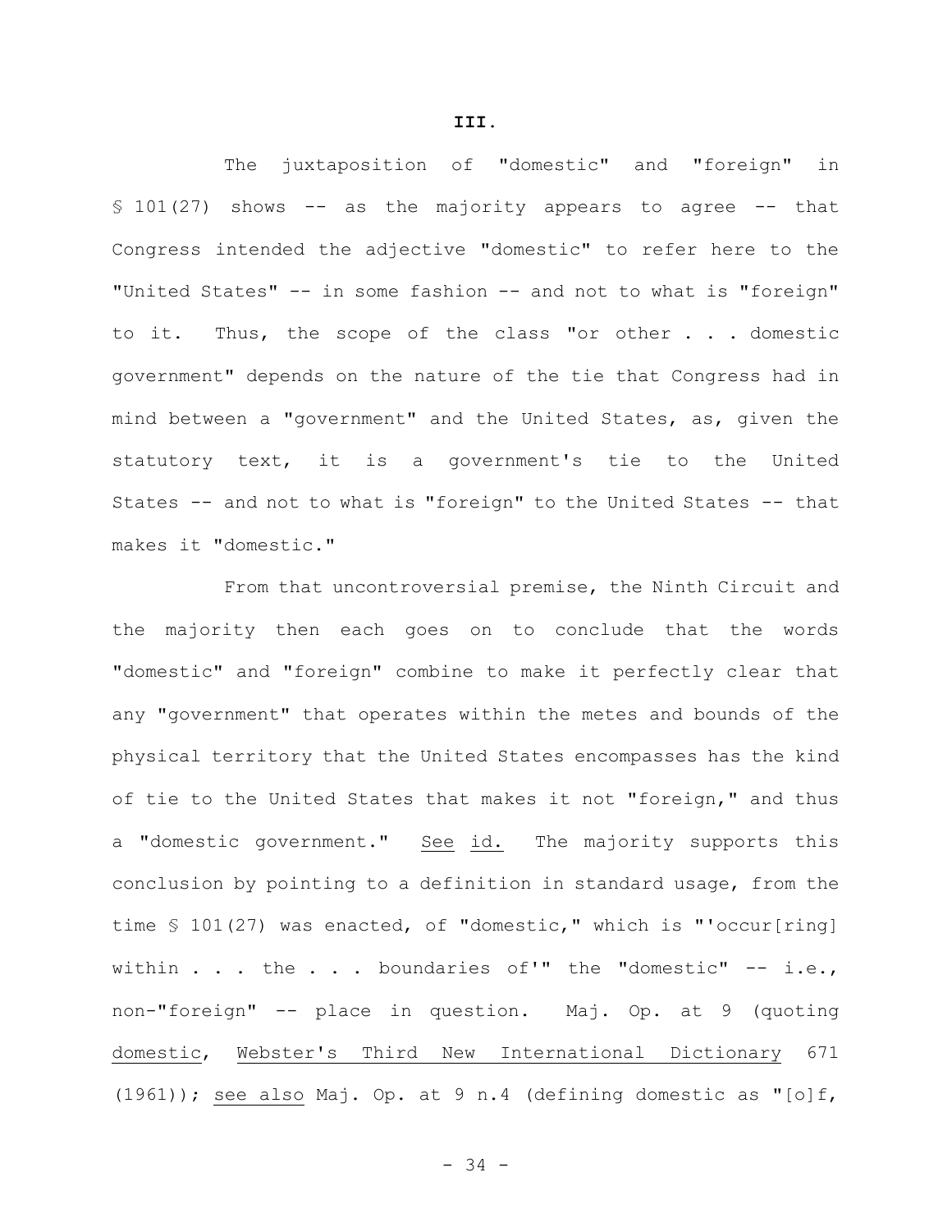## III.

The juxtaposition of "domestic" and "foreign" in § 101(27) shows -- as the majority appears to agree -- that Congress intended the adjective "domestic" to refer here to the "United States" -- in some fashion -- and not to what is "foreign" to it. Thus, the scope of the class "or other . . . domestic government" depends on the nature of the tie that Congress had in mind between a "government" and the United States, as, given the statutory text, it is a government's tie to the United States -- and not to what is "foreign" to the United States -- that makes it "domestic."

From that uncontroversial premise, the Ninth Circuit and the majority then each goes on to conclude that the words "domestic" and "foreign" combine to make it perfectly clear that any "government" that operates within the metes and bounds of the physical territory that the United States encompasses has the kind of tie to the United States that makes it not "foreign," and thus a "domestic government." <u>See</u> <u>id.</u> The majority supports this conclusion by pointing to a definition in standard usage, from the time § 101(27) was enacted, of "domestic," which is "'occur[ring] within . . . the . . . boundaries of'" the "domestic" -- i.e., non-"foreign" -- place in question. Maj. Op. at 9 (quoting <u>domestic</u>, <u>Webster's Third New International Dictionary</u> 671 (1961)); <u>see also</u> Maj. Op. at 9 n.4 (defining domestic as "[o]f,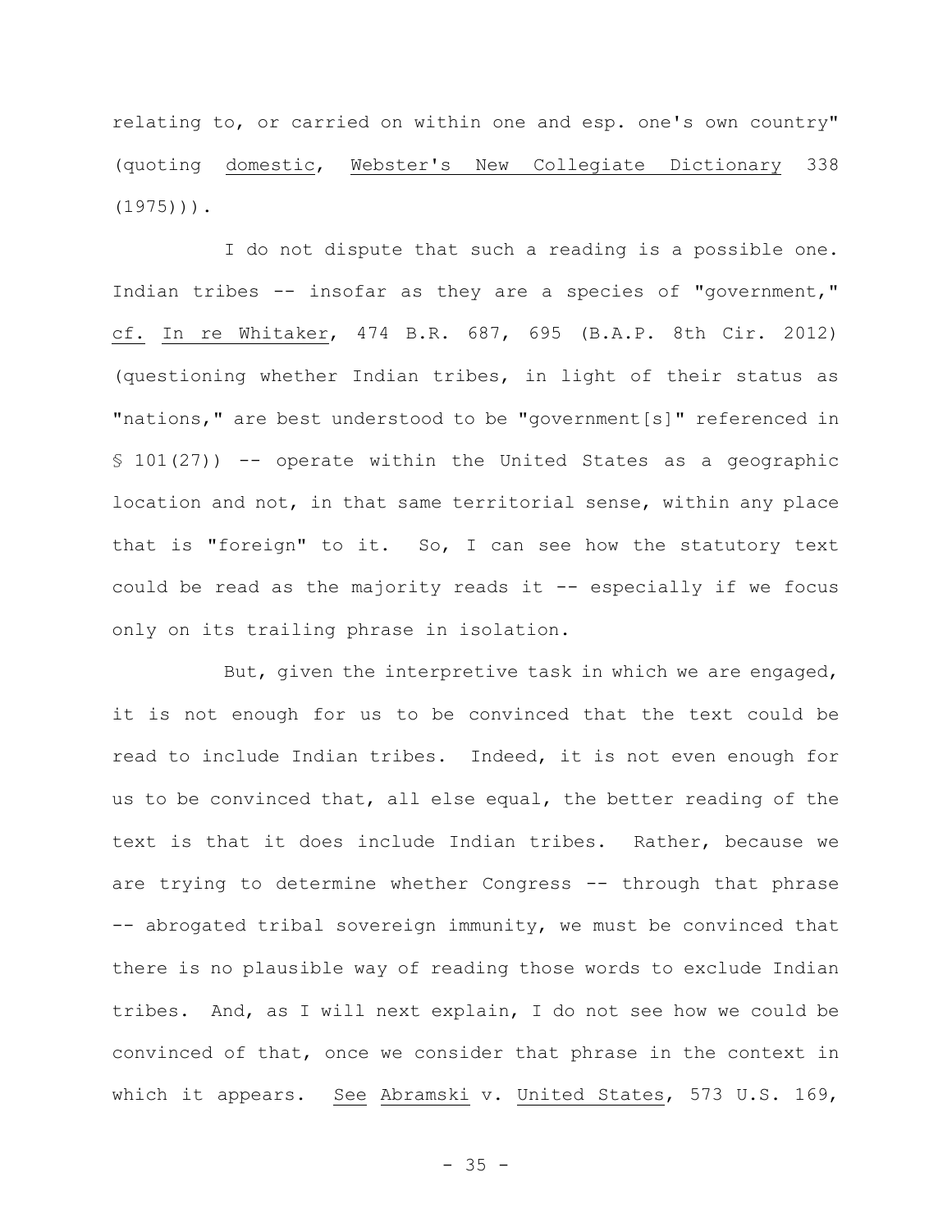relating to, or carried on within one and esp. one's own country" (quoting domestic, Webster's New Collegiate Dictionary 338 (1975))).

I do not dispute that such a reading is a possible one. Indian tribes -- insofar as they are a species of "government," cf. In re Whitaker, 474 B.R. 687, 695 (B.A.P. 8th Cir. 2012) (questioning whether Indian tribes, in light of their status as "nations," are best understood to be "government[s]" referenced in § 101(27)) -- operate within the United States as a geographic location and not, in that same territorial sense, within any place that is "foreign" to it. So, I can see how the statutory text could be read as the majority reads it -- especially if we focus only on its trailing phrase in isolation.

But, given the interpretive task in which we are engaged, it is not enough for us to be convinced that the text could be read to include Indian tribes. Indeed, it is not even enough for us to be convinced that, all else equal, the better reading of the text is that it does include Indian tribes. Rather, because we are trying to determine whether Congress -- through that phrase -- abrogated tribal sovereign immunity, we must be convinced that there is no plausible way of reading those words to exclude Indian tribes. And, as I will next explain, I do not see how we could be convinced of that, once we consider that phrase in the context in which it appears. See Abramski v. United States, 573 U.S. 169,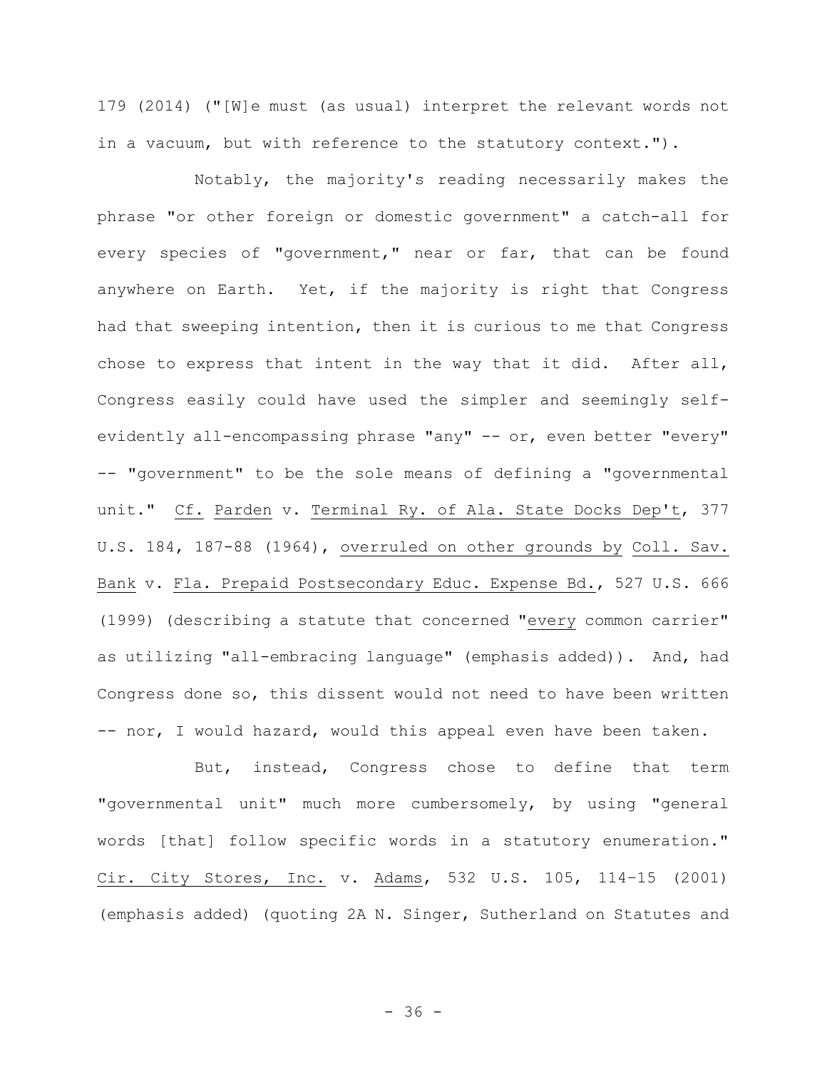179 (2014) ("[W]e must (as usual) interpret the relevant words not in a vacuum, but with reference to the statutory context.").

Notably, the majority's reading necessarily makes the phrase "or other foreign or domestic government" a catch-all for every species of "government," near or far, that can be found anywhere on Earth. Yet, if the majority is right that Congress had that sweeping intention, then it is curious to me that Congress chose to express that intent in the way that it did. After all, Congress easily could have used the simpler and seemingly self-evidently all-encompassing phrase "any" -- or, even better "every" -- "government" to be the sole means of defining a "governmental unit." Cf. Parden v. Terminal Ry. of Ala. State Docks Dep't, 377 U.S. 184, 187-88 (1964), overruled on other grounds by Coll. Sav. Bank v. Fla. Prepaid Postsecondary Educ. Expense Bd., 527 U.S. 666 (1999) (describing a statute that concerned "every common carrier" as utilizing "all-embracing language" (emphasis added)). And, had Congress done so, this dissent would not need to have been written -- nor, I would hazard, would this appeal even have been taken.

But, instead, Congress chose to define that term "governmental unit" much more cumbersomely, by using "general words [that] follow specific words in a statutory enumeration." Cir. City Stores, Inc. v. Adams, 532 U.S. 105, 114–15 (2001) (emphasis added) (quoting 2A N. Singer, Sutherland on Statutes and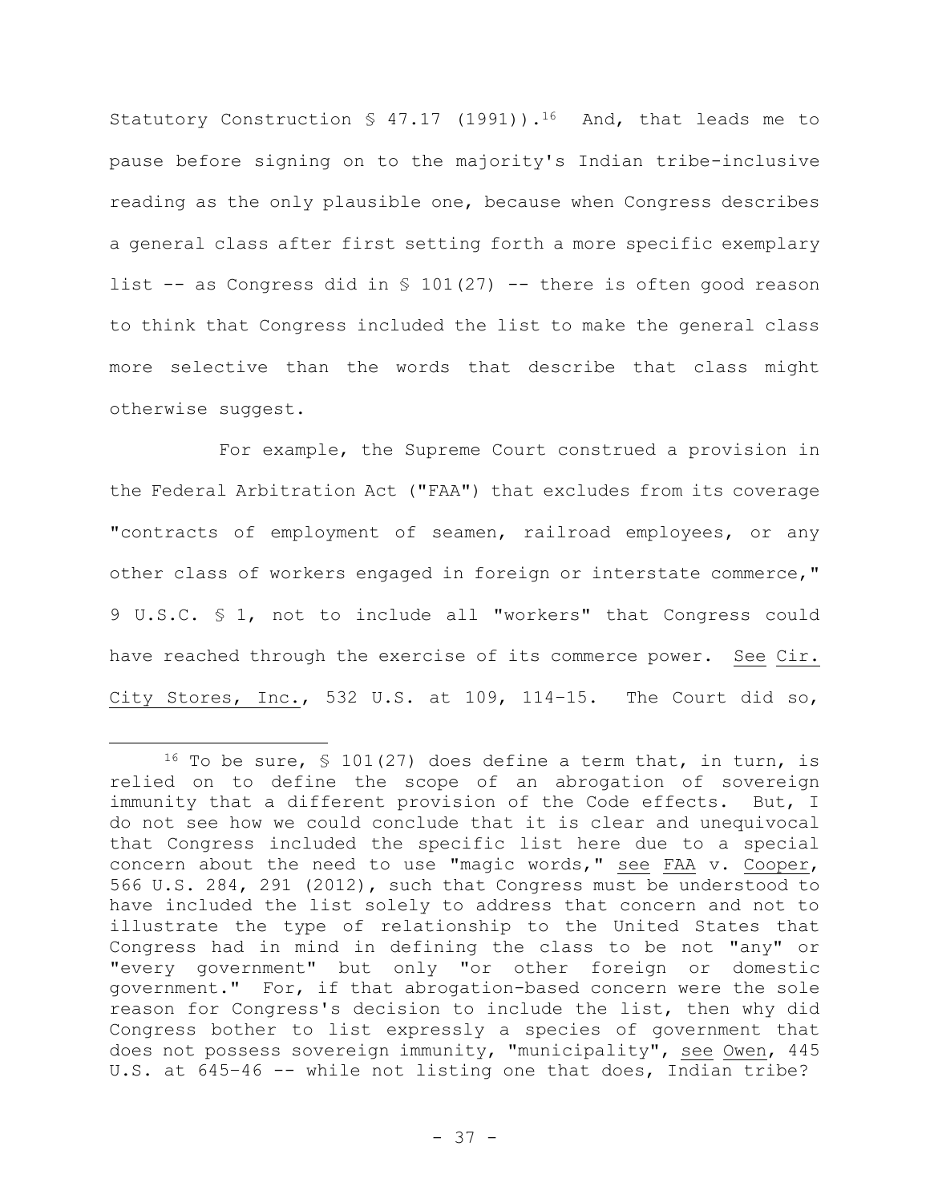Statutory Construction § 47.17 (1991)).[16] And, that leads me to pause before signing on to the majority's Indian tribe-inclusive reading as the only plausible one, because when Congress describes a general class after first setting forth a more specific exemplary list -- as Congress did in § 101(27) -- there is often good reason to think that Congress included the list to make the general class more selective than the words that describe that class might otherwise suggest.

For example, the Supreme Court construed a provision in the Federal Arbitration Act ("FAA") that excludes from its coverage "contracts of employment of seamen, railroad employees, or any other class of workers engaged in foreign or interstate commerce," 9 U.S.C. § 1, not to include all "workers" that Congress could have reached through the exercise of its commerce power. See Cir. City Stores, Inc., 532 U.S. at 109, 114-15. The Court did so,

[16] To be sure, § 101(27) does define a term that, in turn, is relied on to define the scope of an abrogation of sovereign immunity that a different provision of the Code effects. But, I do not see how we could conclude that it is clear and unequivocal that Congress included the specific list here due to a special concern about the need to use "magic words," see FAA v. Cooper, 566 U.S. 284, 291 (2012), such that Congress must be understood to have included the list solely to address that concern and not to illustrate the type of relationship to the United States that Congress had in mind in defining the class to be not "any" or "every government" but only "or other foreign or domestic government." For, if that abrogation-based concern were the sole reason for Congress's decision to include the list, then why did Congress bother to list expressly a species of government that does not possess sovereign immunity, "municipality", see Owen, 445 U.S. at 645-46 -- while not listing one that does, Indian tribe?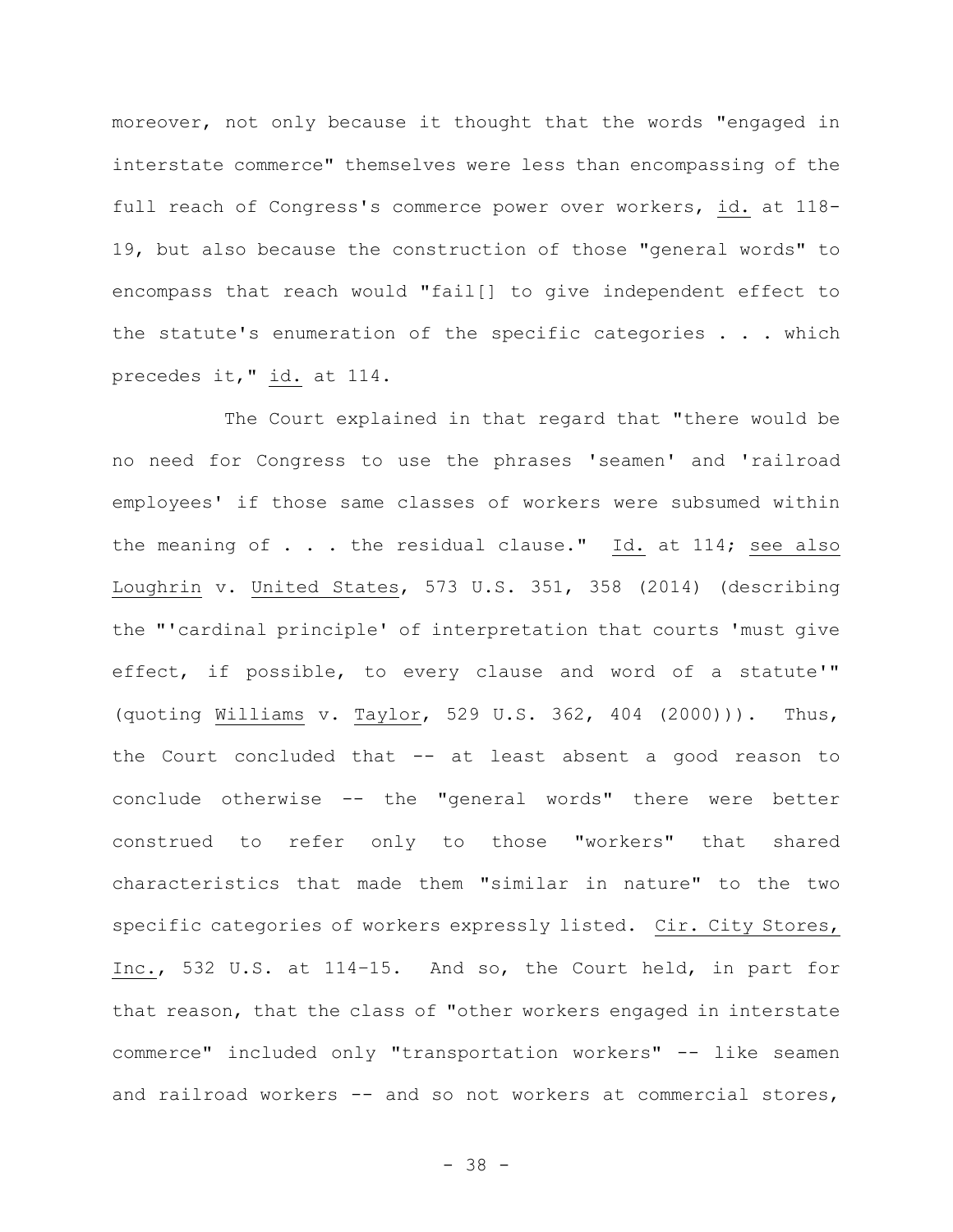moreover, not only because it thought that the words "engaged in interstate commerce" themselves were less than encompassing of the full reach of Congress's commerce power over workers, _id._ at 118-19, but also because the construction of those "general words" to encompass that reach would "fail[] to give independent effect to the statute's enumeration of the specific categories . . . which precedes it," _id._ at 114.

The Court explained in that regard that "there would be no need for Congress to use the phrases 'seamen' and 'railroad employees' if those same classes of workers were subsumed within the meaning of . . . the residual clause." _Id._ at 114; _see also_ _Loughrin_ v. _United States_, 573 U.S. 351, 358 (2014) (describing the "'cardinal principle' of interpretation that courts 'must give effect, if possible, to every clause and word of a statute'" (quoting _Williams_ v. _Taylor_, 529 U.S. 362, 404 (2000))). Thus, the Court concluded that -- at least absent a good reason to conclude otherwise -- the "general words" there were better construed to refer only to those "workers" that shared characteristics that made them "similar in nature" to the two specific categories of workers expressly listed. _Cir. City Stores, Inc._, 532 U.S. at 114–15. And so, the Court held, in part for that reason, that the class of "other workers engaged in interstate commerce" included only "transportation workers" -- like seamen and railroad workers -- and so not workers at commercial stores,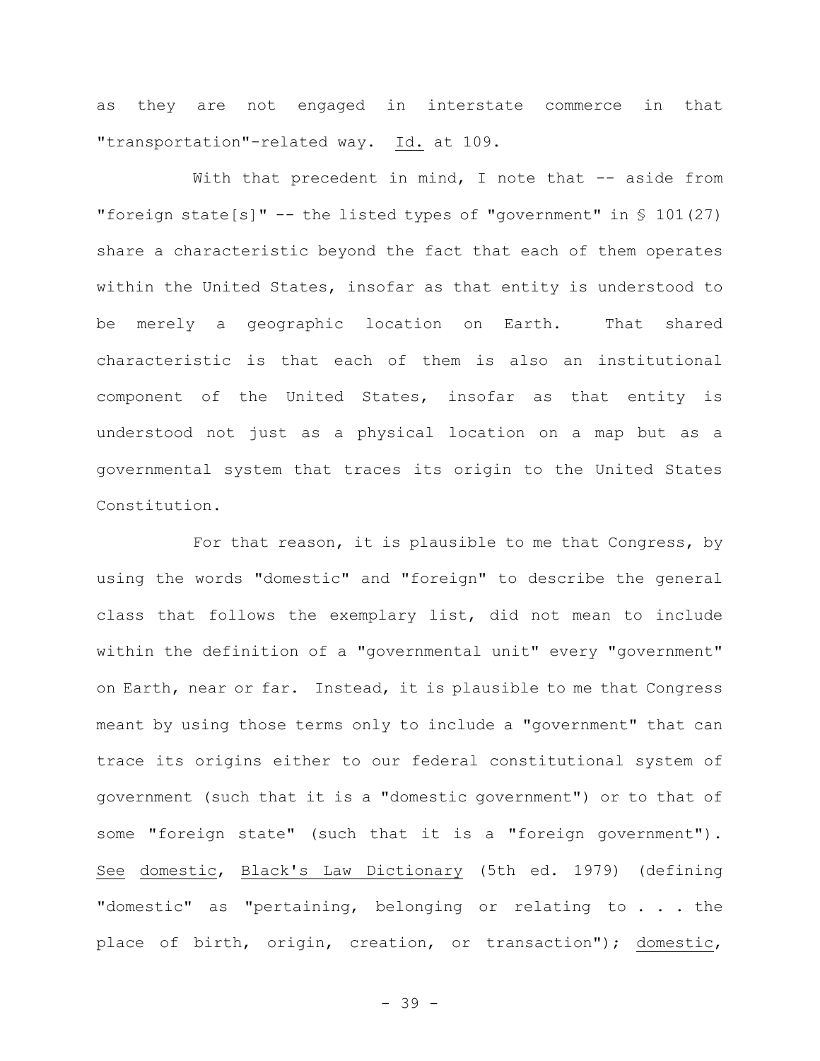as they are not engaged in interstate commerce in that "transportation"-related way. Id. at 109.

With that precedent in mind, I note that -- aside from "foreign state[s]" -- the listed types of "government" in § 101(27) share a characteristic beyond the fact that each of them operates within the United States, insofar as that entity is understood to be merely a geographic location on Earth. That shared characteristic is that each of them is also an institutional component of the United States, insofar as that entity is understood not just as a physical location on a map but as a governmental system that traces its origin to the United States Constitution.

For that reason, it is plausible to me that Congress, by using the words "domestic" and "foreign" to describe the general class that follows the exemplary list, did not mean to include within the definition of a "governmental unit" every "government" on Earth, near or far. Instead, it is plausible to me that Congress meant by using those terms only to include a "government" that can trace its origins either to our federal constitutional system of government (such that it is a "domestic government") or to that of some "foreign state" (such that it is a "foreign government"). See domestic, Black's Law Dictionary (5th ed. 1979) (defining "domestic" as "pertaining, belonging or relating to . . . the place of birth, origin, creation, or transaction"); domestic,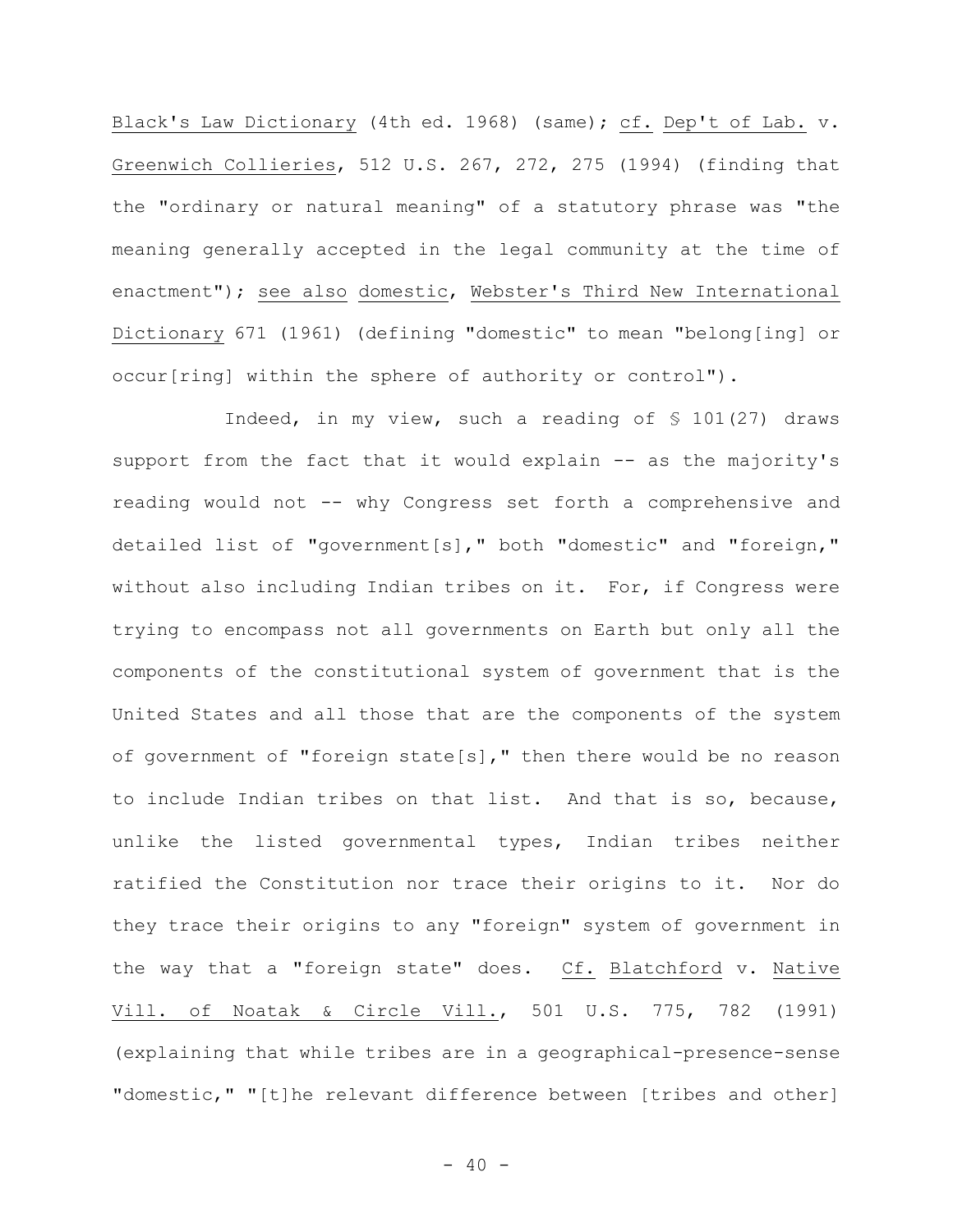Black's Law Dictionary (4th ed. 1968) (same); cf. Dep't of Lab. v. Greenwich Collieries, 512 U.S. 267, 272, 275 (1994) (finding that the "ordinary or natural meaning" of a statutory phrase was "the meaning generally accepted in the legal community at the time of enactment"); see also domestic, Webster's Third New International Dictionary 671 (1961) (defining "domestic" to mean "belong[ing] or occur[ring] within the sphere of authority or control").

Indeed, in my view, such a reading of § 101(27) draws support from the fact that it would explain -- as the majority's reading would not -- why Congress set forth a comprehensive and detailed list of "government[s]," both "domestic" and "foreign," without also including Indian tribes on it. For, if Congress were trying to encompass not all governments on Earth but only all the components of the constitutional system of government that is the United States and all those that are the components of the system of government of "foreign state[s]," then there would be no reason to include Indian tribes on that list. And that is so, because, unlike the listed governmental types, Indian tribes neither ratified the Constitution nor trace their origins to it. Nor do they trace their origins to any "foreign" system of government in the way that a "foreign state" does. Cf. Blatchford v. Native Vill. of Noatak & Circle Vill., 501 U.S. 775, 782 (1991) (explaining that while tribes are in a geographical-presence-sense "domestic," "[t]he relevant difference between [tribes and other]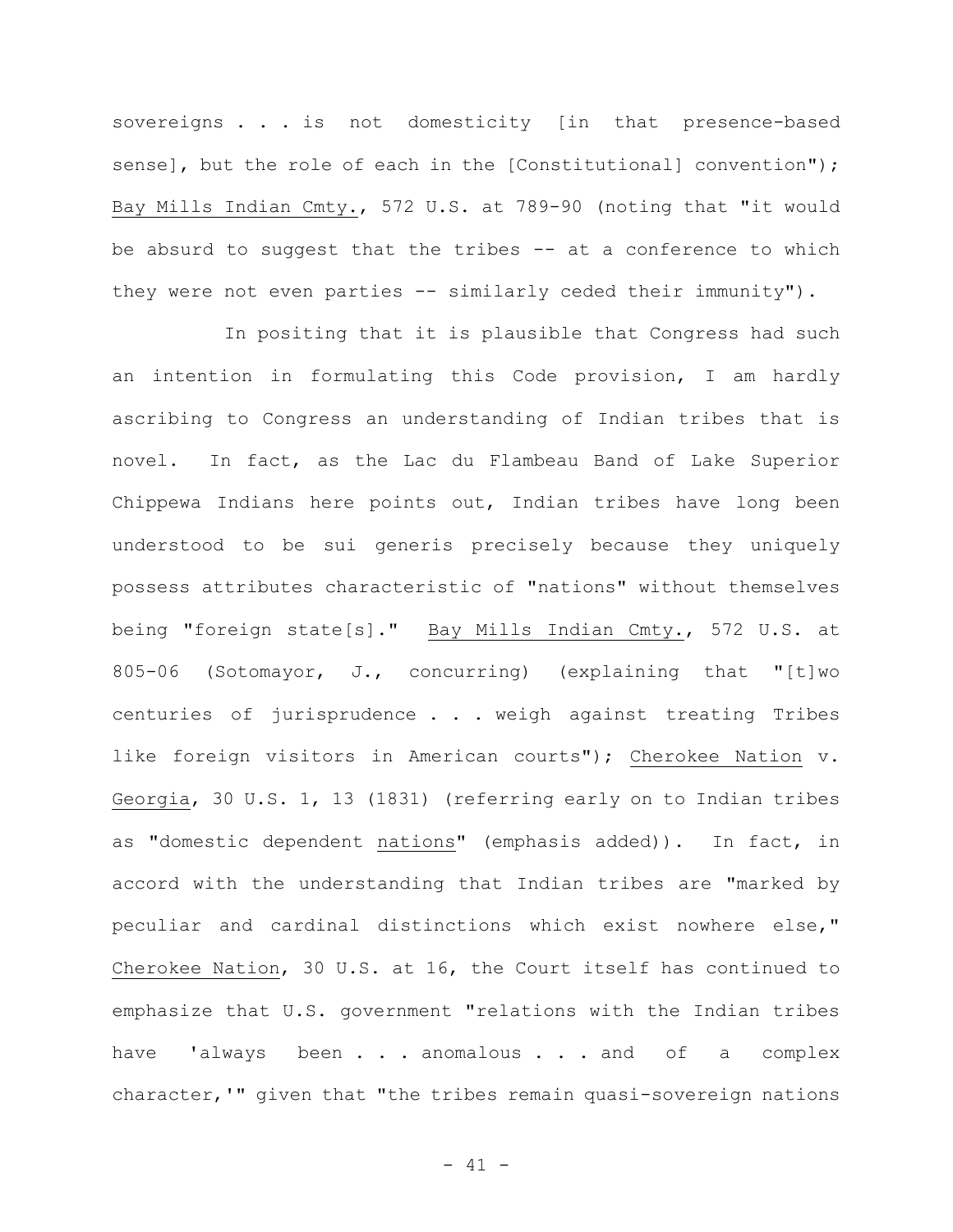sovereigns . . . is not domesticity [in that presence-based sense], but the role of each in the [Constitutional] convention"); Bay Mills Indian Cmty., 572 U.S. at 789-90 (noting that "it would be absurd to suggest that the tribes -- at a conference to which they were not even parties -- similarly ceded their immunity").

In positing that it is plausible that Congress had such an intention in formulating this Code provision, I am hardly ascribing to Congress an understanding of Indian tribes that is novel. In fact, as the Lac du Flambeau Band of Lake Superior Chippewa Indians here points out, Indian tribes have long been understood to be sui generis precisely because they uniquely possess attributes characteristic of "nations" without themselves being "foreign state[s]." Bay Mills Indian Cmty., 572 U.S. at 805-06 (Sotomayor, J., concurring) (explaining that "[t]wo centuries of jurisprudence . . . weigh against treating Tribes like foreign visitors in American courts"); Cherokee Nation v. Georgia, 30 U.S. 1, 13 (1831) (referring early on to Indian tribes as "domestic dependent nations" (emphasis added)). In fact, in accord with the understanding that Indian tribes are "marked by peculiar and cardinal distinctions which exist nowhere else," Cherokee Nation, 30 U.S. at 16, the Court itself has continued to emphasize that U.S. government "relations with the Indian tribes have 'always been . . . anomalous . . . and of a complex character,'" given that "the tribes remain quasi-sovereign nations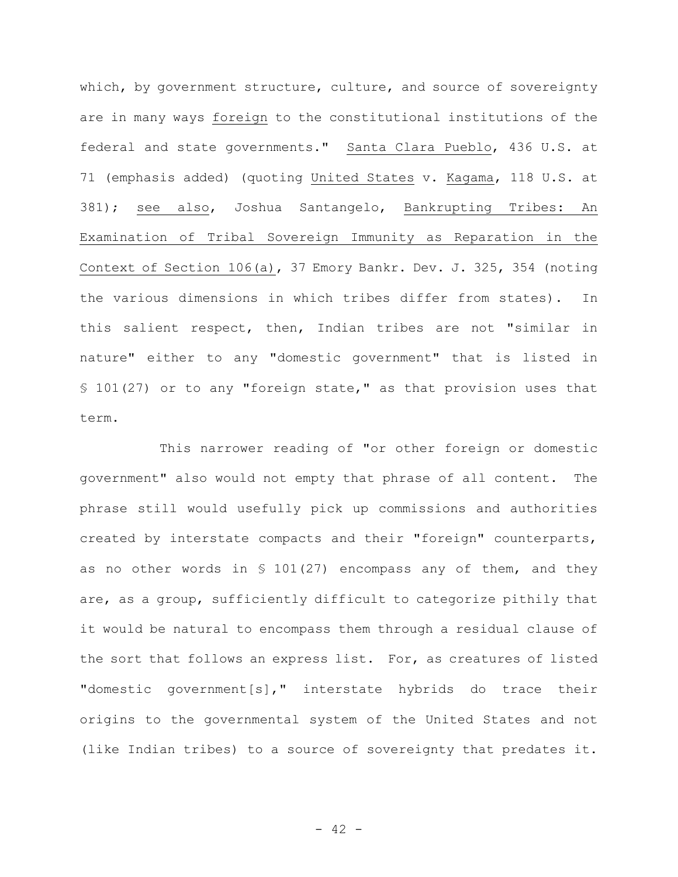which, by government structure, culture, and source of sovereignty are in many ways foreign to the constitutional institutions of the federal and state governments." Santa Clara Pueblo, 436 U.S. at 71 (emphasis added) (quoting United States v. Kagama, 118 U.S. at 381); see also, Joshua Santangelo, Bankrupting Tribes: An Examination of Tribal Sovereign Immunity as Reparation in the Context of Section 106(a), 37 Emory Bankr. Dev. J. 325, 354 (noting the various dimensions in which tribes differ from states). In this salient respect, then, Indian tribes are not "similar in nature" either to any "domestic government" that is listed in § 101(27) or to any "foreign state," as that provision uses that term.

This narrower reading of "or other foreign or domestic government" also would not empty that phrase of all content. The phrase still would usefully pick up commissions and authorities created by interstate compacts and their "foreign" counterparts, as no other words in § 101(27) encompass any of them, and they are, as a group, sufficiently difficult to categorize pithily that it would be natural to encompass them through a residual clause of the sort that follows an express list. For, as creatures of listed "domestic government[s]," interstate hybrids do trace their origins to the governmental system of the United States and not (like Indian tribes) to a source of sovereignty that predates it.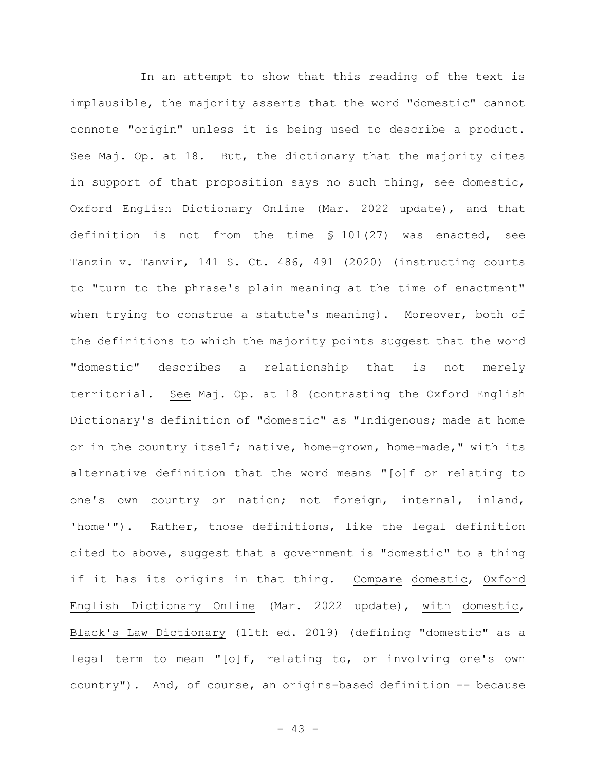In an attempt to show that this reading of the text is implausible, the majority asserts that the word "domestic" cannot connote "origin" unless it is being used to describe a product. See Maj. Op. at 18. But, the dictionary that the majority cites in support of that proposition says no such thing, see domestic, Oxford English Dictionary Online (Mar. 2022 update), and that definition is not from the time § 101(27) was enacted, see Tanzin v. Tanvir, 141 S. Ct. 486, 491 (2020) (instructing courts to "turn to the phrase's plain meaning at the time of enactment" when trying to construe a statute's meaning). Moreover, both of the definitions to which the majority points suggest that the word "domestic" describes a relationship that is not merely territorial. See Maj. Op. at 18 (contrasting the Oxford English Dictionary's definition of "domestic" as "Indigenous; made at home or in the country itself; native, home-grown, home-made," with its alternative definition that the word means "[o]f or relating to one's own country or nation; not foreign, internal, inland, 'home'"). Rather, those definitions, like the legal definition cited to above, suggest that a government is "domestic" to a thing if it has its origins in that thing. Compare domestic, Oxford English Dictionary Online (Mar. 2022 update), with domestic, Black's Law Dictionary (11th ed. 2019) (defining "domestic" as a legal term to mean "[o]f, relating to, or involving one's own country"). And, of course, an origins-based definition -- because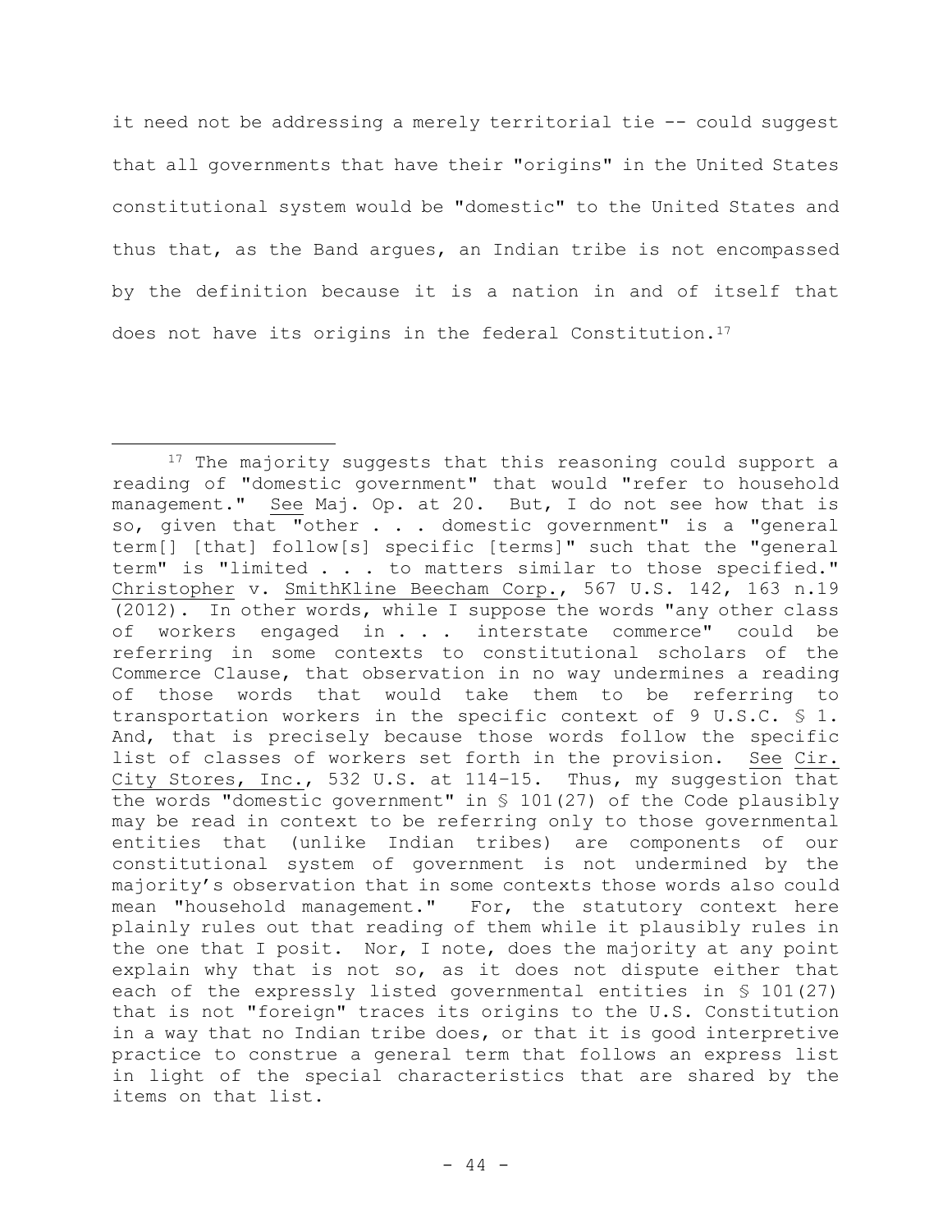it need not be addressing a merely territorial tie -- could suggest that all governments that have their "origins" in the United States constitutional system would be "domestic" to the United States and thus that, as the Band argues, an Indian tribe is not encompassed by the definition because it is a nation in and of itself that does not have its origins in the federal Constitution.[17]

---

[17] The majority suggests that this reasoning could support a reading of "domestic government" that would "refer to household management." See Maj. Op. at 20. But, I do not see how that is so, given that "other . . . domestic government" is a "general term[] [that] follow[s] specific [terms]" such that the "general term" is "limited . . . to matters similar to those specified." Christopher v. SmithKline Beecham Corp., 567 U.S. 142, 163 n.19 (2012). In other words, while I suppose the words "any other class of workers engaged in . . . interstate commerce" could be referring in some contexts to constitutional scholars of the Commerce Clause, that observation in no way undermines a reading of those words that would take them to be referring to transportation workers in the specific context of 9 U.S.C. § 1. And, that is precisely because those words follow the specific list of classes of workers set forth in the provision. See Cir. City Stores, Inc., 532 U.S. at 114–15. Thus, my suggestion that the words "domestic government" in § 101(27) of the Code plausibly may be read in context to be referring only to those governmental entities that (unlike Indian tribes) are components of our constitutional system of government is not undermined by the majority's observation that in some contexts those words also could mean "household management." For, the statutory context here plainly rules out that reading of them while it plausibly rules in the one that I posit. Nor, I note, does the majority at any point explain why that is not so, as it does not dispute either that each of the expressly listed governmental entities in § 101(27) that is not "foreign" traces its origins to the U.S. Constitution in a way that no Indian tribe does, or that it is good interpretive practice to construe a general term that follows an express list in light of the special characteristics that are shared by the items on that list.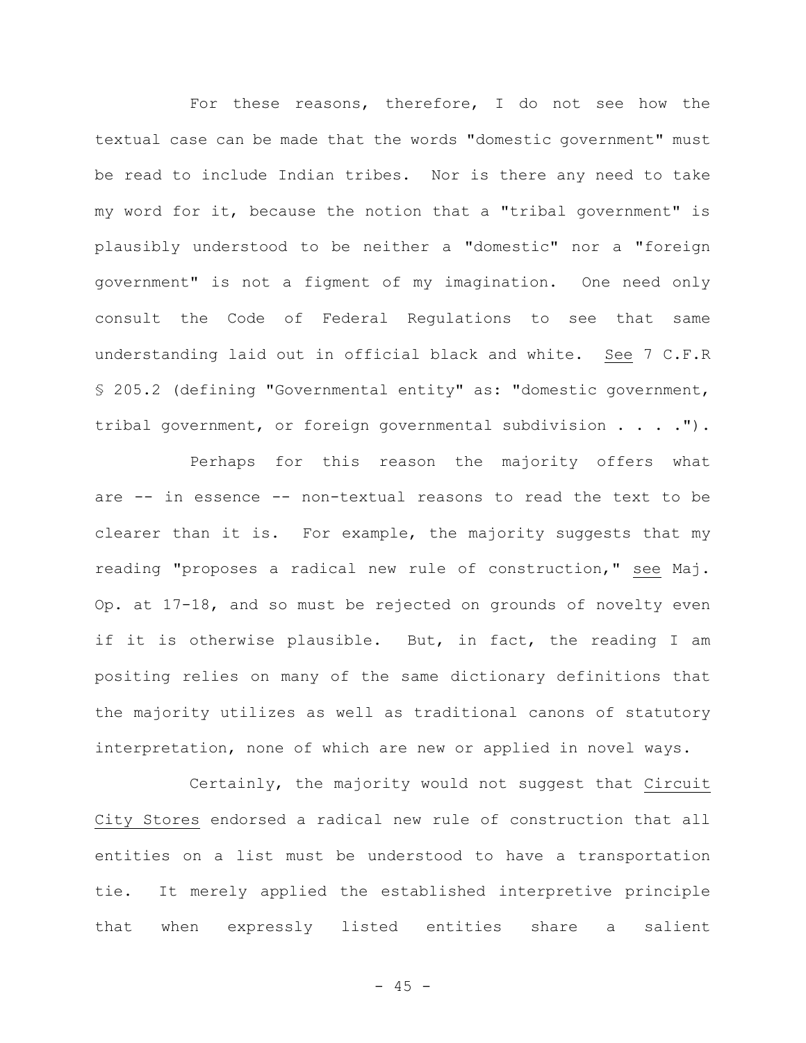For these reasons, therefore, I do not see how the textual case can be made that the words "domestic government" must be read to include Indian tribes. Nor is there any need to take my word for it, because the notion that a "tribal government" is plausibly understood to be neither a "domestic" nor a "foreign government" is not a figment of my imagination. One need only consult the Code of Federal Regulations to see that same understanding laid out in official black and white. See 7 C.F.R § 205.2 (defining "Governmental entity" as: "domestic government, tribal government, or foreign governmental subdivision . . . .").

Perhaps for this reason the majority offers what are -- in essence -- non-textual reasons to read the text to be clearer than it is. For example, the majority suggests that my reading "proposes a radical new rule of construction," see Maj. Op. at 17-18, and so must be rejected on grounds of novelty even if it is otherwise plausible. But, in fact, the reading I am positing relies on many of the same dictionary definitions that the majority utilizes as well as traditional canons of statutory interpretation, none of which are new or applied in novel ways.

Certainly, the majority would not suggest that Circuit City Stores endorsed a radical new rule of construction that all entities on a list must be understood to have a transportation tie. It merely applied the established interpretive principle that when expressly listed entities share a salient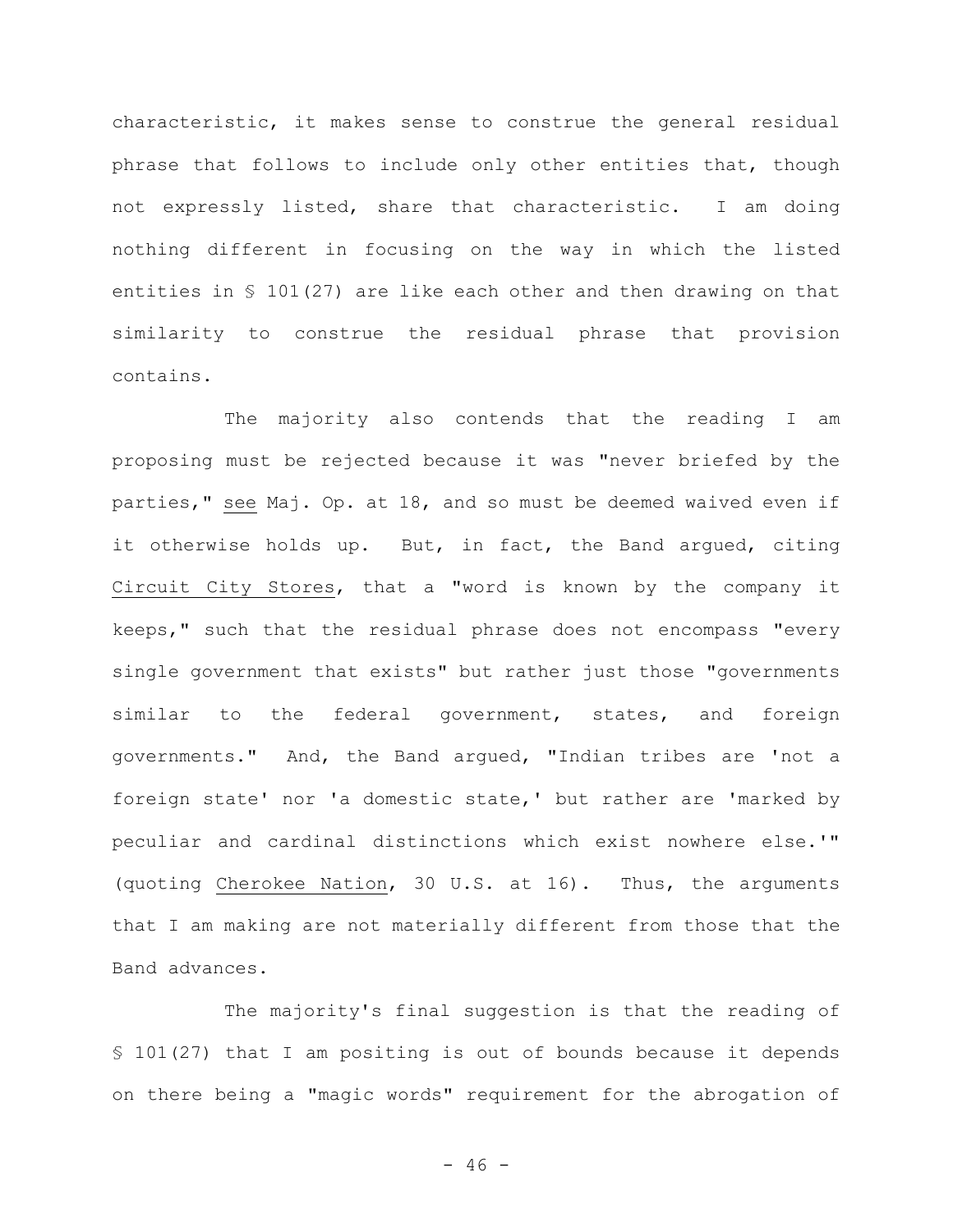characteristic, it makes sense to construe the general residual phrase that follows to include only other entities that, though not expressly listed, share that characteristic. I am doing nothing different in focusing on the way in which the listed entities in § 101(27) are like each other and then drawing on that similarity to construe the residual phrase that provision contains.

The majority also contends that the reading I am proposing must be rejected because it was "never briefed by the parties," see Maj. Op. at 18, and so must be deemed waived even if it otherwise holds up. But, in fact, the Band argued, citing Circuit City Stores, that a "word is known by the company it keeps," such that the residual phrase does not encompass "every single government that exists" but rather just those "governments similar to the federal government, states, and foreign governments." And, the Band argued, "Indian tribes are 'not a foreign state' nor 'a domestic state,' but rather are 'marked by peculiar and cardinal distinctions which exist nowhere else.'" (quoting Cherokee Nation, 30 U.S. at 16). Thus, the arguments that I am making are not materially different from those that the Band advances.

The majority's final suggestion is that the reading of § 101(27) that I am positing is out of bounds because it depends on there being a "magic words" requirement for the abrogation of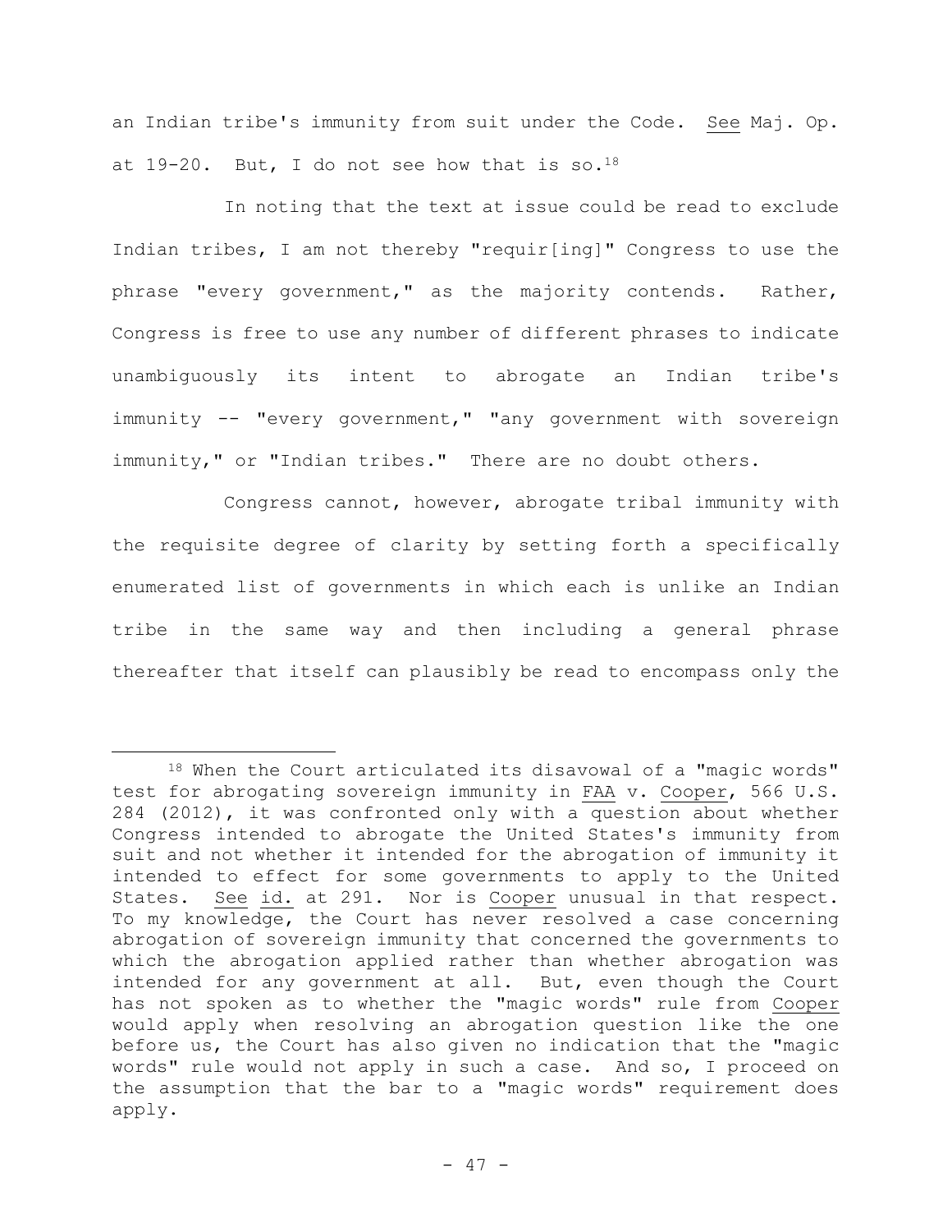an Indian tribe's immunity from suit under the Code. See Maj. Op. at 19-20. But, I do not see how that is so.[18]

In noting that the text at issue could be read to exclude Indian tribes, I am not thereby "requir[ing]" Congress to use the phrase "every government," as the majority contends. Rather, Congress is free to use any number of different phrases to indicate unambiguously its intent to abrogate an Indian tribe's immunity -- "every government," "any government with sovereign immunity," or "Indian tribes." There are no doubt others.

Congress cannot, however, abrogate tribal immunity with the requisite degree of clarity by setting forth a specifically enumerated list of governments in which each is unlike an Indian tribe in the same way and then including a general phrase thereafter that itself can plausibly be read to encompass only the

---

[18] When the Court articulated its disavowal of a "magic words" test for abrogating sovereign immunity in FAA v. Cooper, 566 U.S. 284 (2012), it was confronted only with a question about whether Congress intended to abrogate the United States's immunity from suit and not whether it intended for the abrogation of immunity it intended to effect for some governments to apply to the United States. See id. at 291. Nor is Cooper unusual in that respect. To my knowledge, the Court has never resolved a case concerning abrogation of sovereign immunity that concerned the governments to which the abrogation applied rather than whether abrogation was intended for any government at all. But, even though the Court has not spoken as to whether the "magic words" rule from Cooper would apply when resolving an abrogation question like the one before us, the Court has also given no indication that the "magic words" rule would not apply in such a case. And so, I proceed on the assumption that the bar to a "magic words" requirement does apply.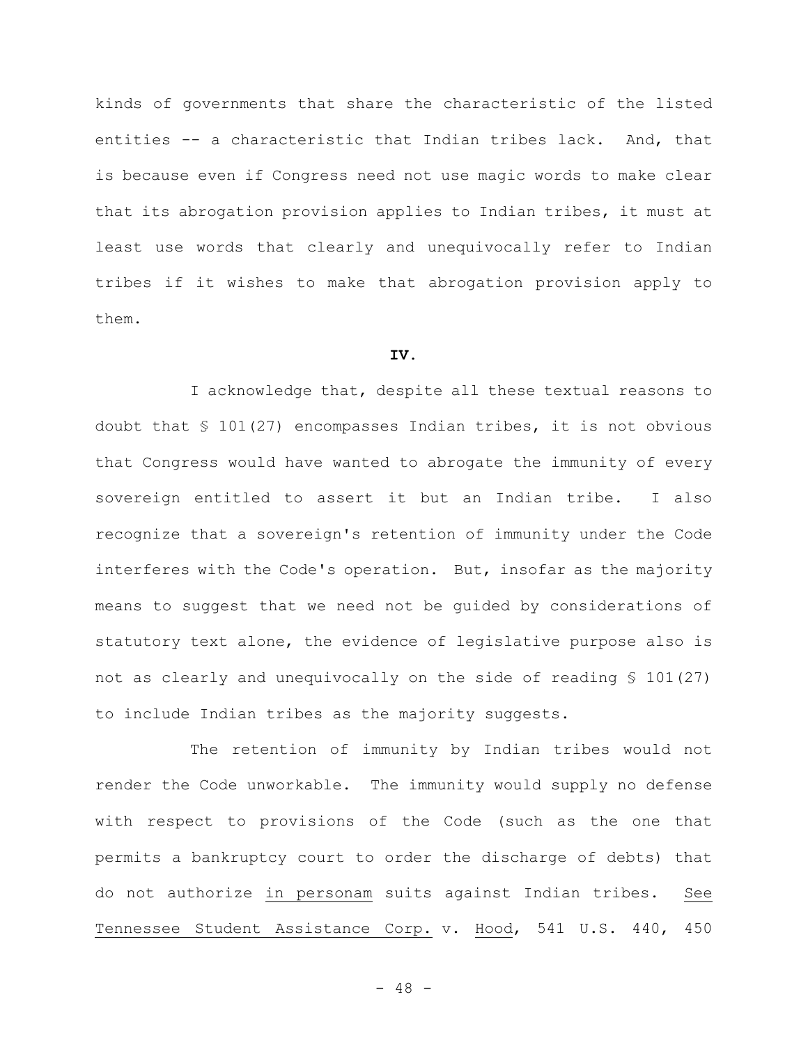kinds of governments that share the characteristic of the listed entities -- a characteristic that Indian tribes lack. And, that is because even if Congress need not use magic words to make clear that its abrogation provision applies to Indian tribes, it must at least use words that clearly and unequivocally refer to Indian tribes if it wishes to make that abrogation provision apply to them.

**IV.**

I acknowledge that, despite all these textual reasons to doubt that § 101(27) encompasses Indian tribes, it is not obvious that Congress would have wanted to abrogate the immunity of every sovereign entitled to assert it but an Indian tribe. I also recognize that a sovereign's retention of immunity under the Code interferes with the Code's operation. But, insofar as the majority means to suggest that we need not be guided by considerations of statutory text alone, the evidence of legislative purpose also is not as clearly and unequivocally on the side of reading § 101(27) to include Indian tribes as the majority suggests.

The retention of immunity by Indian tribes would not render the Code unworkable. The immunity would supply no defense with respect to provisions of the Code (such as the one that permits a bankruptcy court to order the discharge of debts) that do not authorize in personam suits against Indian tribes. See Tennessee Student Assistance Corp. v. Hood, 541 U.S. 440, 450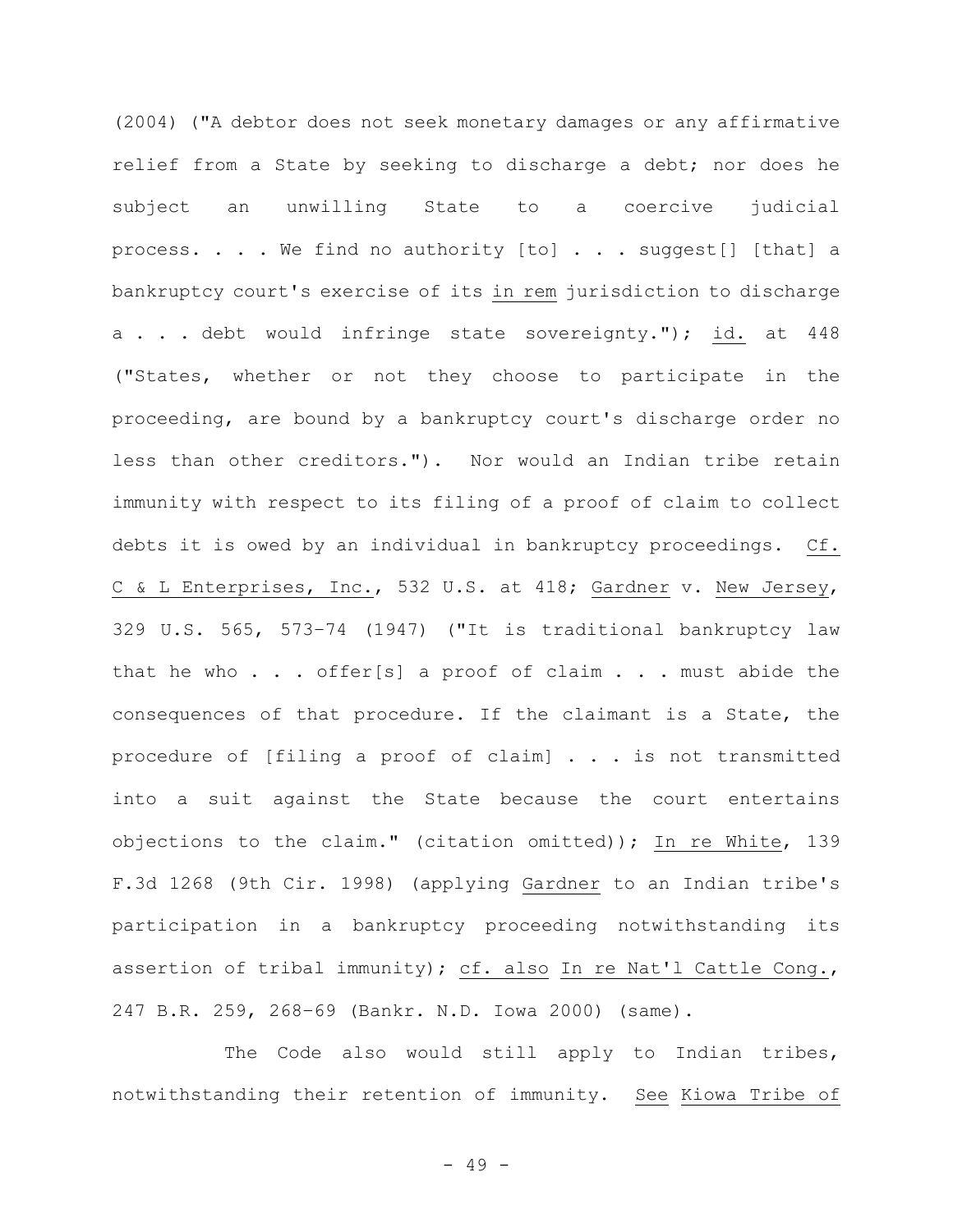(2004) ("A debtor does not seek monetary damages or any affirmative relief from a State by seeking to discharge a debt; nor does he subject an unwilling State to a coercive judicial process. . . . We find no authority [to] . . . suggest[] [that] a bankruptcy court's exercise of its in rem jurisdiction to discharge a . . . debt would infringe state sovereignty."); id. at 448 ("States, whether or not they choose to participate in the proceeding, are bound by a bankruptcy court's discharge order no less than other creditors."). Nor would an Indian tribe retain immunity with respect to its filing of a proof of claim to collect debts it is owed by an individual in bankruptcy proceedings. Cf. C & L Enterprises, Inc., 532 U.S. at 418; Gardner v. New Jersey, 329 U.S. 565, 573–74 (1947) ("It is traditional bankruptcy law that he who . . . offer[s] a proof of claim . . . must abide the consequences of that procedure. If the claimant is a State, the procedure of [filing a proof of claim] . . . is not transmitted into a suit against the State because the court entertains objections to the claim." (citation omitted)); In re White, 139 F.3d 1268 (9th Cir. 1998) (applying Gardner to an Indian tribe's participation in a bankruptcy proceeding notwithstanding its assertion of tribal immunity); cf. also In re Nat'l Cattle Cong., 247 B.R. 259, 268–69 (Bankr. N.D. Iowa 2000) (same).

The Code also would still apply to Indian tribes, notwithstanding their retention of immunity. See Kiowa Tribe of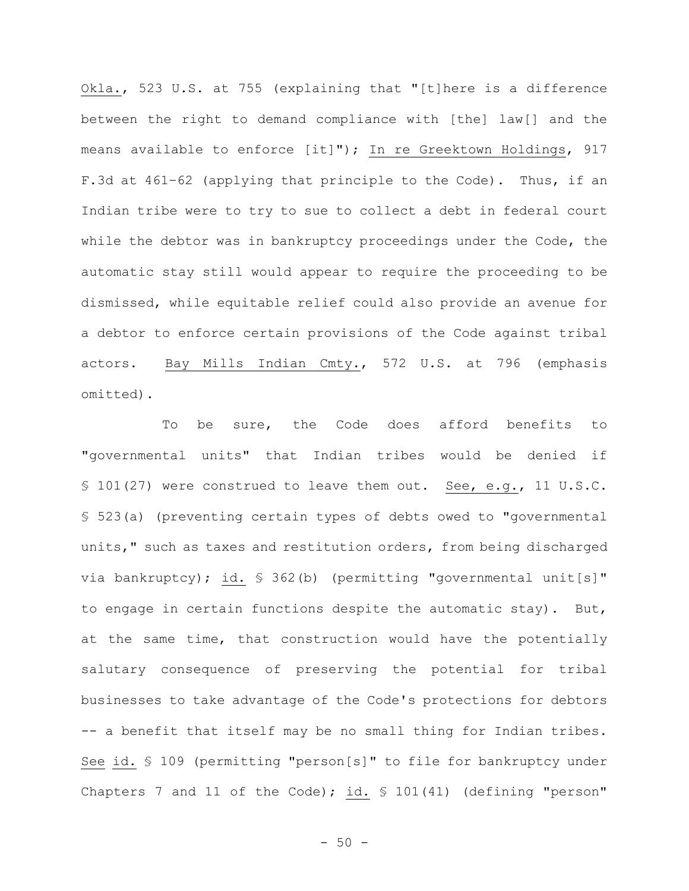Okla., 523 U.S. at 755 (explaining that "[t]here is a difference between the right to demand compliance with [the] law[] and the means available to enforce [it]"); In re Greektown Holdings, 917 F.3d at 461–62 (applying that principle to the Code). Thus, if an Indian tribe were to try to sue to collect a debt in federal court while the debtor was in bankruptcy proceedings under the Code, the automatic stay still would appear to require the proceeding to be dismissed, while equitable relief could also provide an avenue for a debtor to enforce certain provisions of the Code against tribal actors. Bay Mills Indian Cmty., 572 U.S. at 796 (emphasis omitted).

To be sure, the Code does afford benefits to "governmental units" that Indian tribes would be denied if § 101(27) were construed to leave them out. See, e.g., 11 U.S.C. § 523(a) (preventing certain types of debts owed to "governmental units," such as taxes and restitution orders, from being discharged via bankruptcy); id. § 362(b) (permitting "governmental unit[s]" to engage in certain functions despite the automatic stay). But, at the same time, that construction would have the potentially salutary consequence of preserving the potential for tribal businesses to take advantage of the Code's protections for debtors -- a benefit that itself may be no small thing for Indian tribes. See id. § 109 (permitting "person[s]" to file for bankruptcy under Chapters 7 and 11 of the Code); id. § 101(41) (defining "person"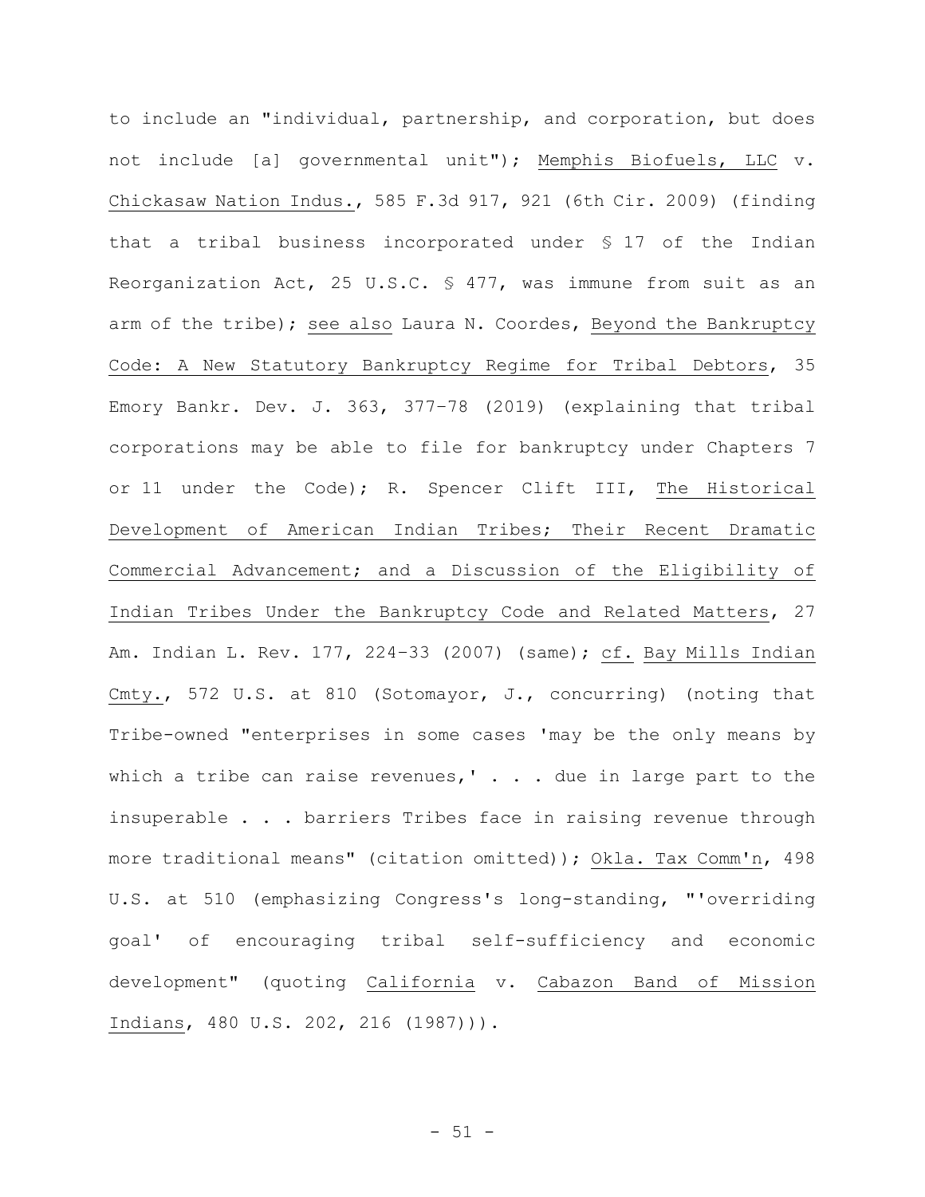to include an "individual, partnership, and corporation, but does not include [a] governmental unit"); Memphis Biofuels, LLC v. Chickasaw Nation Indus., 585 F.3d 917, 921 (6th Cir. 2009) (finding that a tribal business incorporated under § 17 of the Indian Reorganization Act, 25 U.S.C. § 477, was immune from suit as an arm of the tribe); see also Laura N. Coordes, Beyond the Bankruptcy Code: A New Statutory Bankruptcy Regime for Tribal Debtors, 35 Emory Bankr. Dev. J. 363, 377–78 (2019) (explaining that tribal corporations may be able to file for bankruptcy under Chapters 7 or 11 under the Code); R. Spencer Clift III, The Historical Development of American Indian Tribes; Their Recent Dramatic Commercial Advancement; and a Discussion of the Eligibility of Indian Tribes Under the Bankruptcy Code and Related Matters, 27 Am. Indian L. Rev. 177, 224–33 (2007) (same); cf. Bay Mills Indian Cmty., 572 U.S. at 810 (Sotomayor, J., concurring) (noting that Tribe-owned "enterprises in some cases 'may be the only means by which a tribe can raise revenues,' . . . due in large part to the insuperable . . . barriers Tribes face in raising revenue through more traditional means" (citation omitted)); Okla. Tax Comm'n, 498 U.S. at 510 (emphasizing Congress's long-standing, "'overriding goal' of encouraging tribal self-sufficiency and economic development" (quoting California v. Cabazon Band of Mission Indians, 480 U.S. 202, 216 (1987))).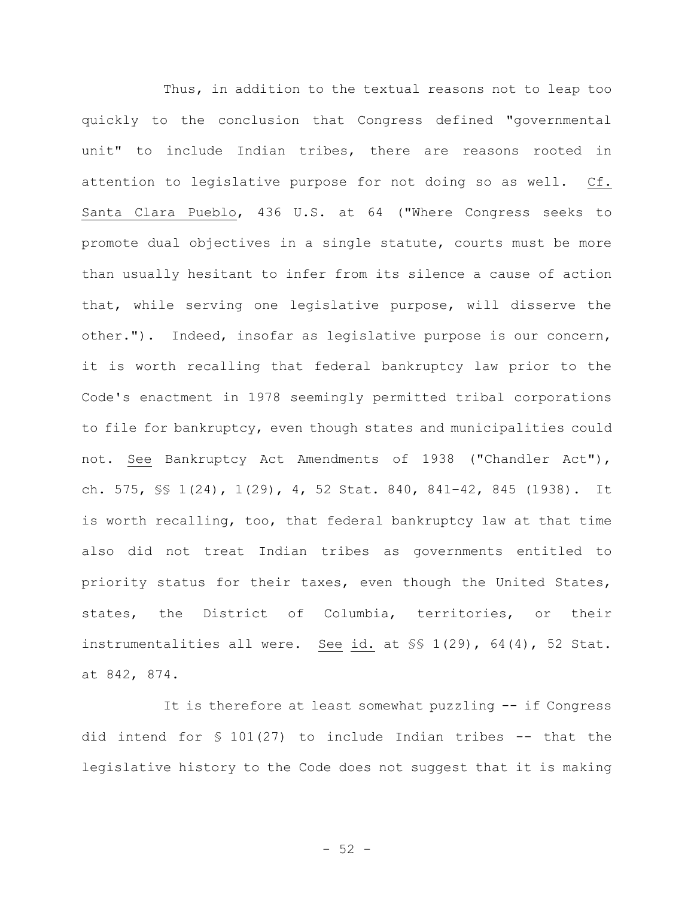Thus, in addition to the textual reasons not to leap too quickly to the conclusion that Congress defined "governmental unit" to include Indian tribes, there are reasons rooted in attention to legislative purpose for not doing so as well. Cf. Santa Clara Pueblo, 436 U.S. at 64 ("Where Congress seeks to promote dual objectives in a single statute, courts must be more than usually hesitant to infer from its silence a cause of action that, while serving one legislative purpose, will disserve the other."). Indeed, insofar as legislative purpose is our concern, it is worth recalling that federal bankruptcy law prior to the Code's enactment in 1978 seemingly permitted tribal corporations to file for bankruptcy, even though states and municipalities could not. See Bankruptcy Act Amendments of 1938 ("Chandler Act"), ch. 575, §§ 1(24), 1(29), 4, 52 Stat. 840, 841–42, 845 (1938). It is worth recalling, too, that federal bankruptcy law at that time also did not treat Indian tribes as governments entitled to priority status for their taxes, even though the United States, states, the District of Columbia, territories, or their instrumentalities all were. See id. at §§ 1(29), 64(4), 52 Stat. at 842, 874.

It is therefore at least somewhat puzzling -- if Congress did intend for § 101(27) to include Indian tribes -- that the legislative history to the Code does not suggest that it is making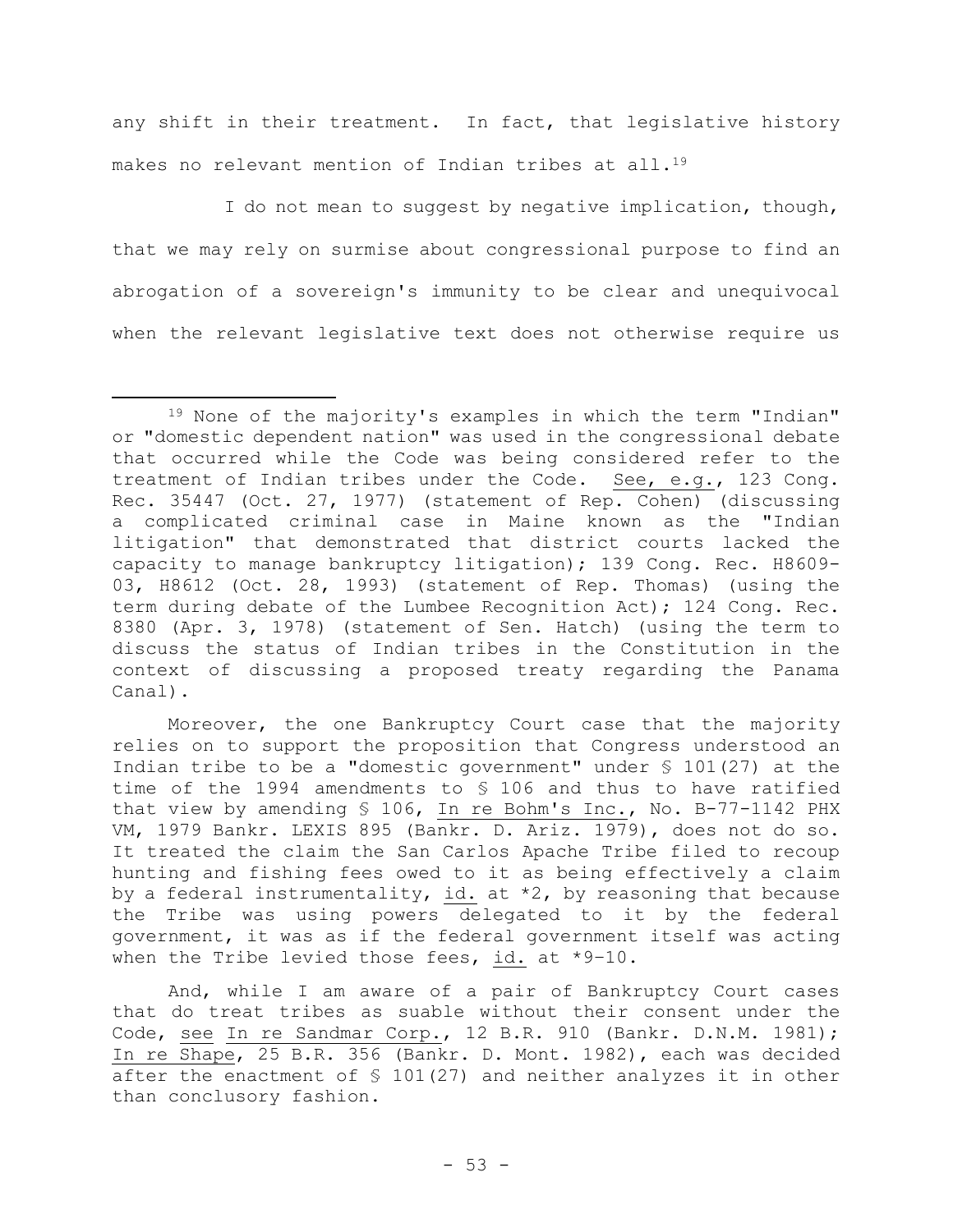any shift in their treatment. In fact, that legislative history makes no relevant mention of Indian tribes at all.[19]

I do not mean to suggest by negative implication, though, that we may rely on surmise about congressional purpose to find an abrogation of a sovereign's immunity to be clear and unequivocal when the relevant legislative text does not otherwise require us

---

[19] None of the majority's examples in which the term "Indian" or "domestic dependent nation" was used in the congressional debate that occurred while the Code was being considered refer to the treatment of Indian tribes under the Code. See, e.g., 123 Cong. Rec. 35447 (Oct. 27, 1977) (statement of Rep. Cohen) (discussing a complicated criminal case in Maine known as the "Indian litigation" that demonstrated that district courts lacked the capacity to manage bankruptcy litigation); 139 Cong. Rec. H8609-03, H8612 (Oct. 28, 1993) (statement of Rep. Thomas) (using the term during debate of the Lumbee Recognition Act); 124 Cong. Rec. 8380 (Apr. 3, 1978) (statement of Sen. Hatch) (using the term to discuss the status of Indian tribes in the Constitution in the context of discussing a proposed treaty regarding the Panama Canal).

Moreover, the one Bankruptcy Court case that the majority relies on to support the proposition that Congress understood an Indian tribe to be a "domestic government" under § 101(27) at the time of the 1994 amendments to § 106 and thus to have ratified that view by amending § 106, In re Bohm's Inc., No. B-77-1142 PHX VM, 1979 Bankr. LEXIS 895 (Bankr. D. Ariz. 1979), does not do so. It treated the claim the San Carlos Apache Tribe filed to recoup hunting and fishing fees owed to it as being effectively a claim by a federal instrumentality, id. at *2, by reasoning that because the Tribe was using powers delegated to it by the federal government, it was as if the federal government itself was acting when the Tribe levied those fees, id. at *9-10.

And, while I am aware of a pair of Bankruptcy Court cases that do treat tribes as suable without their consent under the Code, see In re Sandmar Corp., 12 B.R. 910 (Bankr. D.N.M. 1981); In re Shape, 25 B.R. 356 (Bankr. D. Mont. 1982), each was decided after the enactment of § 101(27) and neither analyzes it in other than conclusory fashion.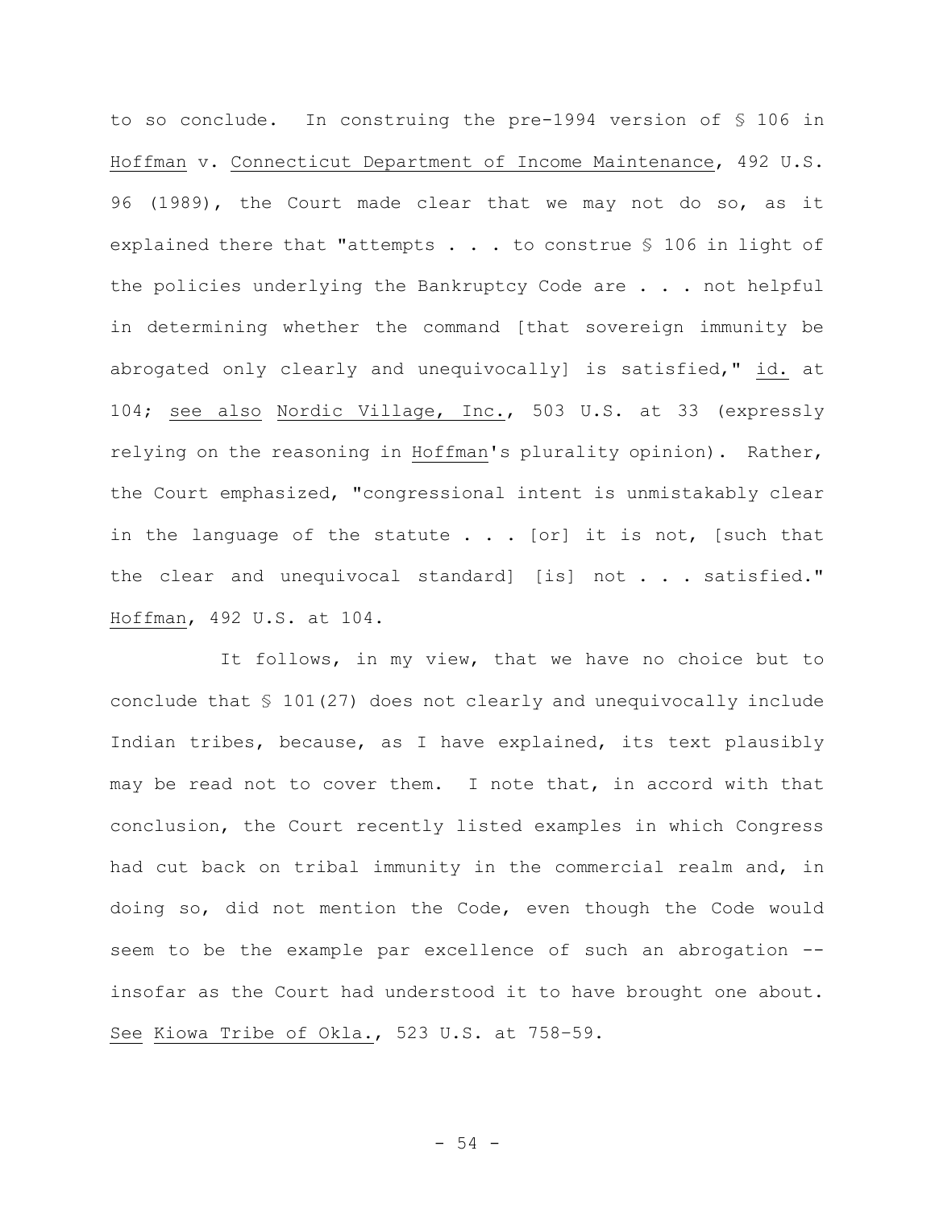to so conclude. In construing the pre-1994 version of § 106 in Hoffman v. Connecticut Department of Income Maintenance, 492 U.S. 96 (1989), the Court made clear that we may not do so, as it explained there that "attempts . . . to construe § 106 in light of the policies underlying the Bankruptcy Code are . . . not helpful in determining whether the command [that sovereign immunity be abrogated only clearly and unequivocally] is satisfied," id. at 104; see also Nordic Village, Inc., 503 U.S. at 33 (expressly relying on the reasoning in Hoffman's plurality opinion). Rather, the Court emphasized, "congressional intent is unmistakably clear in the language of the statute . . . [or] it is not, [such that the clear and unequivocal standard] [is] not . . . satisfied." Hoffman, 492 U.S. at 104.

It follows, in my view, that we have no choice but to conclude that § 101(27) does not clearly and unequivocally include Indian tribes, because, as I have explained, its text plausibly may be read not to cover them. I note that, in accord with that conclusion, the Court recently listed examples in which Congress had cut back on tribal immunity in the commercial realm and, in doing so, did not mention the Code, even though the Code would seem to be the example par excellence of such an abrogation -- insofar as the Court had understood it to have brought one about. See Kiowa Tribe of Okla., 523 U.S. at 758-59.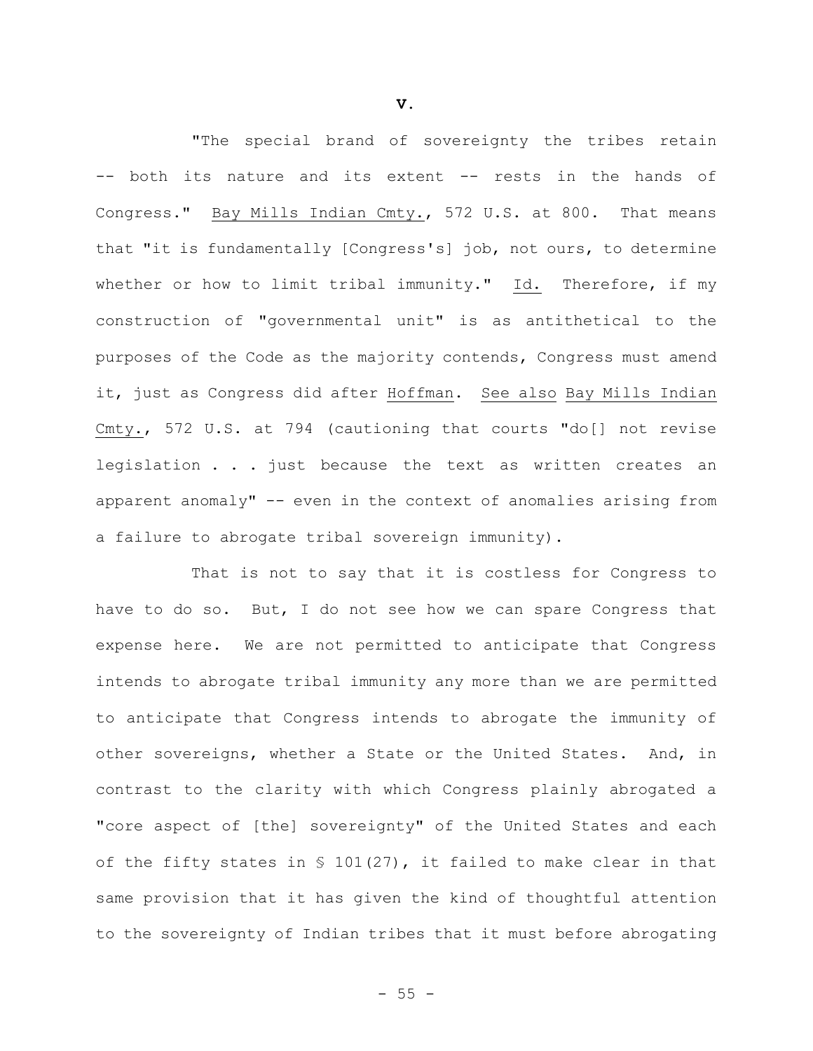## V.

"The special brand of sovereignty the tribes retain -- both its nature and its extent -- rests in the hands of Congress." Bay Mills Indian Cmty., 572 U.S. at 800. That means that "it is fundamentally [Congress's] job, not ours, to determine whether or how to limit tribal immunity." Id. Therefore, if my construction of "governmental unit" is as antithetical to the purposes of the Code as the majority contends, Congress must amend it, just as Congress did after Hoffman. See also Bay Mills Indian Cmty., 572 U.S. at 794 (cautioning that courts "do[] not revise legislation . . . just because the text as written creates an apparent anomaly" -- even in the context of anomalies arising from a failure to abrogate tribal sovereign immunity).

That is not to say that it is costless for Congress to have to do so. But, I do not see how we can spare Congress that expense here. We are not permitted to anticipate that Congress intends to abrogate tribal immunity any more than we are permitted to anticipate that Congress intends to abrogate the immunity of other sovereigns, whether a State or the United States. And, in contrast to the clarity with which Congress plainly abrogated a "core aspect of [the] sovereignty" of the United States and each of the fifty states in § 101(27), it failed to make clear in that same provision that it has given the kind of thoughtful attention to the sovereignty of Indian tribes that it must before abrogating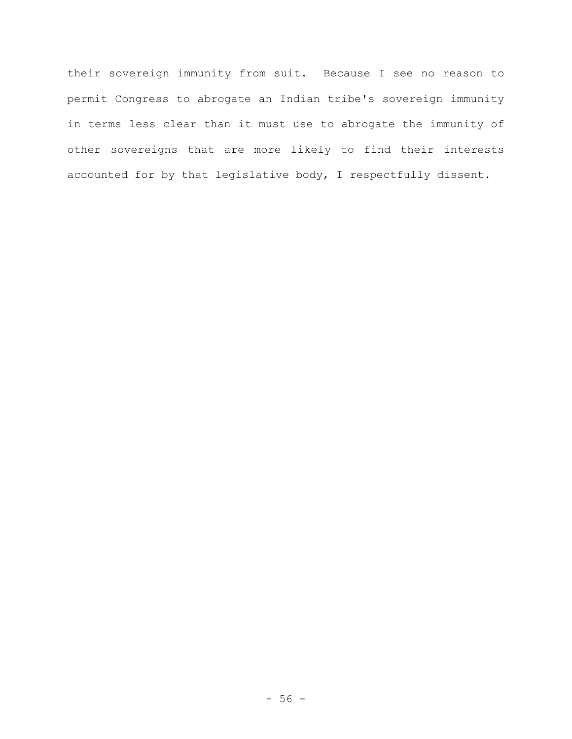their sovereign immunity from suit. Because I see no reason to permit Congress to abrogate an Indian tribe's sovereign immunity in terms less clear than it must use to abrogate the immunity of other sovereigns that are more likely to find their interests accounted for by that legislative body, I respectfully dissent.